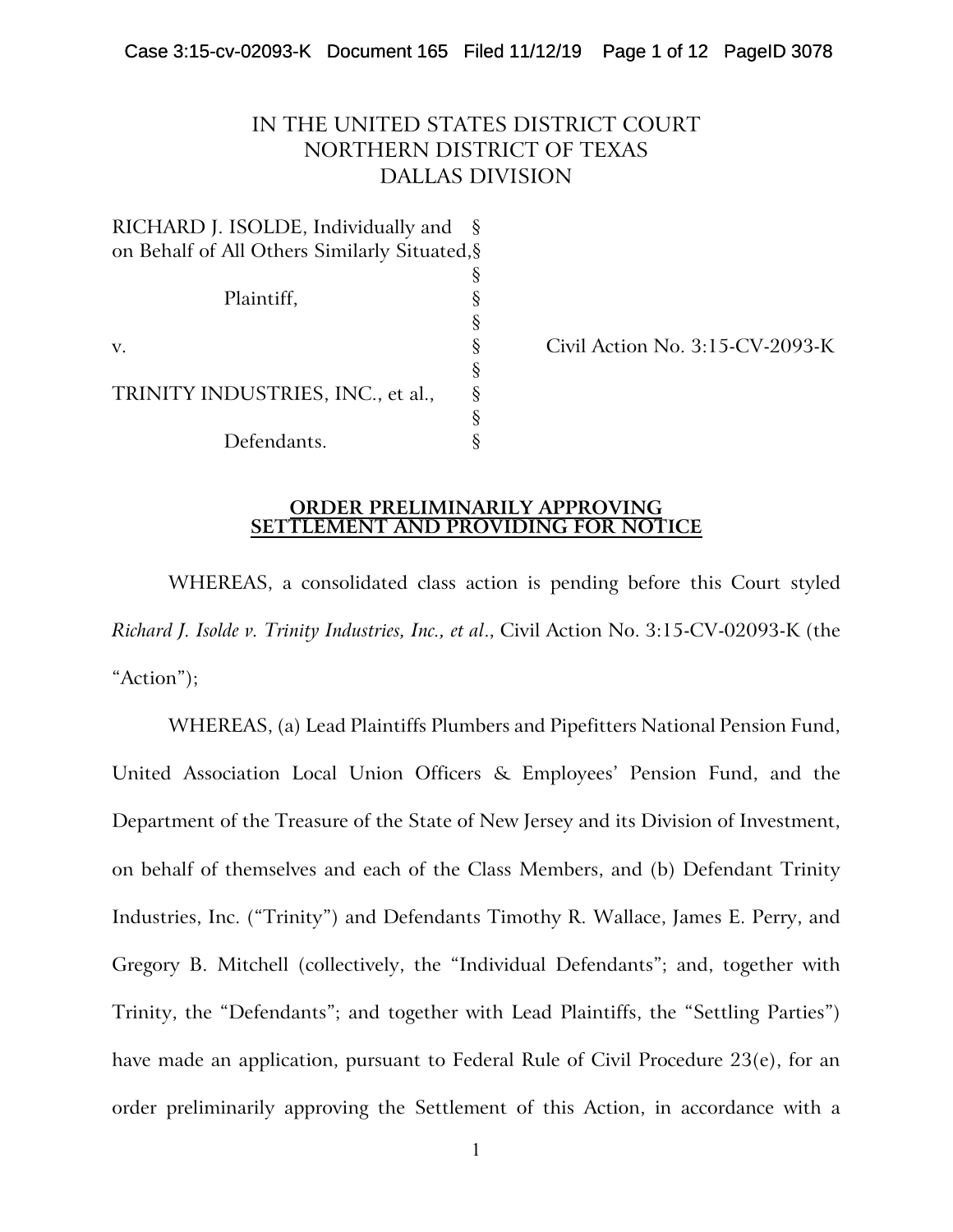IN THE UNITED STATES DISTRICT COURT
NORTHERN DISTRICT OF TEXAS
DALLAS DIVISION

| | | |
|---|---|---|
| RICHARD J. ISOLDE, Individually and on Behalf of All Others Similarly Situated, | § | |
| | § | |
| Plaintiff, | § | |
| | § | |
| v. | § | Civil Action No. 3:15-CV-2093-K |
| | § | |
| TRINITY INDUSTRIES, INC., et al., | § | |
| | § | |
| Defendants. | § | |

**ORDER PRELIMINARILY APPROVING SETTLEMENT AND PROVIDING FOR NOTICE**

WHEREAS, a consolidated class action is pending before this Court styled *Richard J. Isolde v. Trinity Industries, Inc., et al.*, Civil Action No. 3:15-CV-02093-K (the "Action");

WHEREAS, (a) Lead Plaintiffs Plumbers and Pipefitters National Pension Fund, United Association Local Union Officers & Employees' Pension Fund, and the Department of the Treasure of the State of New Jersey and its Division of Investment, on behalf of themselves and each of the Class Members, and (b) Defendant Trinity Industries, Inc. ("Trinity") and Defendants Timothy R. Wallace, James E. Perry, and Gregory B. Mitchell (collectively, the "Individual Defendants"; and, together with Trinity, the "Defendants"; and together with Lead Plaintiffs, the "Settling Parties") have made an application, pursuant to Federal Rule of Civil Procedure 23(e), for an order preliminarily approving the Settlement of this Action, in accordance with a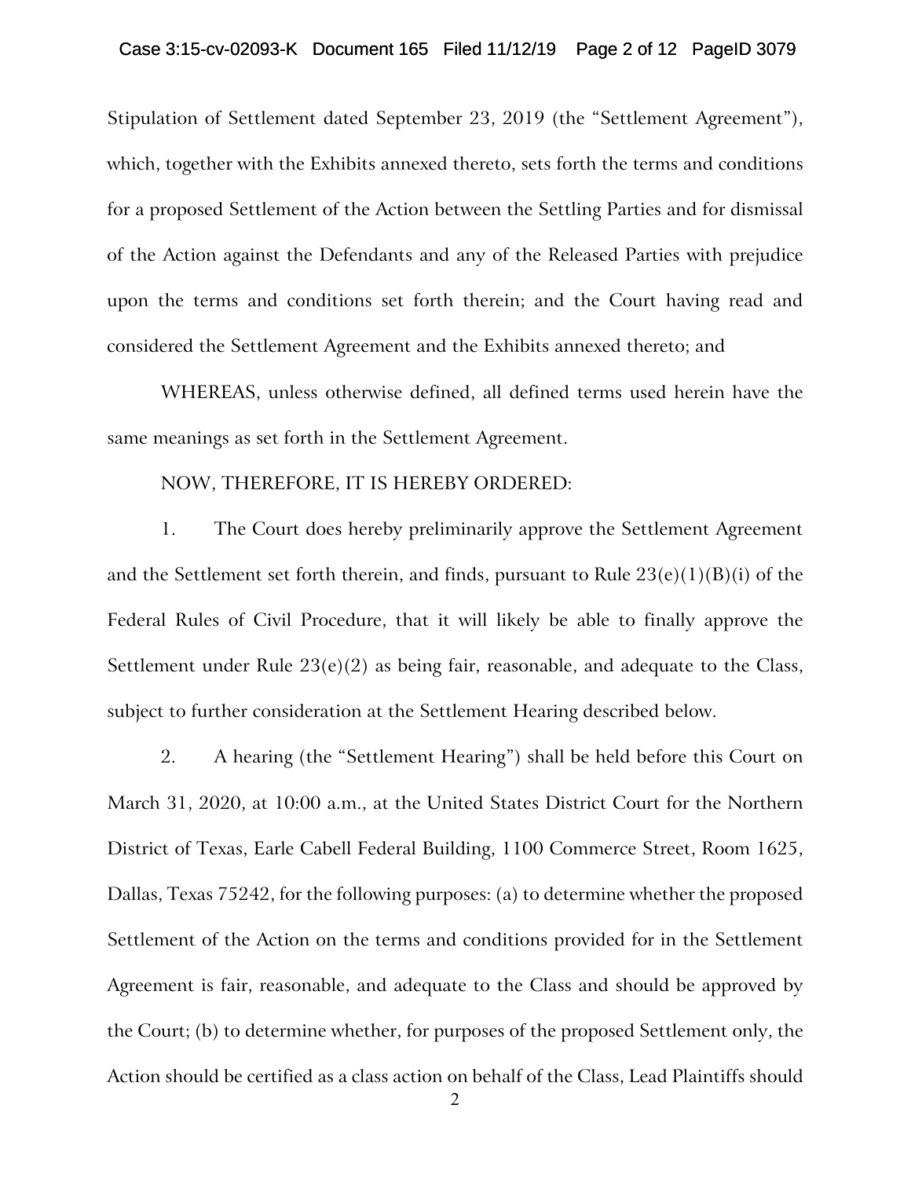Stipulation of Settlement dated September 23, 2019 (the "Settlement Agreement"), which, together with the Exhibits annexed thereto, sets forth the terms and conditions for a proposed Settlement of the Action between the Settling Parties and for dismissal of the Action against the Defendants and any of the Released Parties with prejudice upon the terms and conditions set forth therein; and the Court having read and considered the Settlement Agreement and the Exhibits annexed thereto; and

WHEREAS, unless otherwise defined, all defined terms used herein have the same meanings as set forth in the Settlement Agreement.

NOW, THEREFORE, IT IS HEREBY ORDERED:

1. The Court does hereby preliminarily approve the Settlement Agreement and the Settlement set forth therein, and finds, pursuant to Rule 23(e)(1)(B)(i) of the Federal Rules of Civil Procedure, that it will likely be able to finally approve the Settlement under Rule 23(e)(2) as being fair, reasonable, and adequate to the Class, subject to further consideration at the Settlement Hearing described below.

2. A hearing (the "Settlement Hearing") shall be held before this Court on March 31, 2020, at 10:00 a.m., at the United States District Court for the Northern District of Texas, Earle Cabell Federal Building, 1100 Commerce Street, Room 1625, Dallas, Texas 75242, for the following purposes: (a) to determine whether the proposed Settlement of the Action on the terms and conditions provided for in the Settlement Agreement is fair, reasonable, and adequate to the Class and should be approved by the Court; (b) to determine whether, for purposes of the proposed Settlement only, the Action should be certified as a class action on behalf of the Class, Lead Plaintiffs should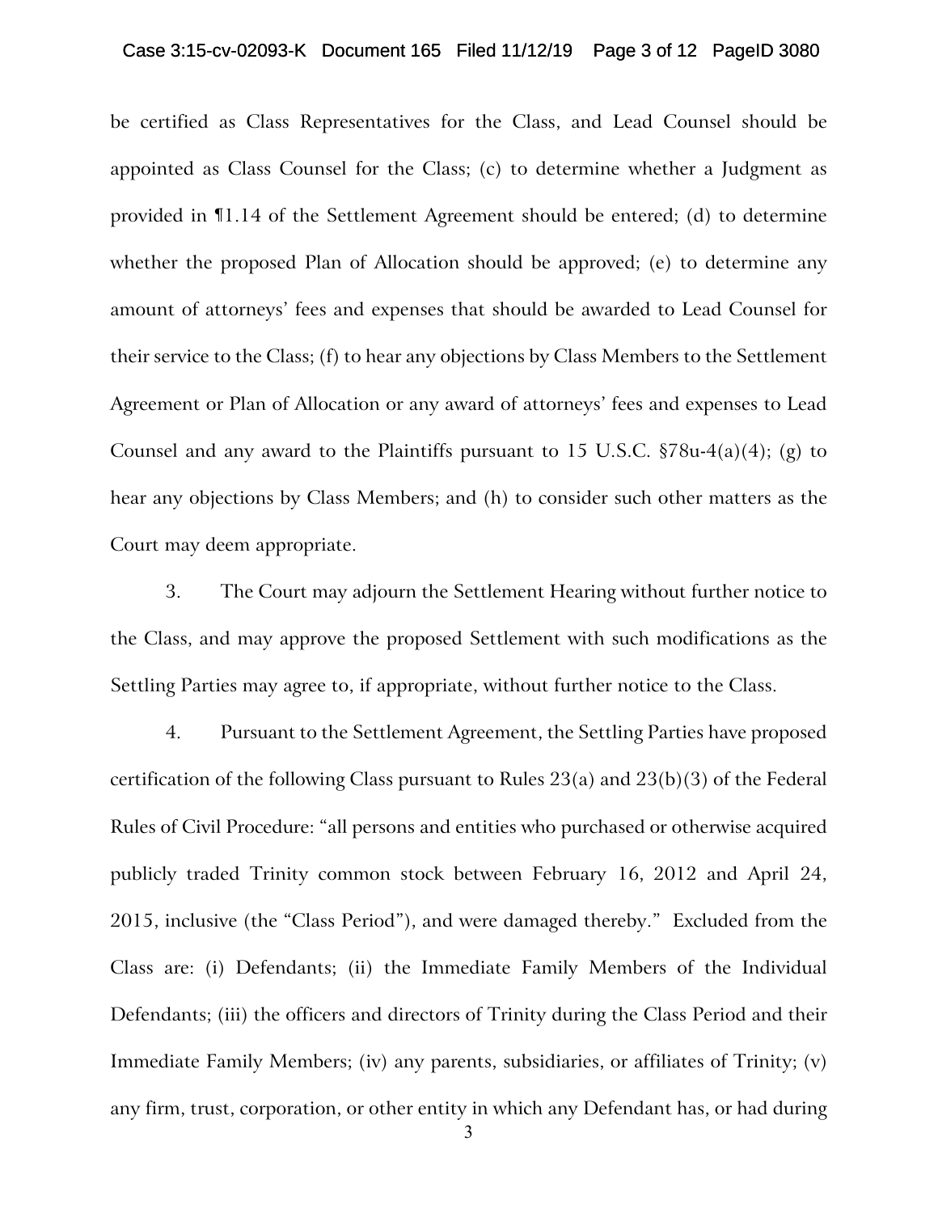be certified as Class Representatives for the Class, and Lead Counsel should be appointed as Class Counsel for the Class; (c) to determine whether a Judgment as provided in ¶1.14 of the Settlement Agreement should be entered; (d) to determine whether the proposed Plan of Allocation should be approved; (e) to determine any amount of attorneys' fees and expenses that should be awarded to Lead Counsel for their service to the Class; (f) to hear any objections by Class Members to the Settlement Agreement or Plan of Allocation or any award of attorneys' fees and expenses to Lead Counsel and any award to the Plaintiffs pursuant to 15 U.S.C. §78u-4(a)(4); (g) to hear any objections by Class Members; and (h) to consider such other matters as the Court may deem appropriate.

3. The Court may adjourn the Settlement Hearing without further notice to the Class, and may approve the proposed Settlement with such modifications as the Settling Parties may agree to, if appropriate, without further notice to the Class.

4. Pursuant to the Settlement Agreement, the Settling Parties have proposed certification of the following Class pursuant to Rules 23(a) and 23(b)(3) of the Federal Rules of Civil Procedure: "all persons and entities who purchased or otherwise acquired publicly traded Trinity common stock between February 16, 2012 and April 24, 2015, inclusive (the "Class Period"), and were damaged thereby." Excluded from the Class are: (i) Defendants; (ii) the Immediate Family Members of the Individual Defendants; (iii) the officers and directors of Trinity during the Class Period and their Immediate Family Members; (iv) any parents, subsidiaries, or affiliates of Trinity; (v) any firm, trust, corporation, or other entity in which any Defendant has, or had during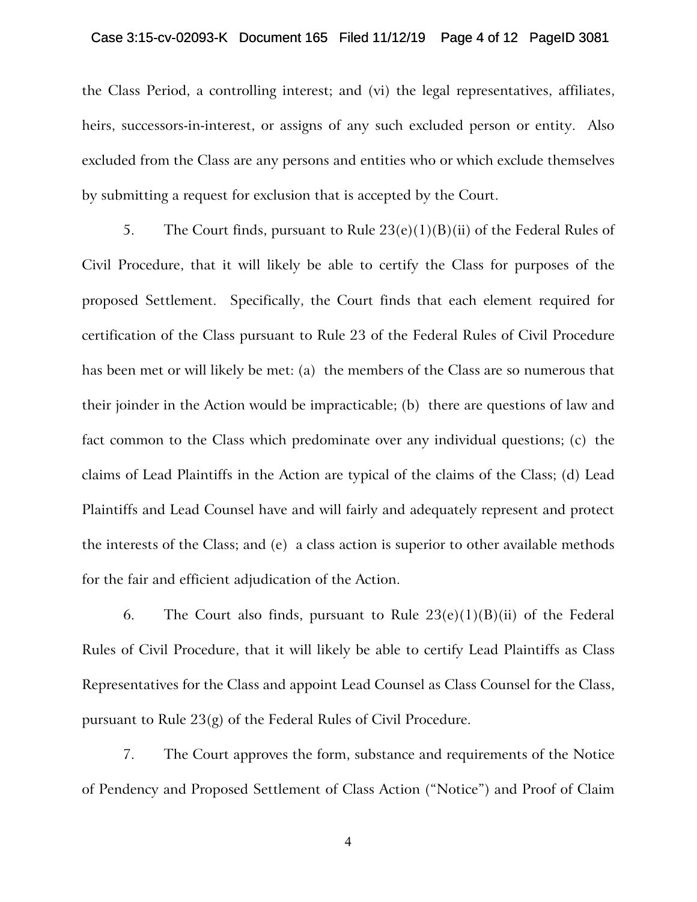the Class Period, a controlling interest; and (vi) the legal representatives, affiliates, heirs, successors-in-interest, or assigns of any such excluded person or entity. Also excluded from the Class are any persons and entities who or which exclude themselves by submitting a request for exclusion that is accepted by the Court.

5. The Court finds, pursuant to Rule 23(e)(1)(B)(ii) of the Federal Rules of Civil Procedure, that it will likely be able to certify the Class for purposes of the proposed Settlement. Specifically, the Court finds that each element required for certification of the Class pursuant to Rule 23 of the Federal Rules of Civil Procedure has been met or will likely be met: (a) the members of the Class are so numerous that their joinder in the Action would be impracticable; (b) there are questions of law and fact common to the Class which predominate over any individual questions; (c) the claims of Lead Plaintiffs in the Action are typical of the claims of the Class; (d) Lead Plaintiffs and Lead Counsel have and will fairly and adequately represent and protect the interests of the Class; and (e) a class action is superior to other available methods for the fair and efficient adjudication of the Action.

6. The Court also finds, pursuant to Rule 23(e)(1)(B)(ii) of the Federal Rules of Civil Procedure, that it will likely be able to certify Lead Plaintiffs as Class Representatives for the Class and appoint Lead Counsel as Class Counsel for the Class, pursuant to Rule 23(g) of the Federal Rules of Civil Procedure.

7. The Court approves the form, substance and requirements of the Notice of Pendency and Proposed Settlement of Class Action ("Notice") and Proof of Claim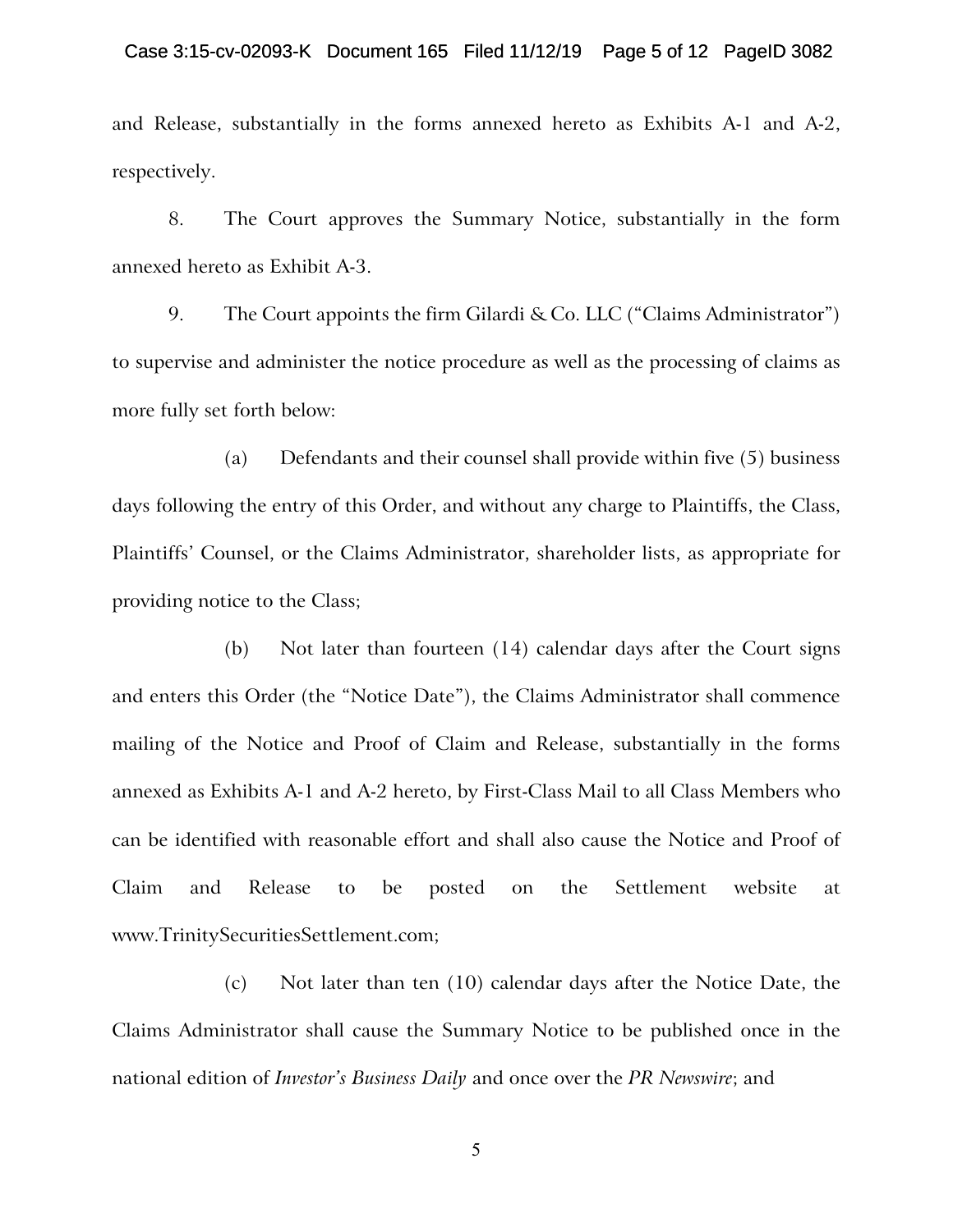and Release, substantially in the forms annexed hereto as Exhibits A-1 and A-2, respectively.

8. The Court approves the Summary Notice, substantially in the form annexed hereto as Exhibit A-3.

9. The Court appoints the firm Gilardi & Co. LLC ("Claims Administrator") to supervise and administer the notice procedure as well as the processing of claims as more fully set forth below:

(a) Defendants and their counsel shall provide within five (5) business days following the entry of this Order, and without any charge to Plaintiffs, the Class, Plaintiffs' Counsel, or the Claims Administrator, shareholder lists, as appropriate for providing notice to the Class;

(b) Not later than fourteen (14) calendar days after the Court signs and enters this Order (the "Notice Date"), the Claims Administrator shall commence mailing of the Notice and Proof of Claim and Release, substantially in the forms annexed as Exhibits A-1 and A-2 hereto, by First-Class Mail to all Class Members who can be identified with reasonable effort and shall also cause the Notice and Proof of Claim and Release to be posted on the Settlement website at www.TrinitySecuritiesSettlement.com;

(c) Not later than ten (10) calendar days after the Notice Date, the Claims Administrator shall cause the Summary Notice to be published once in the national edition of *Investor's Business Daily* and once over the *PR Newswire*; and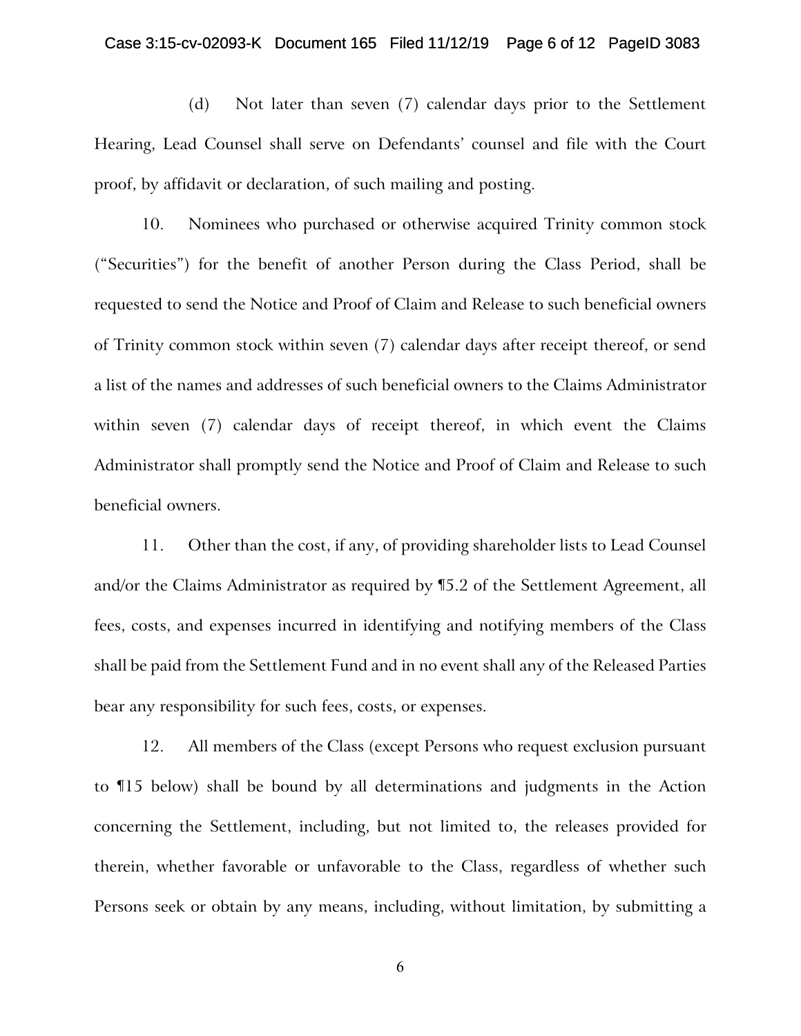(d) Not later than seven (7) calendar days prior to the Settlement Hearing, Lead Counsel shall serve on Defendants' counsel and file with the Court proof, by affidavit or declaration, of such mailing and posting.

10. Nominees who purchased or otherwise acquired Trinity common stock ("Securities") for the benefit of another Person during the Class Period, shall be requested to send the Notice and Proof of Claim and Release to such beneficial owners of Trinity common stock within seven (7) calendar days after receipt thereof, or send a list of the names and addresses of such beneficial owners to the Claims Administrator within seven (7) calendar days of receipt thereof, in which event the Claims Administrator shall promptly send the Notice and Proof of Claim and Release to such beneficial owners.

11. Other than the cost, if any, of providing shareholder lists to Lead Counsel and/or the Claims Administrator as required by ¶5.2 of the Settlement Agreement, all fees, costs, and expenses incurred in identifying and notifying members of the Class shall be paid from the Settlement Fund and in no event shall any of the Released Parties bear any responsibility for such fees, costs, or expenses.

12. All members of the Class (except Persons who request exclusion pursuant to ¶15 below) shall be bound by all determinations and judgments in the Action concerning the Settlement, including, but not limited to, the releases provided for therein, whether favorable or unfavorable to the Class, regardless of whether such Persons seek or obtain by any means, including, without limitation, by submitting a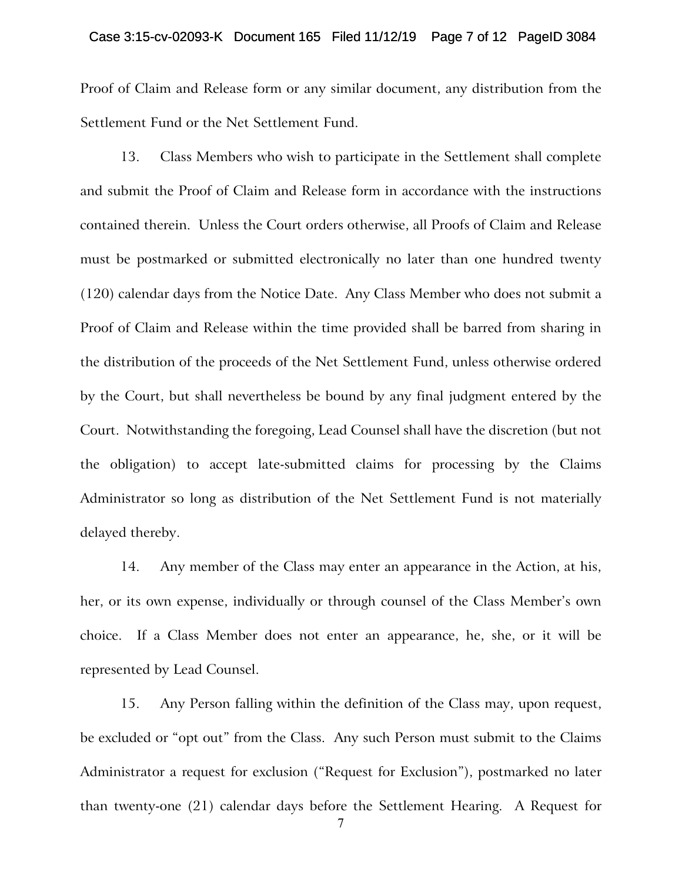Proof of Claim and Release form or any similar document, any distribution from the Settlement Fund or the Net Settlement Fund.

13. Class Members who wish to participate in the Settlement shall complete and submit the Proof of Claim and Release form in accordance with the instructions contained therein. Unless the Court orders otherwise, all Proofs of Claim and Release must be postmarked or submitted electronically no later than one hundred twenty (120) calendar days from the Notice Date. Any Class Member who does not submit a Proof of Claim and Release within the time provided shall be barred from sharing in the distribution of the proceeds of the Net Settlement Fund, unless otherwise ordered by the Court, but shall nevertheless be bound by any final judgment entered by the Court. Notwithstanding the foregoing, Lead Counsel shall have the discretion (but not the obligation) to accept late-submitted claims for processing by the Claims Administrator so long as distribution of the Net Settlement Fund is not materially delayed thereby.

14. Any member of the Class may enter an appearance in the Action, at his, her, or its own expense, individually or through counsel of the Class Member's own choice. If a Class Member does not enter an appearance, he, she, or it will be represented by Lead Counsel.

15. Any Person falling within the definition of the Class may, upon request, be excluded or "opt out" from the Class. Any such Person must submit to the Claims Administrator a request for exclusion ("Request for Exclusion"), postmarked no later than twenty-one (21) calendar days before the Settlement Hearing. A Request for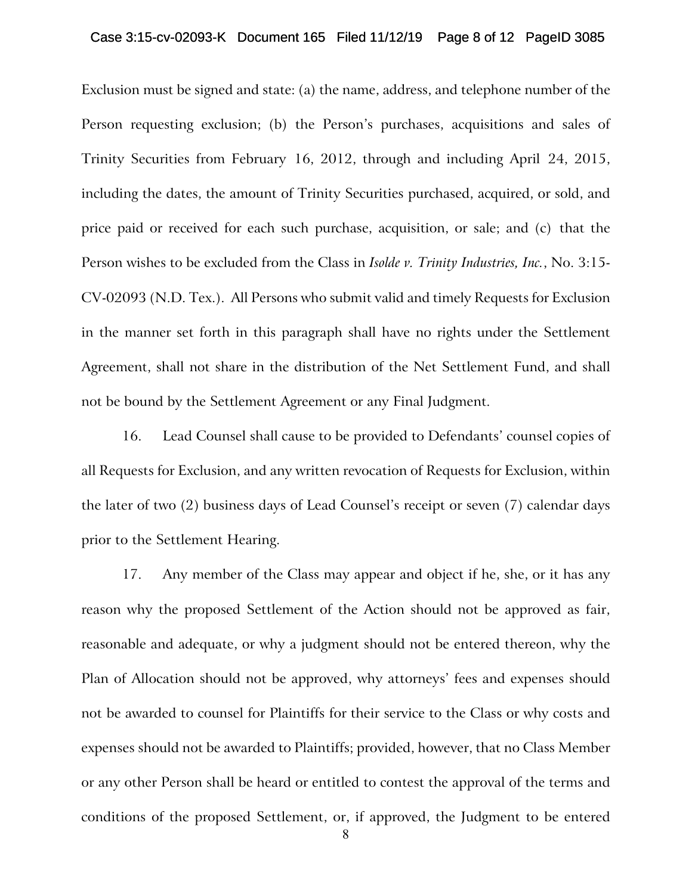Exclusion must be signed and state: (a) the name, address, and telephone number of the Person requesting exclusion; (b) the Person's purchases, acquisitions and sales of Trinity Securities from February 16, 2012, through and including April 24, 2015, including the dates, the amount of Trinity Securities purchased, acquired, or sold, and price paid or received for each such purchase, acquisition, or sale; and (c) that the Person wishes to be excluded from the Class in *Isolde v. Trinity Industries, Inc.*, No. 3:15-CV-02093 (N.D. Tex.). All Persons who submit valid and timely Requests for Exclusion in the manner set forth in this paragraph shall have no rights under the Settlement Agreement, shall not share in the distribution of the Net Settlement Fund, and shall not be bound by the Settlement Agreement or any Final Judgment.

16. Lead Counsel shall cause to be provided to Defendants' counsel copies of all Requests for Exclusion, and any written revocation of Requests for Exclusion, within the later of two (2) business days of Lead Counsel's receipt or seven (7) calendar days prior to the Settlement Hearing.

17. Any member of the Class may appear and object if he, she, or it has any reason why the proposed Settlement of the Action should not be approved as fair, reasonable and adequate, or why a judgment should not be entered thereon, why the Plan of Allocation should not be approved, why attorneys' fees and expenses should not be awarded to counsel for Plaintiffs for their service to the Class or why costs and expenses should not be awarded to Plaintiffs; provided, however, that no Class Member or any other Person shall be heard or entitled to contest the approval of the terms and conditions of the proposed Settlement, or, if approved, the Judgment to be entered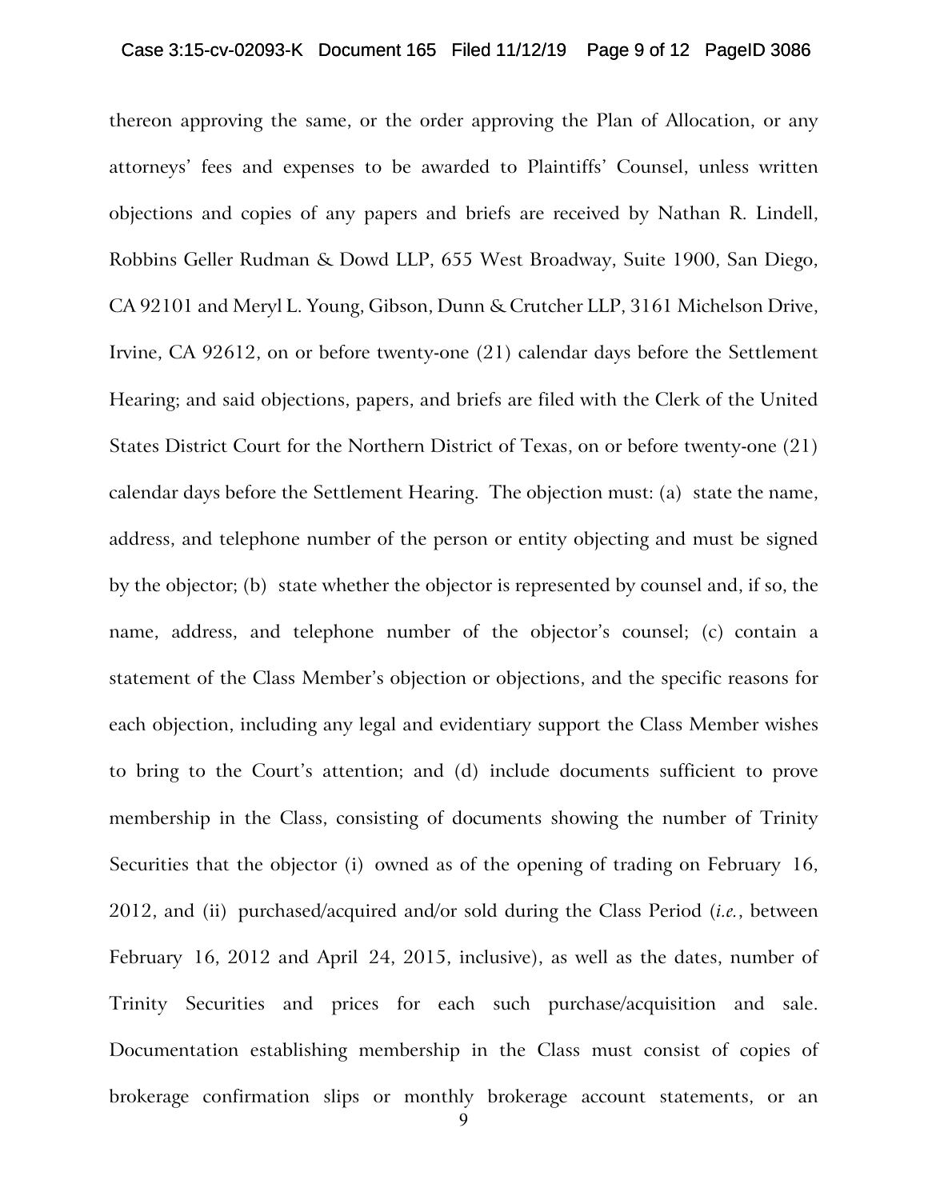thereon approving the same, or the order approving the Plan of Allocation, or any attorneys' fees and expenses to be awarded to Plaintiffs' Counsel, unless written objections and copies of any papers and briefs are received by Nathan R. Lindell, Robbins Geller Rudman & Dowd LLP, 655 West Broadway, Suite 1900, San Diego, CA 92101 and Meryl L. Young, Gibson, Dunn & Crutcher LLP, 3161 Michelson Drive, Irvine, CA 92612, on or before twenty-one (21) calendar days before the Settlement Hearing; and said objections, papers, and briefs are filed with the Clerk of the United States District Court for the Northern District of Texas, on or before twenty-one (21) calendar days before the Settlement Hearing. The objection must: (a) state the name, address, and telephone number of the person or entity objecting and must be signed by the objector; (b) state whether the objector is represented by counsel and, if so, the name, address, and telephone number of the objector's counsel; (c) contain a statement of the Class Member's objection or objections, and the specific reasons for each objection, including any legal and evidentiary support the Class Member wishes to bring to the Court's attention; and (d) include documents sufficient to prove membership in the Class, consisting of documents showing the number of Trinity Securities that the objector (i) owned as of the opening of trading on February 16, 2012, and (ii) purchased/acquired and/or sold during the Class Period (*i.e.*, between February 16, 2012 and April 24, 2015, inclusive), as well as the dates, number of Trinity Securities and prices for each such purchase/acquisition and sale. Documentation establishing membership in the Class must consist of copies of brokerage confirmation slips or monthly brokerage account statements, or an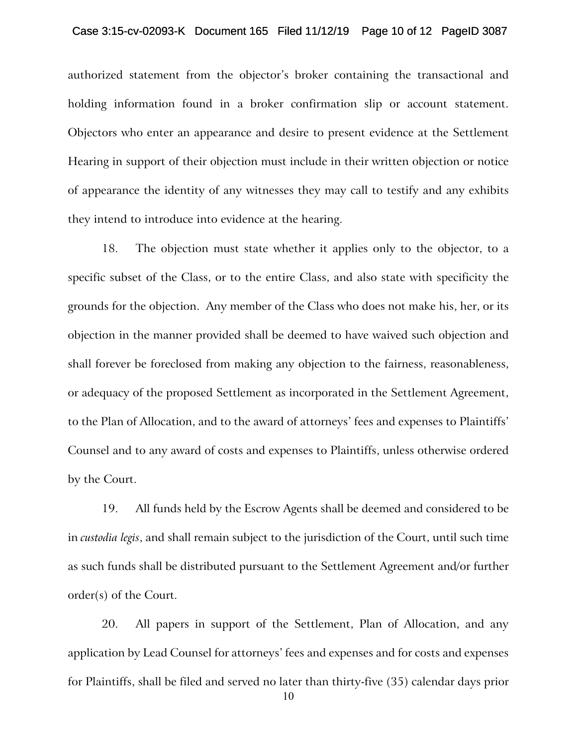authorized statement from the objector's broker containing the transactional and holding information found in a broker confirmation slip or account statement. Objectors who enter an appearance and desire to present evidence at the Settlement Hearing in support of their objection must include in their written objection or notice of appearance the identity of any witnesses they may call to testify and any exhibits they intend to introduce into evidence at the hearing.

18. The objection must state whether it applies only to the objector, to a specific subset of the Class, or to the entire Class, and also state with specificity the grounds for the objection. Any member of the Class who does not make his, her, or its objection in the manner provided shall be deemed to have waived such objection and shall forever be foreclosed from making any objection to the fairness, reasonableness, or adequacy of the proposed Settlement as incorporated in the Settlement Agreement, to the Plan of Allocation, and to the award of attorneys' fees and expenses to Plaintiffs' Counsel and to any award of costs and expenses to Plaintiffs, unless otherwise ordered by the Court.

19. All funds held by the Escrow Agents shall be deemed and considered to be in *custodia legis*, and shall remain subject to the jurisdiction of the Court, until such time as such funds shall be distributed pursuant to the Settlement Agreement and/or further order(s) of the Court.

20. All papers in support of the Settlement, Plan of Allocation, and any application by Lead Counsel for attorneys' fees and expenses and for costs and expenses for Plaintiffs, shall be filed and served no later than thirty-five (35) calendar days prior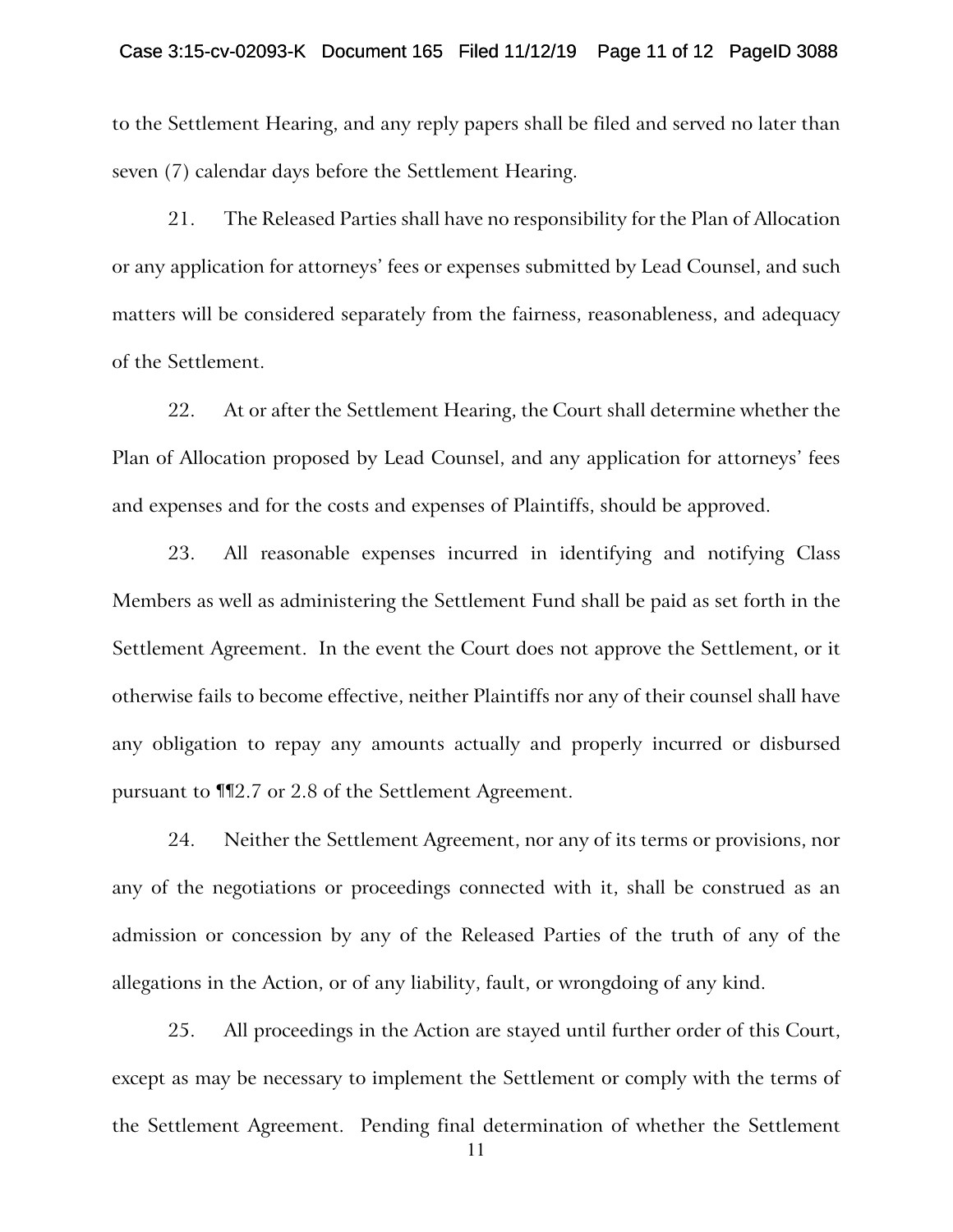to the Settlement Hearing, and any reply papers shall be filed and served no later than seven (7) calendar days before the Settlement Hearing.

21. The Released Parties shall have no responsibility for the Plan of Allocation or any application for attorneys' fees or expenses submitted by Lead Counsel, and such matters will be considered separately from the fairness, reasonableness, and adequacy of the Settlement.

22. At or after the Settlement Hearing, the Court shall determine whether the Plan of Allocation proposed by Lead Counsel, and any application for attorneys' fees and expenses and for the costs and expenses of Plaintiffs, should be approved.

23. All reasonable expenses incurred in identifying and notifying Class Members as well as administering the Settlement Fund shall be paid as set forth in the Settlement Agreement. In the event the Court does not approve the Settlement, or it otherwise fails to become effective, neither Plaintiffs nor any of their counsel shall have any obligation to repay any amounts actually and properly incurred or disbursed pursuant to ¶¶2.7 or 2.8 of the Settlement Agreement.

24. Neither the Settlement Agreement, nor any of its terms or provisions, nor any of the negotiations or proceedings connected with it, shall be construed as an admission or concession by any of the Released Parties of the truth of any of the allegations in the Action, or of any liability, fault, or wrongdoing of any kind.

25. All proceedings in the Action are stayed until further order of this Court, except as may be necessary to implement the Settlement or comply with the terms of the Settlement Agreement. Pending final determination of whether the Settlement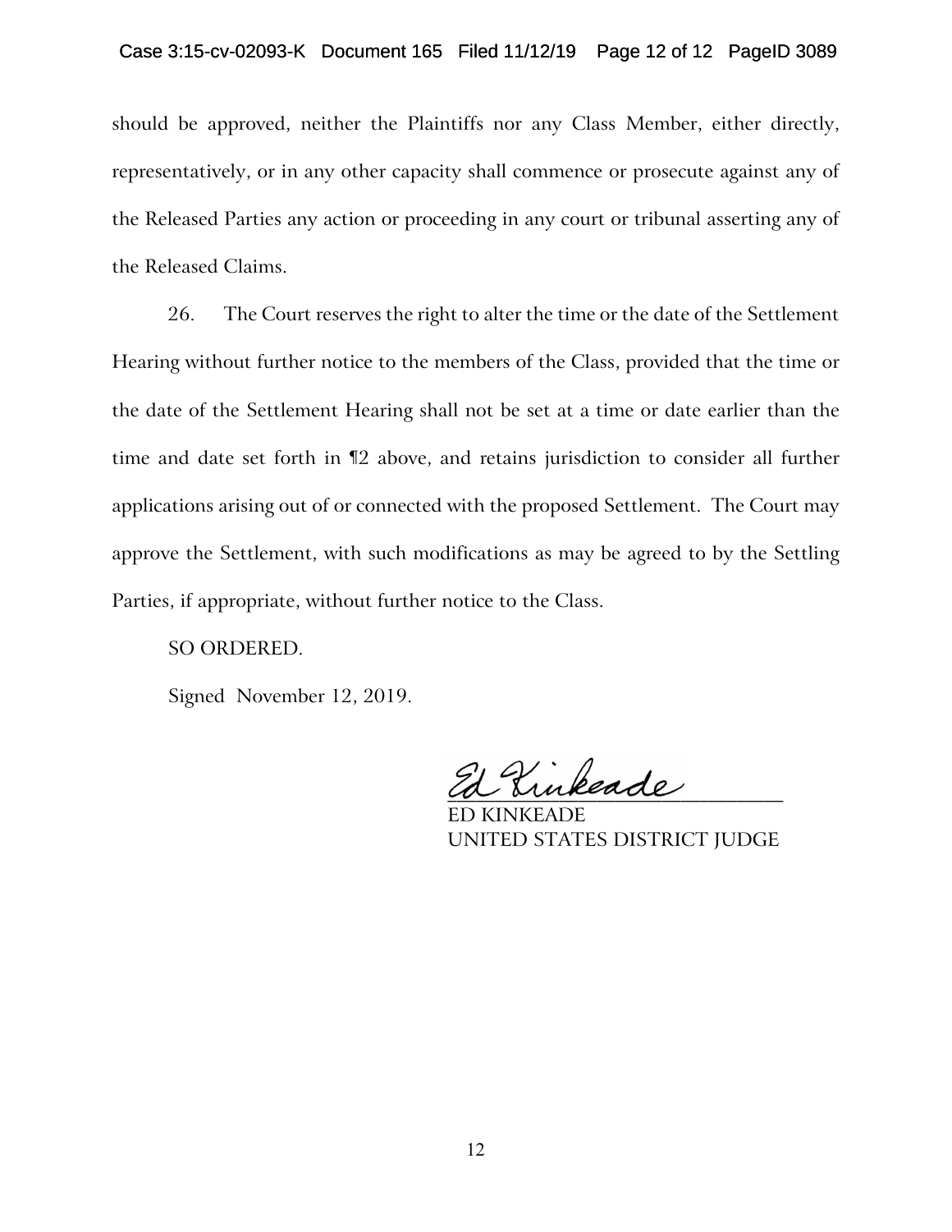should be approved, neither the Plaintiffs nor any Class Member, either directly, representatively, or in any other capacity shall commence or prosecute against any of the Released Parties any action or proceeding in any court or tribunal asserting any of the Released Claims.

26. The Court reserves the right to alter the time or the date of the Settlement Hearing without further notice to the members of the Class, provided that the time or the date of the Settlement Hearing shall not be set at a time or date earlier than the time and date set forth in ¶2 above, and retains jurisdiction to consider all further applications arising out of or connected with the proposed Settlement. The Court may approve the Settlement, with such modifications as may be agreed to by the Settling Parties, if appropriate, without further notice to the Class.

SO ORDERED.

Signed November 12, 2019.

Ed Kinkeade

ED KINKEADE
UNITED STATES DISTRICT JUDGE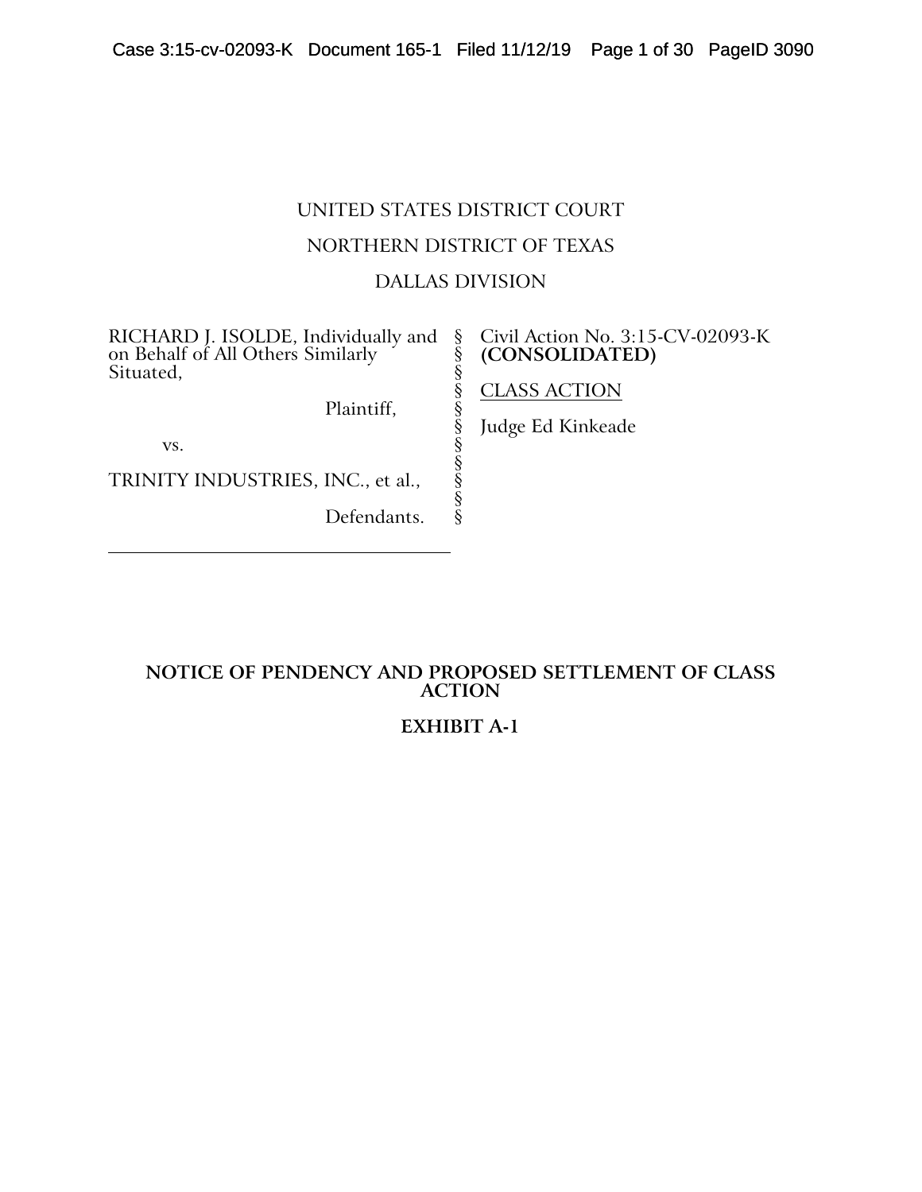UNITED STATES DISTRICT COURT

NORTHERN DISTRICT OF TEXAS

DALLAS DIVISION

| | | |
|---|---|---|
| RICHARD J. ISOLDE, Individually and on Behalf of All Others Similarly Situated, | § | Civil Action No. 3:15-CV-02093-K **(CONSOLIDATED)** |
| Plaintiff, | § | CLASS ACTION |
| vs. | § | Judge Ed Kinkeade |
| TRINITY INDUSTRIES, INC., et al., | § | |
| Defendants. | § | |

**NOTICE OF PENDENCY AND PROPOSED SETTLEMENT OF CLASS ACTION**

**EXHIBIT A-1**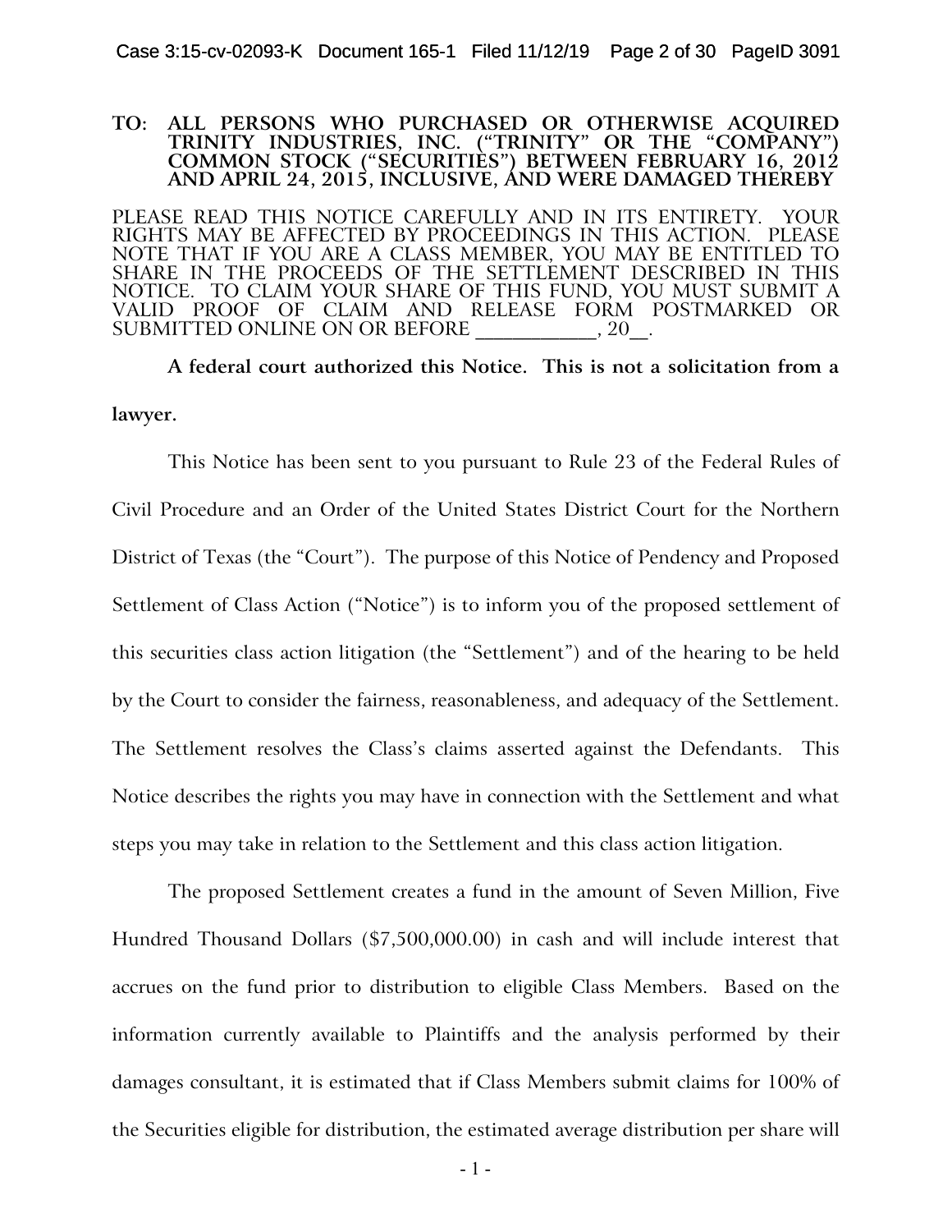**TO: ALL PERSONS WHO PURCHASED OR OTHERWISE ACQUIRED TRINITY INDUSTRIES, INC. ("TRINITY" OR THE "COMPANY") COMMON STOCK ("SECURITIES") BETWEEN FEBRUARY 16, 2012 AND APRIL 24, 2015, INCLUSIVE, AND WERE DAMAGED THEREBY**

PLEASE READ THIS NOTICE CAREFULLY AND IN ITS ENTIRETY. YOUR RIGHTS MAY BE AFFECTED BY PROCEEDINGS IN THIS ACTION. PLEASE NOTE THAT IF YOU ARE A CLASS MEMBER, YOU MAY BE ENTITLED TO SHARE IN THE PROCEEDS OF THE SETTLEMENT DESCRIBED IN THIS NOTICE. TO CLAIM YOUR SHARE OF THIS FUND, YOU MUST SUBMIT A VALID PROOF OF CLAIM AND RELEASE FORM POSTMARKED OR SUBMITTED ONLINE ON OR BEFORE ___________, 20__.

**A federal court authorized this Notice. This is not a solicitation from a lawyer.**

This Notice has been sent to you pursuant to Rule 23 of the Federal Rules of Civil Procedure and an Order of the United States District Court for the Northern District of Texas (the "Court"). The purpose of this Notice of Pendency and Proposed Settlement of Class Action ("Notice") is to inform you of the proposed settlement of this securities class action litigation (the "Settlement") and of the hearing to be held by the Court to consider the fairness, reasonableness, and adequacy of the Settlement. The Settlement resolves the Class's claims asserted against the Defendants. This Notice describes the rights you may have in connection with the Settlement and what steps you may take in relation to the Settlement and this class action litigation.

The proposed Settlement creates a fund in the amount of Seven Million, Five Hundred Thousand Dollars ($7,500,000.00) in cash and will include interest that accrues on the fund prior to distribution to eligible Class Members. Based on the information currently available to Plaintiffs and the analysis performed by their damages consultant, it is estimated that if Class Members submit claims for 100% of the Securities eligible for distribution, the estimated average distribution per share will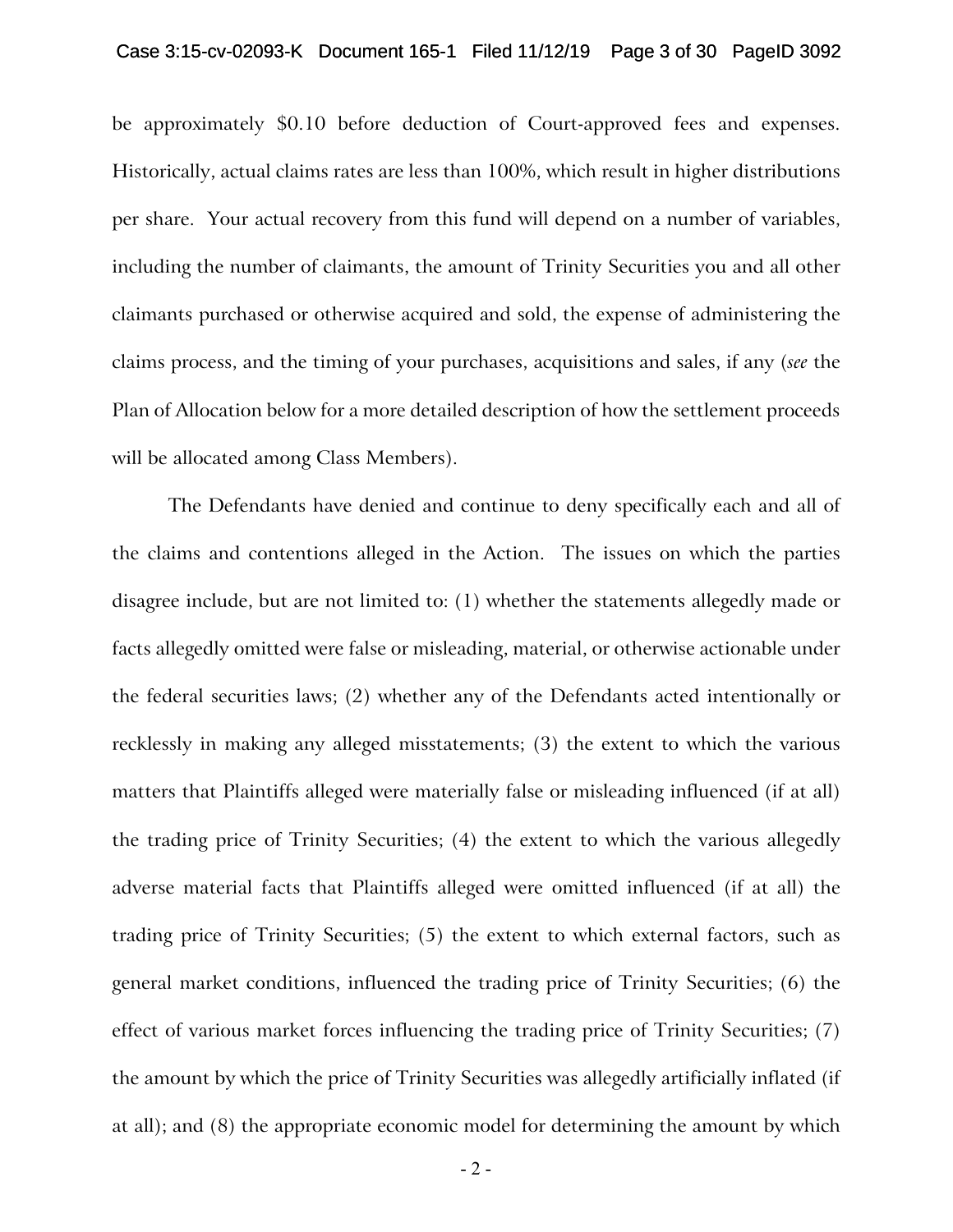be approximately $0.10 before deduction of Court-approved fees and expenses. Historically, actual claims rates are less than 100%, which result in higher distributions per share. Your actual recovery from this fund will depend on a number of variables, including the number of claimants, the amount of Trinity Securities you and all other claimants purchased or otherwise acquired and sold, the expense of administering the claims process, and the timing of your purchases, acquisitions and sales, if any (*see* the Plan of Allocation below for a more detailed description of how the settlement proceeds will be allocated among Class Members).

The Defendants have denied and continue to deny specifically each and all of the claims and contentions alleged in the Action. The issues on which the parties disagree include, but are not limited to: (1) whether the statements allegedly made or facts allegedly omitted were false or misleading, material, or otherwise actionable under the federal securities laws; (2) whether any of the Defendants acted intentionally or recklessly in making any alleged misstatements; (3) the extent to which the various matters that Plaintiffs alleged were materially false or misleading influenced (if at all) the trading price of Trinity Securities; (4) the extent to which the various allegedly adverse material facts that Plaintiffs alleged were omitted influenced (if at all) the trading price of Trinity Securities; (5) the extent to which external factors, such as general market conditions, influenced the trading price of Trinity Securities; (6) the effect of various market forces influencing the trading price of Trinity Securities; (7) the amount by which the price of Trinity Securities was allegedly artificially inflated (if at all); and (8) the appropriate economic model for determining the amount by which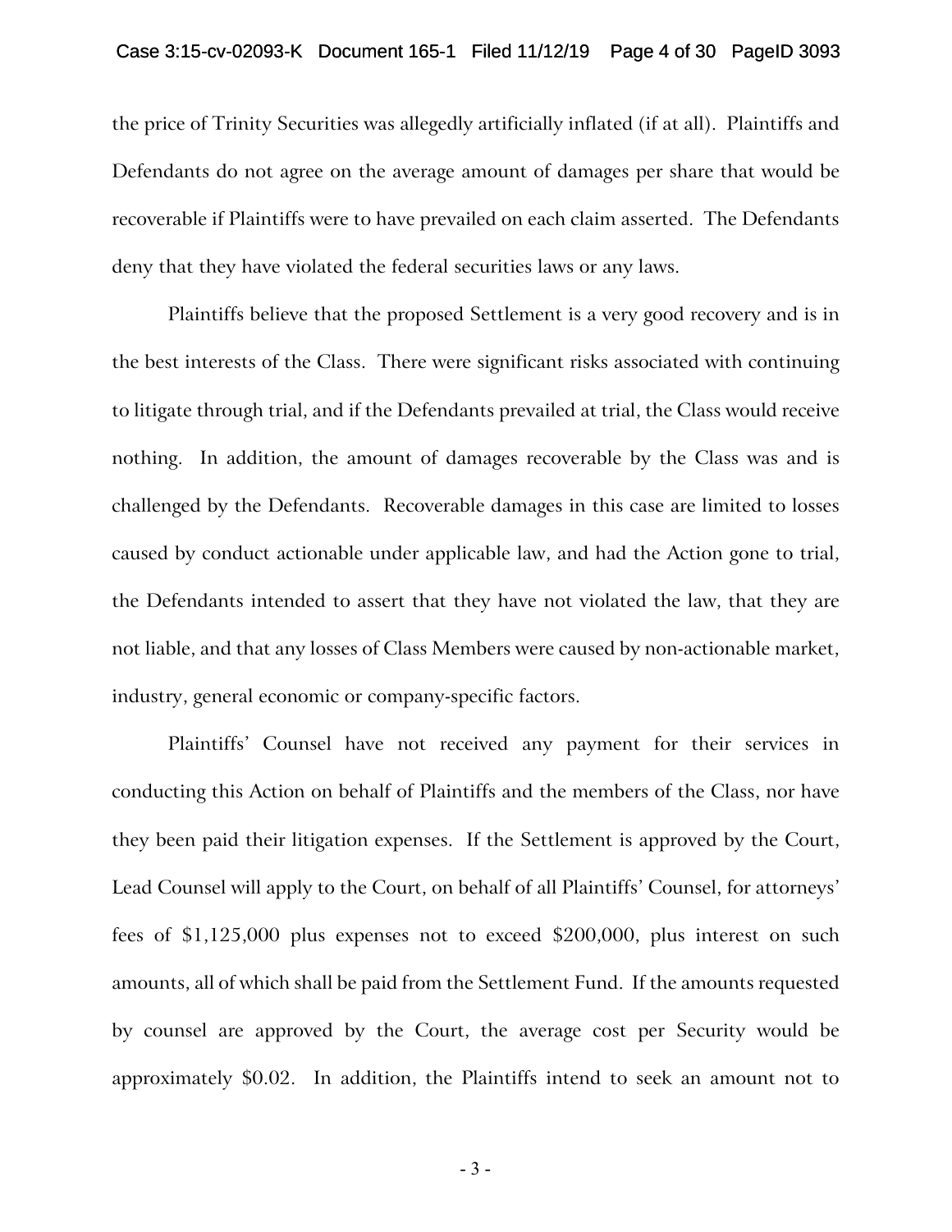the price of Trinity Securities was allegedly artificially inflated (if at all). Plaintiffs and Defendants do not agree on the average amount of damages per share that would be recoverable if Plaintiffs were to have prevailed on each claim asserted. The Defendants deny that they have violated the federal securities laws or any laws.

Plaintiffs believe that the proposed Settlement is a very good recovery and is in the best interests of the Class. There were significant risks associated with continuing to litigate through trial, and if the Defendants prevailed at trial, the Class would receive nothing. In addition, the amount of damages recoverable by the Class was and is challenged by the Defendants. Recoverable damages in this case are limited to losses caused by conduct actionable under applicable law, and had the Action gone to trial, the Defendants intended to assert that they have not violated the law, that they are not liable, and that any losses of Class Members were caused by non-actionable market, industry, general economic or company-specific factors.

Plaintiffs' Counsel have not received any payment for their services in conducting this Action on behalf of Plaintiffs and the members of the Class, nor have they been paid their litigation expenses. If the Settlement is approved by the Court, Lead Counsel will apply to the Court, on behalf of all Plaintiffs' Counsel, for attorneys' fees of $1,125,000 plus expenses not to exceed $200,000, plus interest on such amounts, all of which shall be paid from the Settlement Fund. If the amounts requested by counsel are approved by the Court, the average cost per Security would be approximately $0.02. In addition, the Plaintiffs intend to seek an amount not to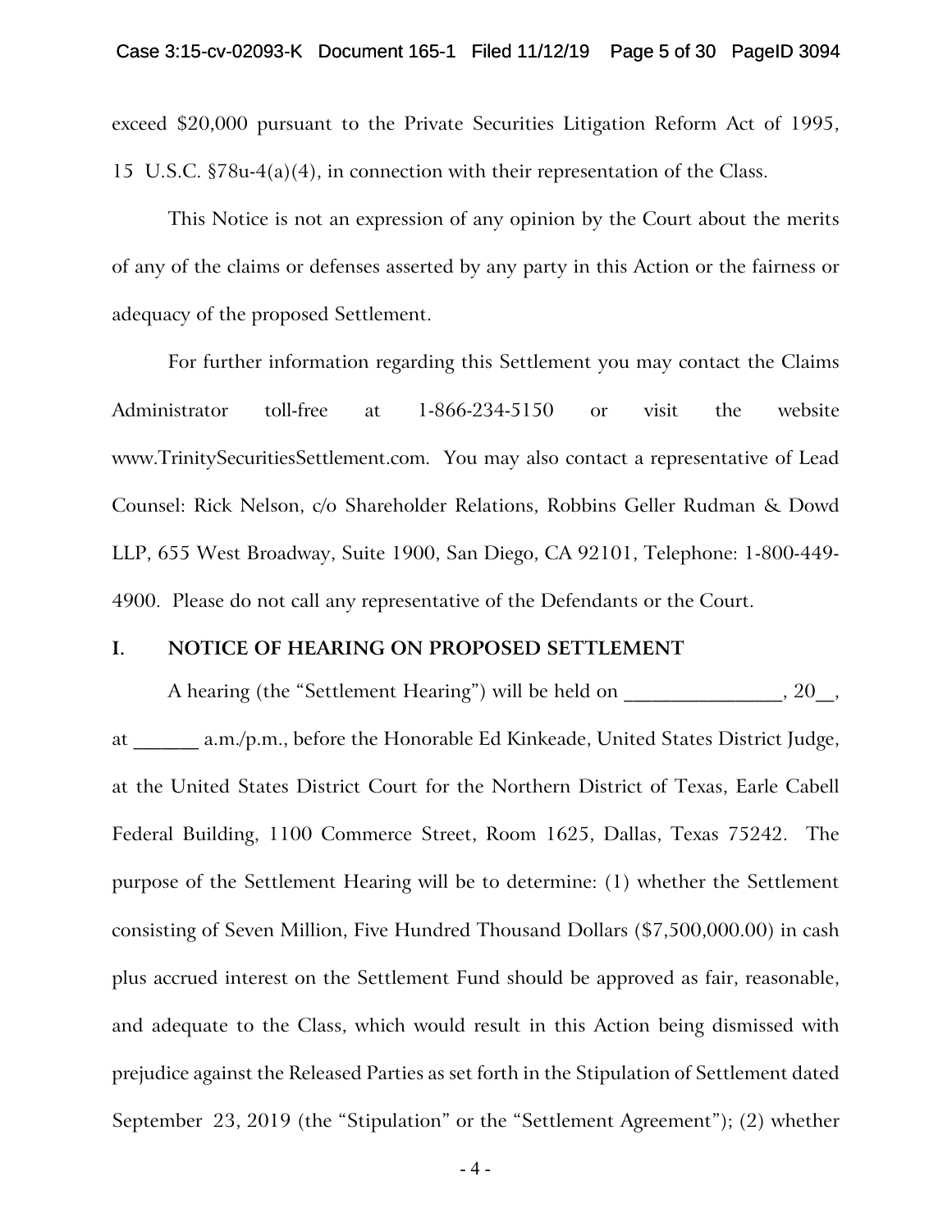exceed $20,000 pursuant to the Private Securities Litigation Reform Act of 1995, 15 U.S.C. §78u-4(a)(4), in connection with their representation of the Class.

This Notice is not an expression of any opinion by the Court about the merits of any of the claims or defenses asserted by any party in this Action or the fairness or adequacy of the proposed Settlement.

For further information regarding this Settlement you may contact the Claims Administrator toll-free at 1-866-234-5150 or visit the website www.TrinitySecuritiesSettlement.com. You may also contact a representative of Lead Counsel: Rick Nelson, c/o Shareholder Relations, Robbins Geller Rudman & Dowd LLP, 655 West Broadway, Suite 1900, San Diego, CA 92101, Telephone: 1-800-449-4900. Please do not call any representative of the Defendants or the Court.

## I. NOTICE OF HEARING ON PROPOSED SETTLEMENT

A hearing (the "Settlement Hearing") will be held on _______________, 20__, at ______ a.m./p.m., before the Honorable Ed Kinkeade, United States District Judge, at the United States District Court for the Northern District of Texas, Earle Cabell Federal Building, 1100 Commerce Street, Room 1625, Dallas, Texas 75242. The purpose of the Settlement Hearing will be to determine: (1) whether the Settlement consisting of Seven Million, Five Hundred Thousand Dollars ($7,500,000.00) in cash plus accrued interest on the Settlement Fund should be approved as fair, reasonable, and adequate to the Class, which would result in this Action being dismissed with prejudice against the Released Parties as set forth in the Stipulation of Settlement dated September 23, 2019 (the "Stipulation" or the "Settlement Agreement"); (2) whether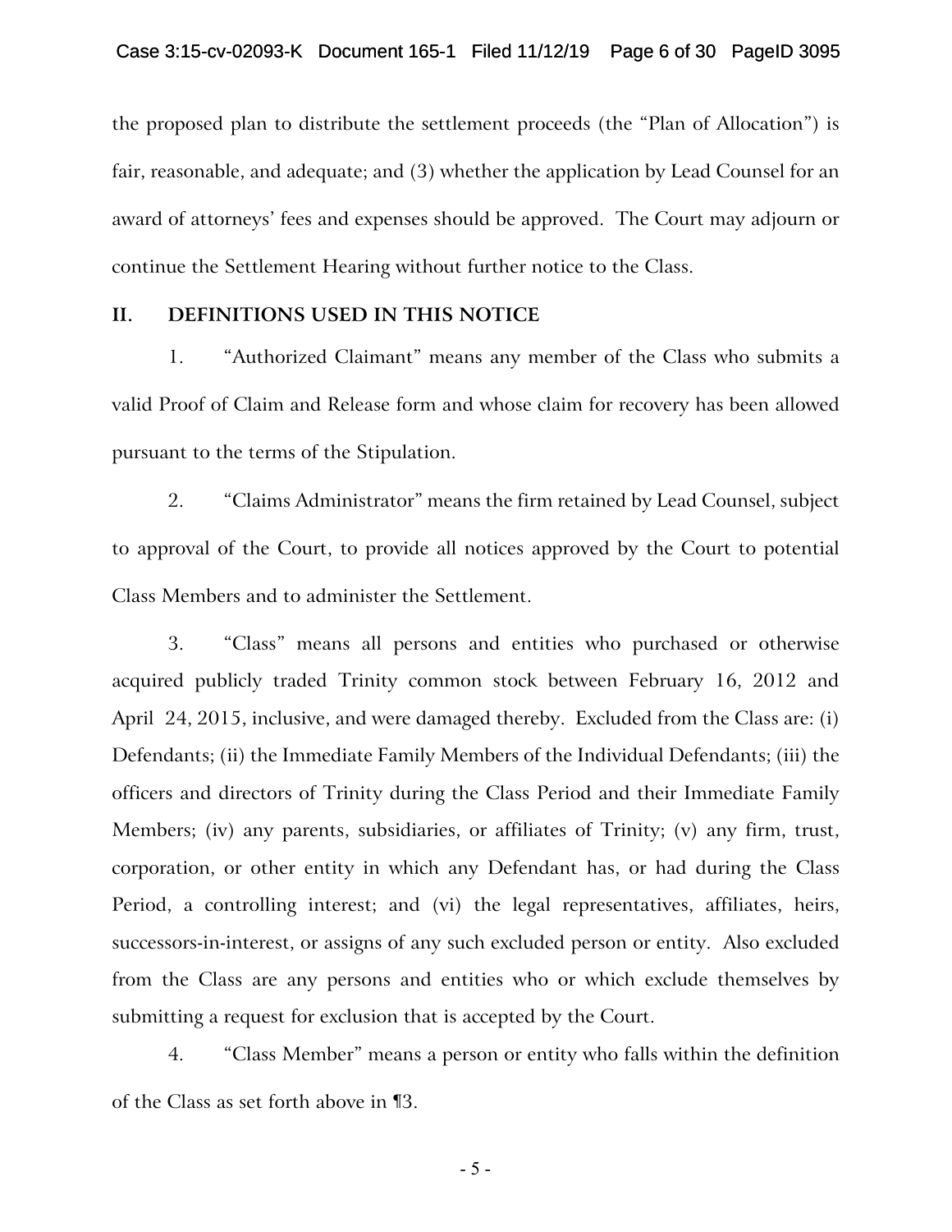the proposed plan to distribute the settlement proceeds (the "Plan of Allocation") is fair, reasonable, and adequate; and (3) whether the application by Lead Counsel for an award of attorneys' fees and expenses should be approved. The Court may adjourn or continue the Settlement Hearing without further notice to the Class.

## II. DEFINITIONS USED IN THIS NOTICE

1. "Authorized Claimant" means any member of the Class who submits a valid Proof of Claim and Release form and whose claim for recovery has been allowed pursuant to the terms of the Stipulation.

2. "Claims Administrator" means the firm retained by Lead Counsel, subject to approval of the Court, to provide all notices approved by the Court to potential Class Members and to administer the Settlement.

3. "Class" means all persons and entities who purchased or otherwise acquired publicly traded Trinity common stock between February 16, 2012 and April 24, 2015, inclusive, and were damaged thereby. Excluded from the Class are: (i) Defendants; (ii) the Immediate Family Members of the Individual Defendants; (iii) the officers and directors of Trinity during the Class Period and their Immediate Family Members; (iv) any parents, subsidiaries, or affiliates of Trinity; (v) any firm, trust, corporation, or other entity in which any Defendant has, or had during the Class Period, a controlling interest; and (vi) the legal representatives, affiliates, heirs, successors-in-interest, or assigns of any such excluded person or entity. Also excluded from the Class are any persons and entities who or which exclude themselves by submitting a request for exclusion that is accepted by the Court.

4. "Class Member" means a person or entity who falls within the definition of the Class as set forth above in ¶3.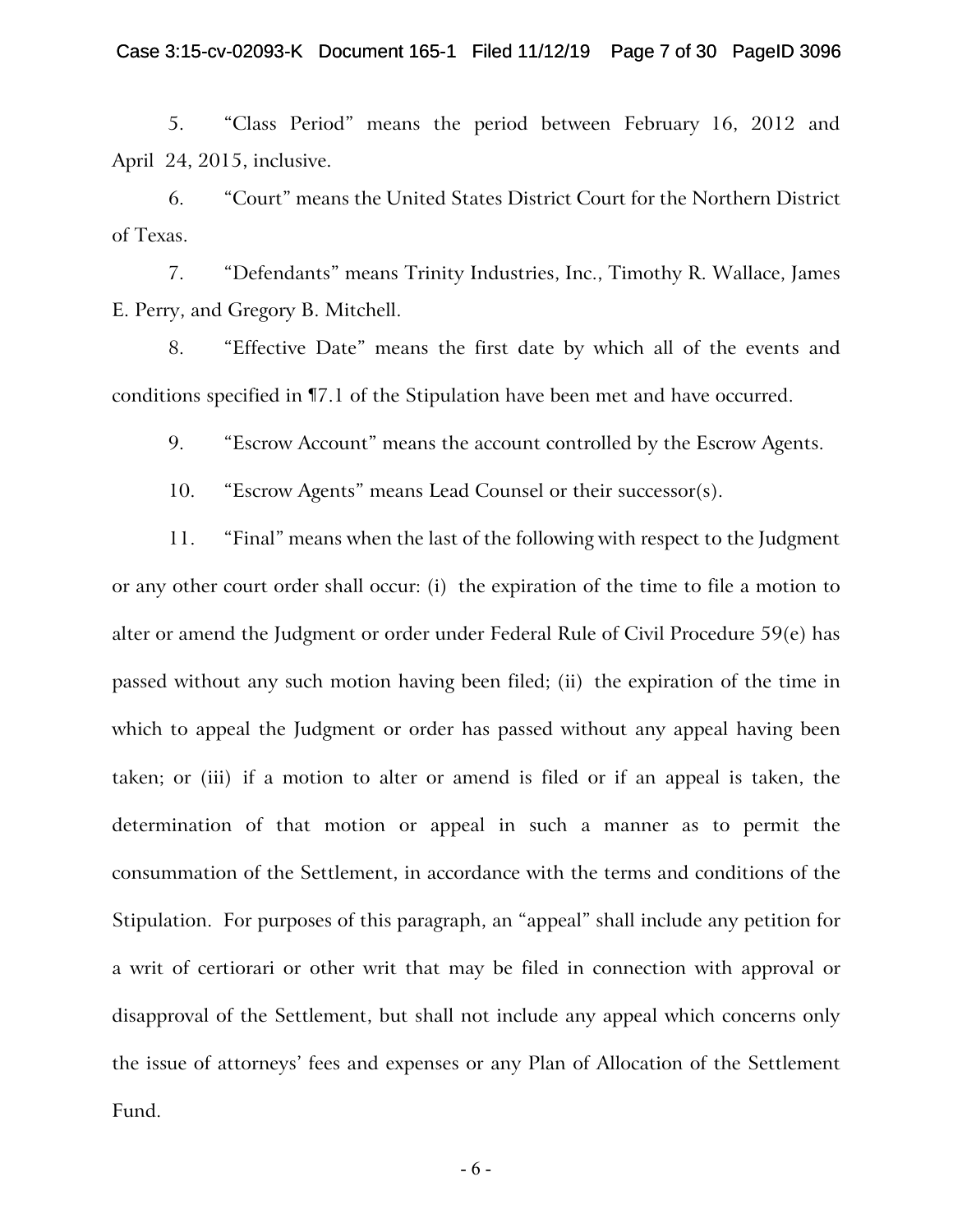5. "Class Period" means the period between February 16, 2012 and April 24, 2015, inclusive.

6. "Court" means the United States District Court for the Northern District of Texas.

7. "Defendants" means Trinity Industries, Inc., Timothy R. Wallace, James E. Perry, and Gregory B. Mitchell.

8. "Effective Date" means the first date by which all of the events and conditions specified in ¶7.1 of the Stipulation have been met and have occurred.

9. "Escrow Account" means the account controlled by the Escrow Agents.

10. "Escrow Agents" means Lead Counsel or their successor(s).

11. "Final" means when the last of the following with respect to the Judgment or any other court order shall occur: (i) the expiration of the time to file a motion to alter or amend the Judgment or order under Federal Rule of Civil Procedure 59(e) has passed without any such motion having been filed; (ii) the expiration of the time in which to appeal the Judgment or order has passed without any appeal having been taken; or (iii) if a motion to alter or amend is filed or if an appeal is taken, the determination of that motion or appeal in such a manner as to permit the consummation of the Settlement, in accordance with the terms and conditions of the Stipulation. For purposes of this paragraph, an "appeal" shall include any petition for a writ of certiorari or other writ that may be filed in connection with approval or disapproval of the Settlement, but shall not include any appeal which concerns only the issue of attorneys' fees and expenses or any Plan of Allocation of the Settlement Fund.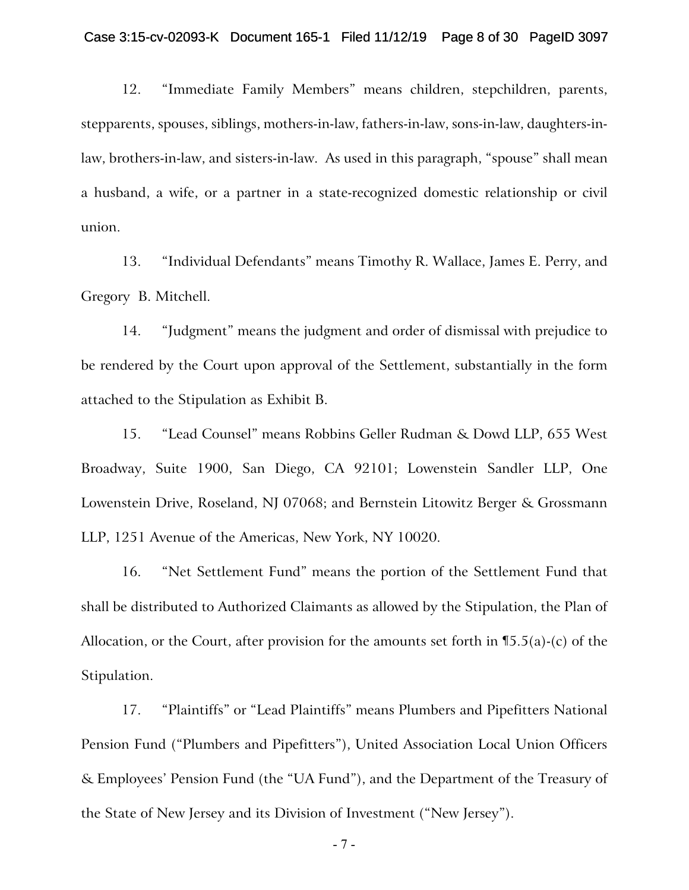12. "Immediate Family Members" means children, stepchildren, parents, stepparents, spouses, siblings, mothers-in-law, fathers-in-law, sons-in-law, daughters-in-law, brothers-in-law, and sisters-in-law. As used in this paragraph, "spouse" shall mean a husband, a wife, or a partner in a state-recognized domestic relationship or civil union.

13. "Individual Defendants" means Timothy R. Wallace, James E. Perry, and Gregory B. Mitchell.

14. "Judgment" means the judgment and order of dismissal with prejudice to be rendered by the Court upon approval of the Settlement, substantially in the form attached to the Stipulation as Exhibit B.

15. "Lead Counsel" means Robbins Geller Rudman & Dowd LLP, 655 West Broadway, Suite 1900, San Diego, CA 92101; Lowenstein Sandler LLP, One Lowenstein Drive, Roseland, NJ 07068; and Bernstein Litowitz Berger & Grossmann LLP, 1251 Avenue of the Americas, New York, NY 10020.

16. "Net Settlement Fund" means the portion of the Settlement Fund that shall be distributed to Authorized Claimants as allowed by the Stipulation, the Plan of Allocation, or the Court, after provision for the amounts set forth in ¶5.5(a)-(c) of the Stipulation.

17. "Plaintiffs" or "Lead Plaintiffs" means Plumbers and Pipefitters National Pension Fund ("Plumbers and Pipefitters"), United Association Local Union Officers & Employees' Pension Fund (the "UA Fund"), and the Department of the Treasury of the State of New Jersey and its Division of Investment ("New Jersey").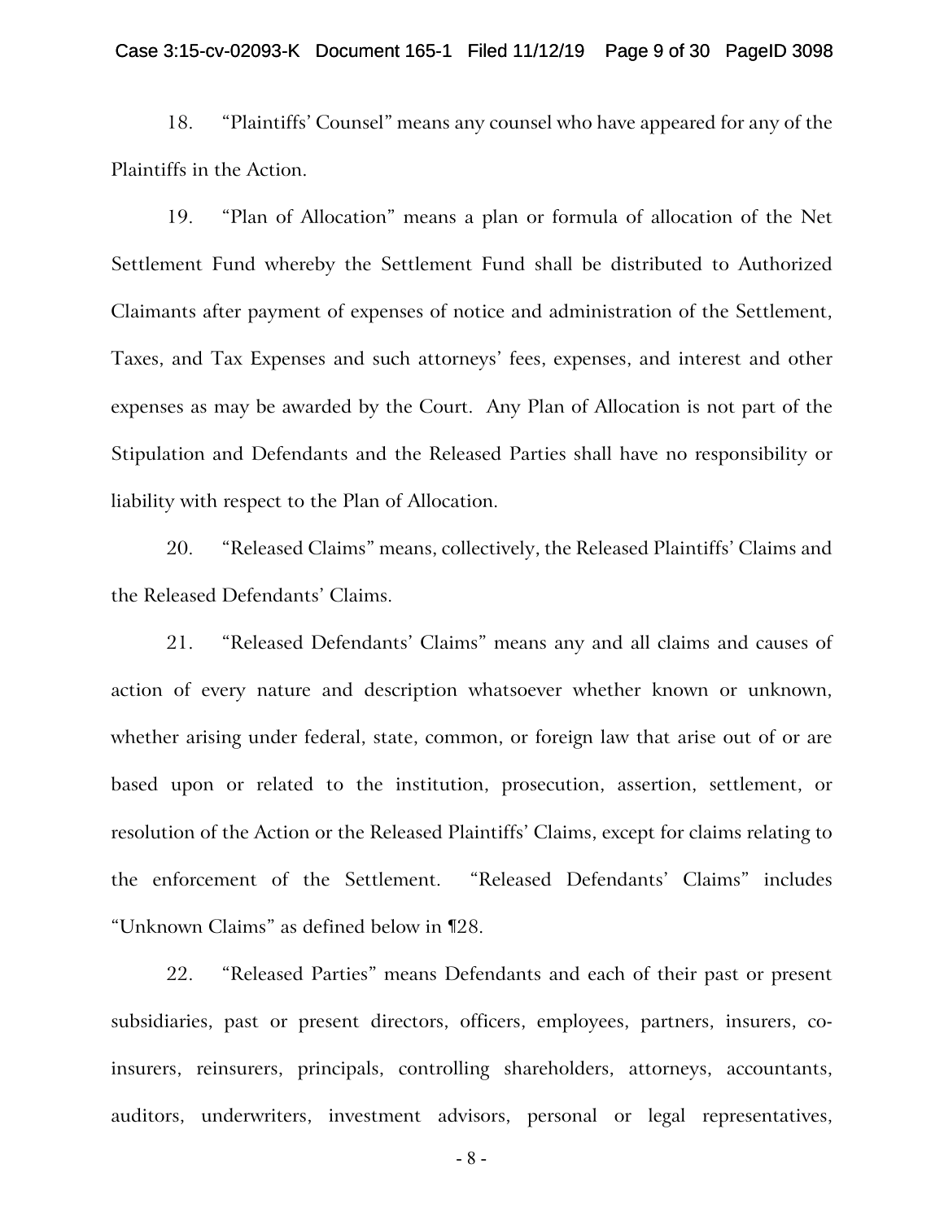18. "Plaintiffs' Counsel" means any counsel who have appeared for any of the Plaintiffs in the Action.

19. "Plan of Allocation" means a plan or formula of allocation of the Net Settlement Fund whereby the Settlement Fund shall be distributed to Authorized Claimants after payment of expenses of notice and administration of the Settlement, Taxes, and Tax Expenses and such attorneys' fees, expenses, and interest and other expenses as may be awarded by the Court. Any Plan of Allocation is not part of the Stipulation and Defendants and the Released Parties shall have no responsibility or liability with respect to the Plan of Allocation.

20. "Released Claims" means, collectively, the Released Plaintiffs' Claims and the Released Defendants' Claims.

21. "Released Defendants' Claims" means any and all claims and causes of action of every nature and description whatsoever whether known or unknown, whether arising under federal, state, common, or foreign law that arise out of or are based upon or related to the institution, prosecution, assertion, settlement, or resolution of the Action or the Released Plaintiffs' Claims, except for claims relating to the enforcement of the Settlement. "Released Defendants' Claims" includes "Unknown Claims" as defined below in ¶28.

22. "Released Parties" means Defendants and each of their past or present subsidiaries, past or present directors, officers, employees, partners, insurers, co-insurers, reinsurers, principals, controlling shareholders, attorneys, accountants, auditors, underwriters, investment advisors, personal or legal representatives,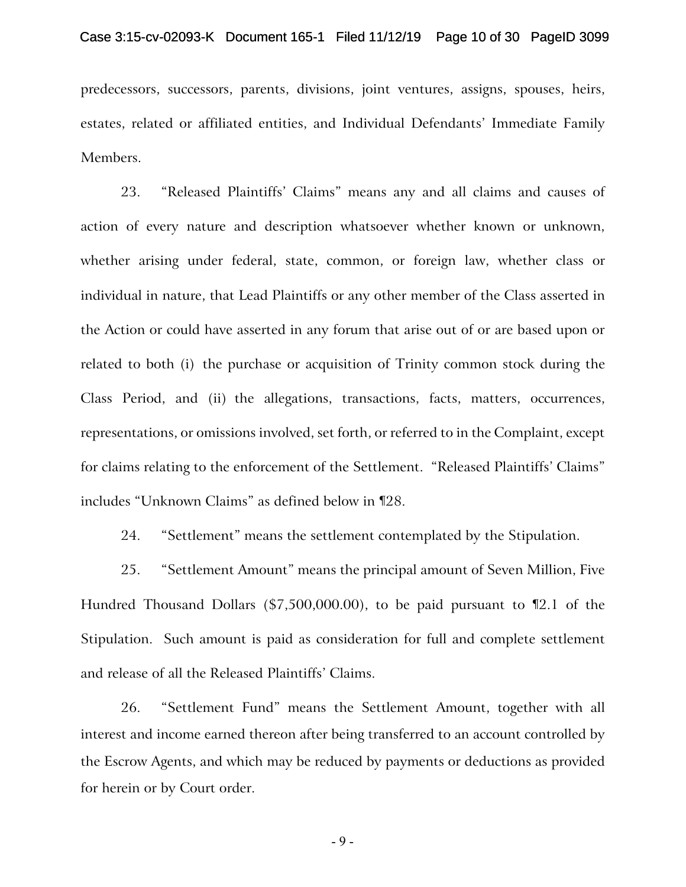predecessors, successors, parents, divisions, joint ventures, assigns, spouses, heirs, estates, related or affiliated entities, and Individual Defendants' Immediate Family Members.

23. "Released Plaintiffs' Claims" means any and all claims and causes of action of every nature and description whatsoever whether known or unknown, whether arising under federal, state, common, or foreign law, whether class or individual in nature, that Lead Plaintiffs or any other member of the Class asserted in the Action or could have asserted in any forum that arise out of or are based upon or related to both (i) the purchase or acquisition of Trinity common stock during the Class Period, and (ii) the allegations, transactions, facts, matters, occurrences, representations, or omissions involved, set forth, or referred to in the Complaint, except for claims relating to the enforcement of the Settlement. "Released Plaintiffs' Claims" includes "Unknown Claims" as defined below in ¶28.

24. "Settlement" means the settlement contemplated by the Stipulation.

25. "Settlement Amount" means the principal amount of Seven Million, Five Hundred Thousand Dollars ($7,500,000.00), to be paid pursuant to ¶2.1 of the Stipulation. Such amount is paid as consideration for full and complete settlement and release of all the Released Plaintiffs' Claims.

26. "Settlement Fund" means the Settlement Amount, together with all interest and income earned thereon after being transferred to an account controlled by the Escrow Agents, and which may be reduced by payments or deductions as provided for herein or by Court order.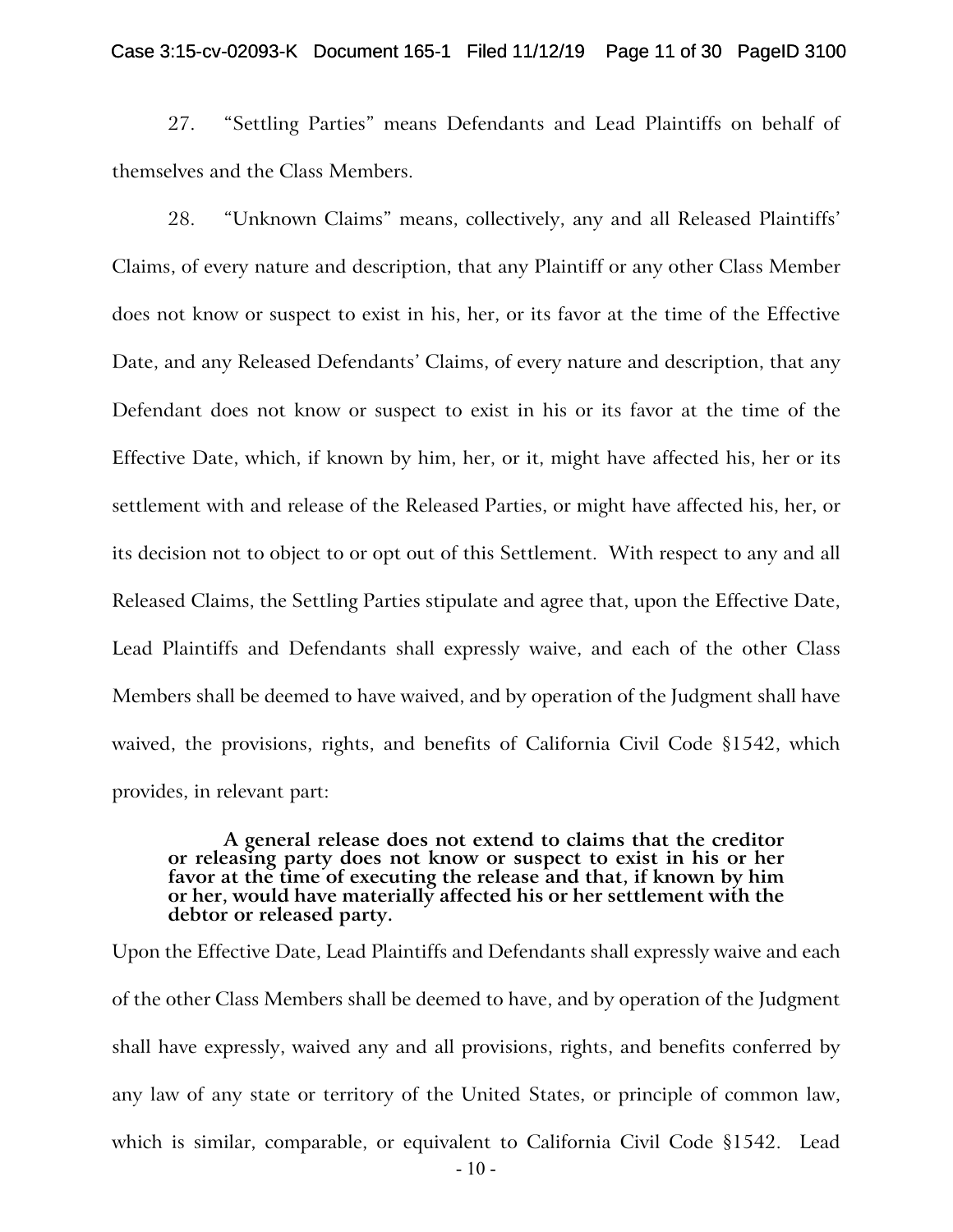27. "Settling Parties" means Defendants and Lead Plaintiffs on behalf of themselves and the Class Members.

28. "Unknown Claims" means, collectively, any and all Released Plaintiffs' Claims, of every nature and description, that any Plaintiff or any other Class Member does not know or suspect to exist in his, her, or its favor at the time of the Effective Date, and any Released Defendants' Claims, of every nature and description, that any Defendant does not know or suspect to exist in his or its favor at the time of the Effective Date, which, if known by him, her, or it, might have affected his, her or its settlement with and release of the Released Parties, or might have affected his, her, or its decision not to object to or opt out of this Settlement. With respect to any and all Released Claims, the Settling Parties stipulate and agree that, upon the Effective Date, Lead Plaintiffs and Defendants shall expressly waive, and each of the other Class Members shall be deemed to have waived, and by operation of the Judgment shall have waived, the provisions, rights, and benefits of California Civil Code §1542, which provides, in relevant part:

> **A general release does not extend to claims that the creditor or releasing party does not know or suspect to exist in his or her favor at the time of executing the release and that, if known by him or her, would have materially affected his or her settlement with the debtor or released party.**

Upon the Effective Date, Lead Plaintiffs and Defendants shall expressly waive and each of the other Class Members shall be deemed to have, and by operation of the Judgment shall have expressly, waived any and all provisions, rights, and benefits conferred by any law of any state or territory of the United States, or principle of common law, which is similar, comparable, or equivalent to California Civil Code §1542. Lead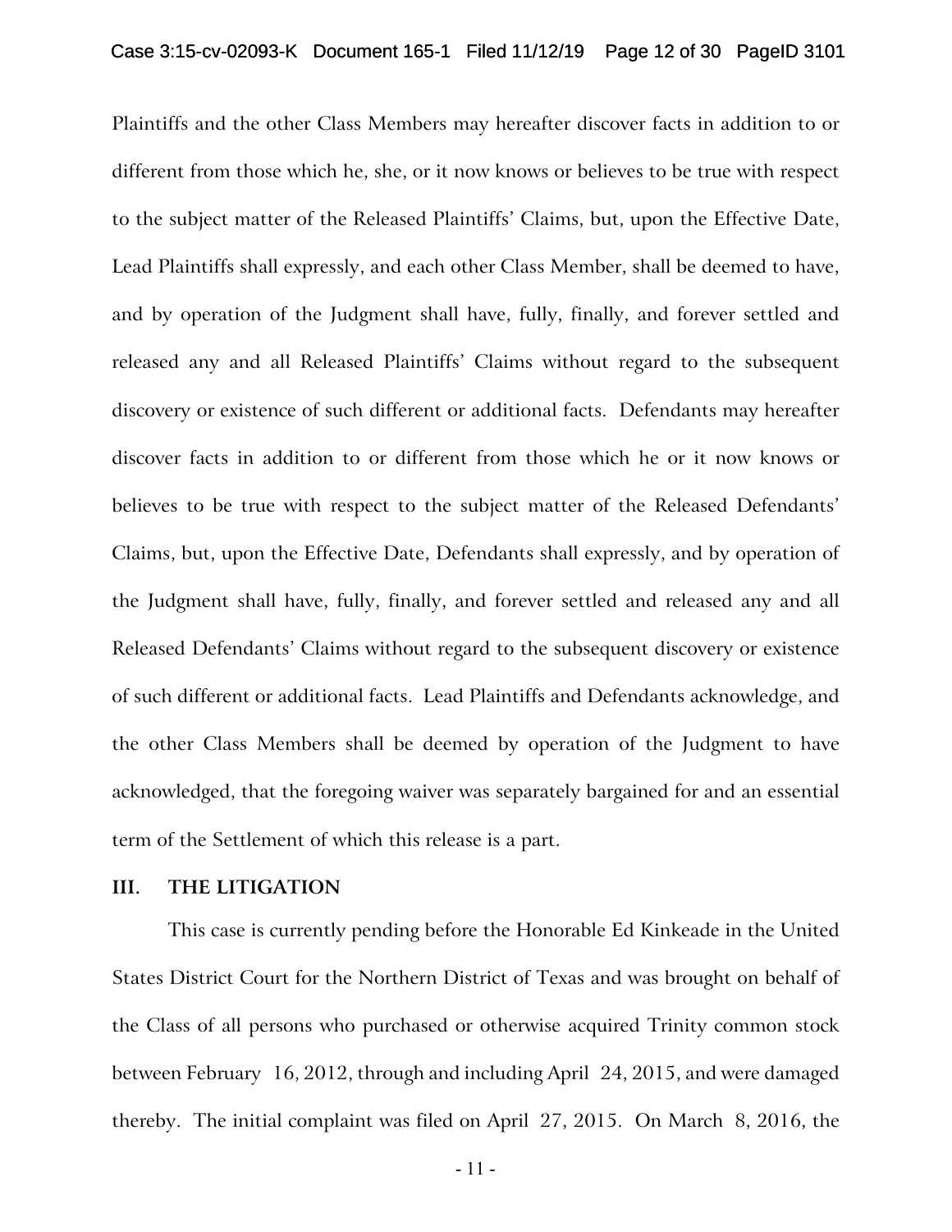Plaintiffs and the other Class Members may hereafter discover facts in addition to or different from those which he, she, or it now knows or believes to be true with respect to the subject matter of the Released Plaintiffs' Claims, but, upon the Effective Date, Lead Plaintiffs shall expressly, and each other Class Member, shall be deemed to have, and by operation of the Judgment shall have, fully, finally, and forever settled and released any and all Released Plaintiffs' Claims without regard to the subsequent discovery or existence of such different or additional facts. Defendants may hereafter discover facts in addition to or different from those which he or it now knows or believes to be true with respect to the subject matter of the Released Defendants' Claims, but, upon the Effective Date, Defendants shall expressly, and by operation of the Judgment shall have, fully, finally, and forever settled and released any and all Released Defendants' Claims without regard to the subsequent discovery or existence of such different or additional facts. Lead Plaintiffs and Defendants acknowledge, and the other Class Members shall be deemed by operation of the Judgment to have acknowledged, that the foregoing waiver was separately bargained for and an essential term of the Settlement of which this release is a part.

## III. THE LITIGATION

This case is currently pending before the Honorable Ed Kinkeade in the United States District Court for the Northern District of Texas and was brought on behalf of the Class of all persons who purchased or otherwise acquired Trinity common stock between February 16, 2012, through and including April 24, 2015, and were damaged thereby. The initial complaint was filed on April 27, 2015. On March 8, 2016, the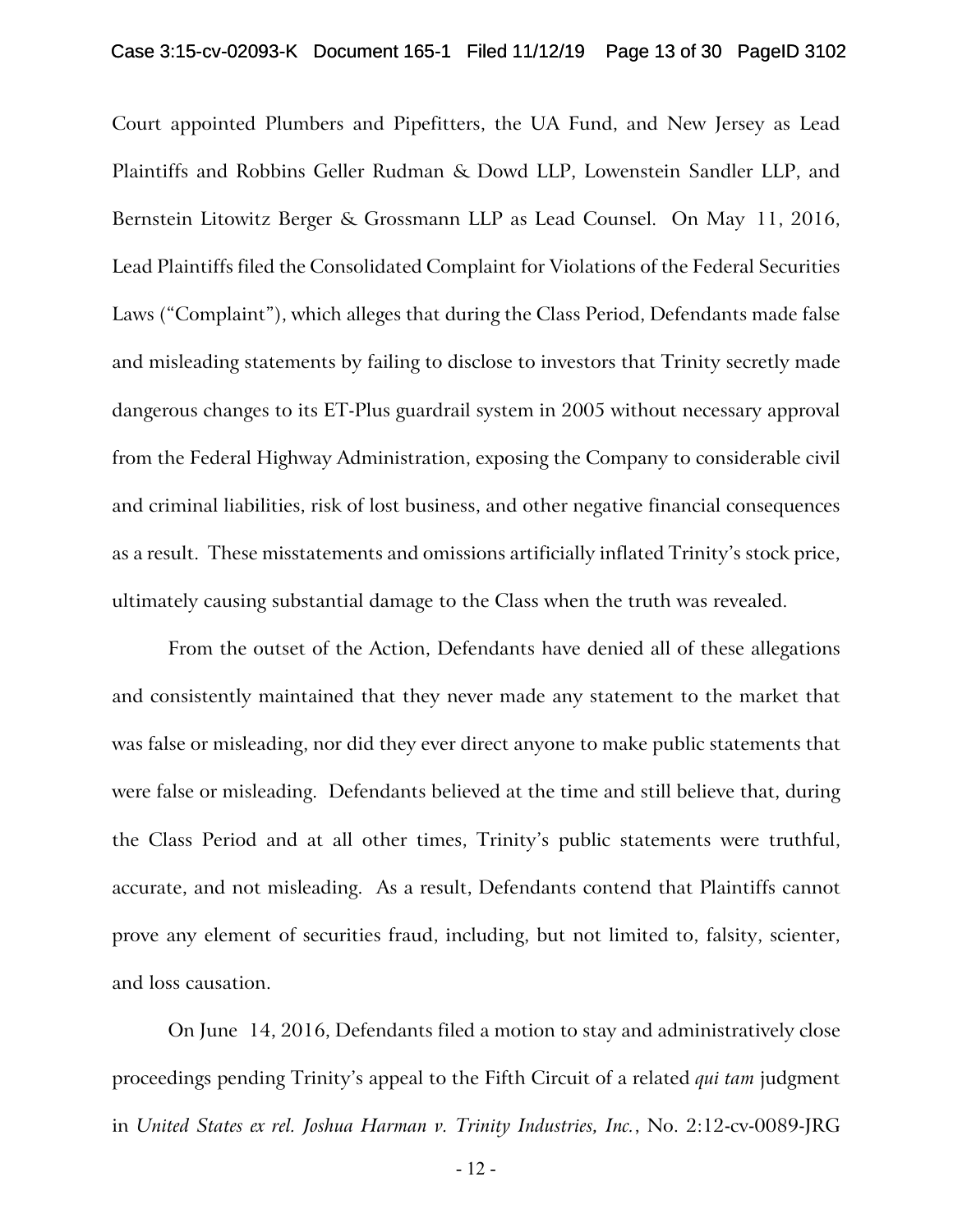Court appointed Plumbers and Pipefitters, the UA Fund, and New Jersey as Lead Plaintiffs and Robbins Geller Rudman & Dowd LLP, Lowenstein Sandler LLP, and Bernstein Litowitz Berger & Grossmann LLP as Lead Counsel. On May 11, 2016, Lead Plaintiffs filed the Consolidated Complaint for Violations of the Federal Securities Laws ("Complaint"), which alleges that during the Class Period, Defendants made false and misleading statements by failing to disclose to investors that Trinity secretly made dangerous changes to its ET-Plus guardrail system in 2005 without necessary approval from the Federal Highway Administration, exposing the Company to considerable civil and criminal liabilities, risk of lost business, and other negative financial consequences as a result. These misstatements and omissions artificially inflated Trinity's stock price, ultimately causing substantial damage to the Class when the truth was revealed.

From the outset of the Action, Defendants have denied all of these allegations and consistently maintained that they never made any statement to the market that was false or misleading, nor did they ever direct anyone to make public statements that were false or misleading. Defendants believed at the time and still believe that, during the Class Period and at all other times, Trinity's public statements were truthful, accurate, and not misleading. As a result, Defendants contend that Plaintiffs cannot prove any element of securities fraud, including, but not limited to, falsity, scienter, and loss causation.

On June 14, 2016, Defendants filed a motion to stay and administratively close proceedings pending Trinity's appeal to the Fifth Circuit of a related *qui tam* judgment in *United States ex rel. Joshua Harman v. Trinity Industries, Inc.*, No. 2:12-cv-0089-JRG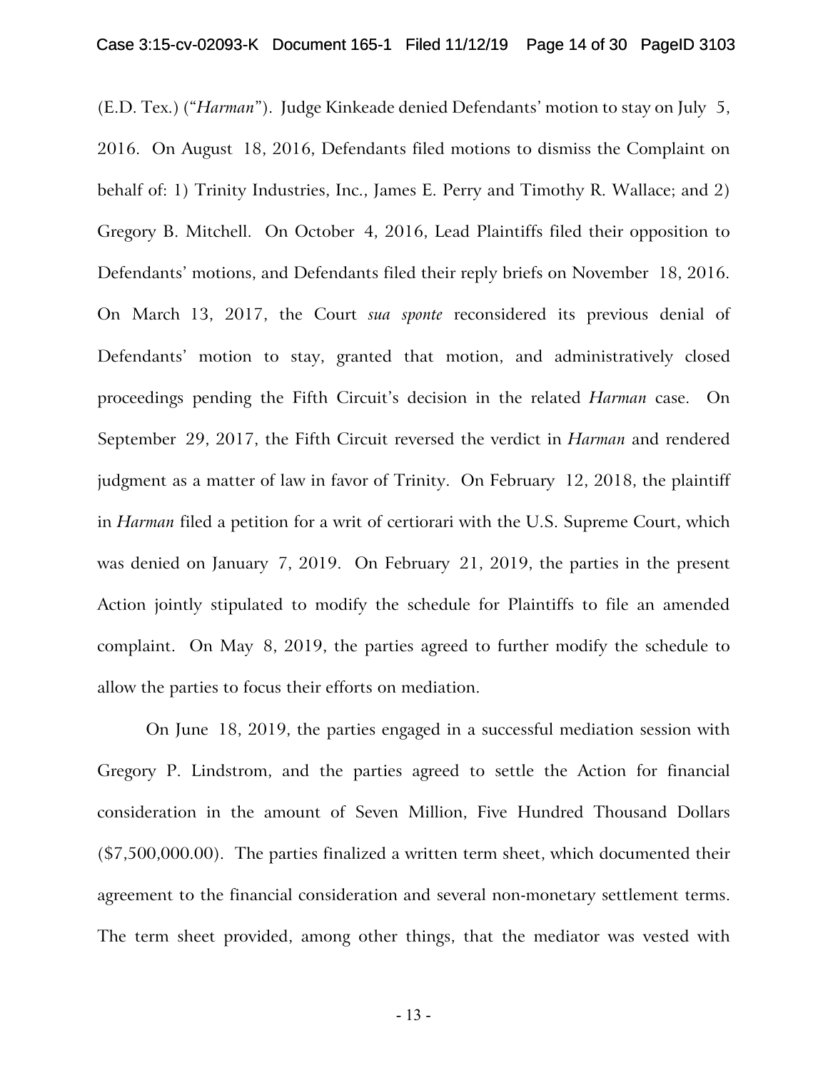(E.D. Tex.) ("*Harman*"). Judge Kinkeade denied Defendants' motion to stay on July 5, 2016. On August 18, 2016, Defendants filed motions to dismiss the Complaint on behalf of: 1) Trinity Industries, Inc., James E. Perry and Timothy R. Wallace; and 2) Gregory B. Mitchell. On October 4, 2016, Lead Plaintiffs filed their opposition to Defendants' motions, and Defendants filed their reply briefs on November 18, 2016. On March 13, 2017, the Court *sua sponte* reconsidered its previous denial of Defendants' motion to stay, granted that motion, and administratively closed proceedings pending the Fifth Circuit's decision in the related *Harman* case. On September 29, 2017, the Fifth Circuit reversed the verdict in *Harman* and rendered judgment as a matter of law in favor of Trinity. On February 12, 2018, the plaintiff in *Harman* filed a petition for a writ of certiorari with the U.S. Supreme Court, which was denied on January 7, 2019. On February 21, 2019, the parties in the present Action jointly stipulated to modify the schedule for Plaintiffs to file an amended complaint. On May 8, 2019, the parties agreed to further modify the schedule to allow the parties to focus their efforts on mediation.

On June 18, 2019, the parties engaged in a successful mediation session with Gregory P. Lindstrom, and the parties agreed to settle the Action for financial consideration in the amount of Seven Million, Five Hundred Thousand Dollars ($7,500,000.00). The parties finalized a written term sheet, which documented their agreement to the financial consideration and several non-monetary settlement terms. The term sheet provided, among other things, that the mediator was vested with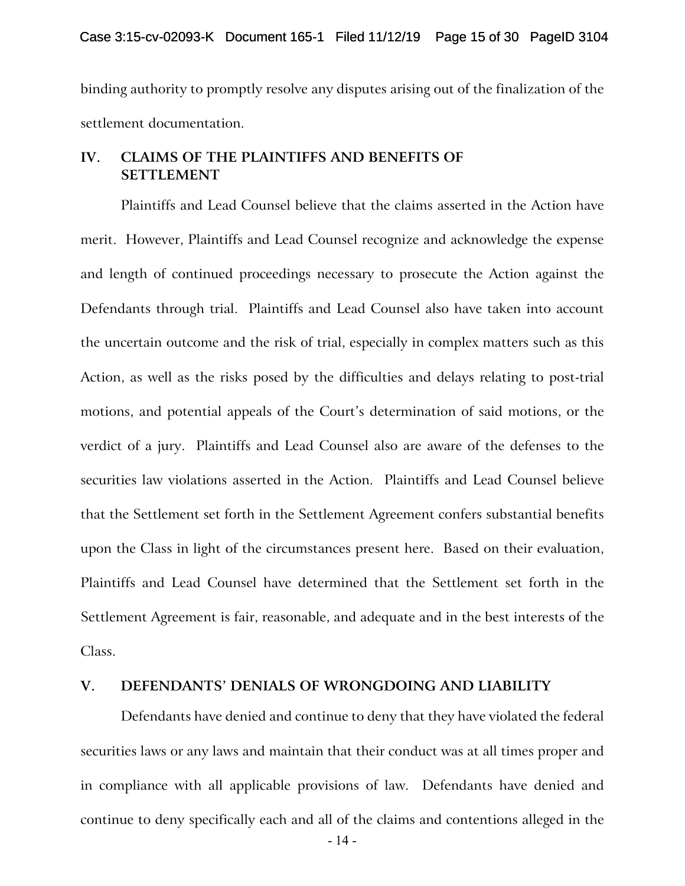binding authority to promptly resolve any disputes arising out of the finalization of the settlement documentation.

## IV. CLAIMS OF THE PLAINTIFFS AND BENEFITS OF SETTLEMENT

Plaintiffs and Lead Counsel believe that the claims asserted in the Action have merit. However, Plaintiffs and Lead Counsel recognize and acknowledge the expense and length of continued proceedings necessary to prosecute the Action against the Defendants through trial. Plaintiffs and Lead Counsel also have taken into account the uncertain outcome and the risk of trial, especially in complex matters such as this Action, as well as the risks posed by the difficulties and delays relating to post-trial motions, and potential appeals of the Court's determination of said motions, or the verdict of a jury. Plaintiffs and Lead Counsel also are aware of the defenses to the securities law violations asserted in the Action. Plaintiffs and Lead Counsel believe that the Settlement set forth in the Settlement Agreement confers substantial benefits upon the Class in light of the circumstances present here. Based on their evaluation, Plaintiffs and Lead Counsel have determined that the Settlement set forth in the Settlement Agreement is fair, reasonable, and adequate and in the best interests of the Class.

## V. DEFENDANTS' DENIALS OF WRONGDOING AND LIABILITY

Defendants have denied and continue to deny that they have violated the federal securities laws or any laws and maintain that their conduct was at all times proper and in compliance with all applicable provisions of law. Defendants have denied and continue to deny specifically each and all of the claims and contentions alleged in the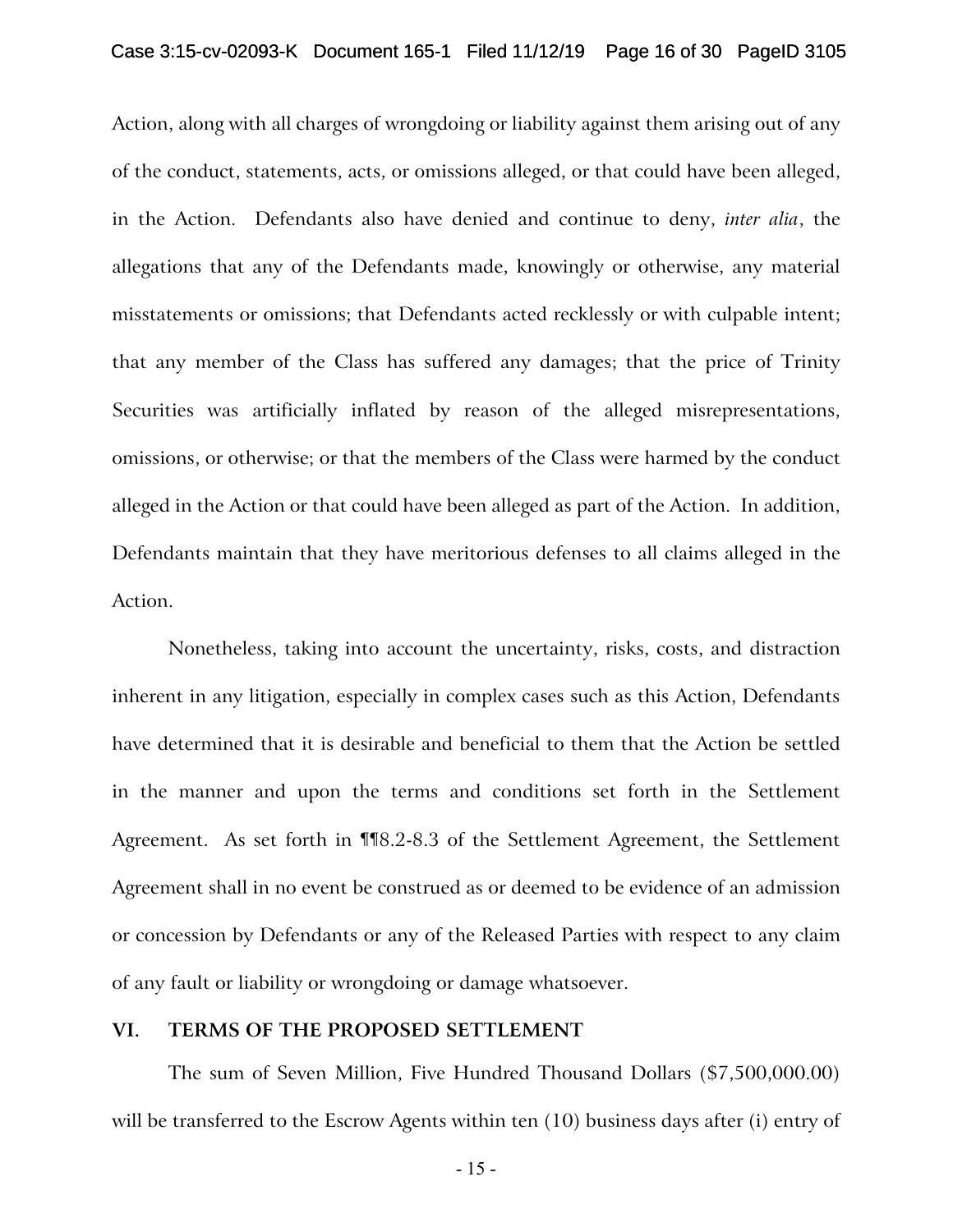Action, along with all charges of wrongdoing or liability against them arising out of any of the conduct, statements, acts, or omissions alleged, or that could have been alleged, in the Action. Defendants also have denied and continue to deny, *inter alia*, the allegations that any of the Defendants made, knowingly or otherwise, any material misstatements or omissions; that Defendants acted recklessly or with culpable intent; that any member of the Class has suffered any damages; that the price of Trinity Securities was artificially inflated by reason of the alleged misrepresentations, omissions, or otherwise; or that the members of the Class were harmed by the conduct alleged in the Action or that could have been alleged as part of the Action. In addition, Defendants maintain that they have meritorious defenses to all claims alleged in the Action.

Nonetheless, taking into account the uncertainty, risks, costs, and distraction inherent in any litigation, especially in complex cases such as this Action, Defendants have determined that it is desirable and beneficial to them that the Action be settled in the manner and upon the terms and conditions set forth in the Settlement Agreement. As set forth in ¶¶8.2-8.3 of the Settlement Agreement, the Settlement Agreement shall in no event be construed as or deemed to be evidence of an admission or concession by Defendants or any of the Released Parties with respect to any claim of any fault or liability or wrongdoing or damage whatsoever.

## VI. TERMS OF THE PROPOSED SETTLEMENT

The sum of Seven Million, Five Hundred Thousand Dollars ($7,500,000.00) will be transferred to the Escrow Agents within ten (10) business days after (i) entry of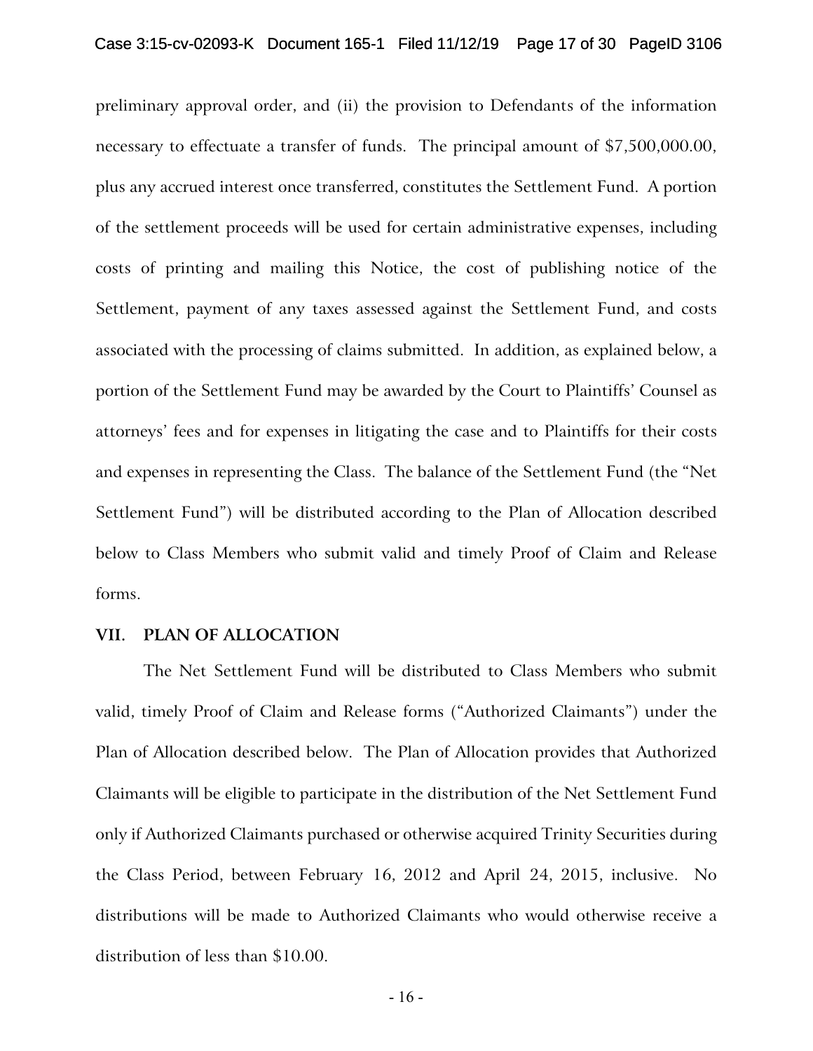preliminary approval order, and (ii) the provision to Defendants of the information necessary to effectuate a transfer of funds. The principal amount of $7,500,000.00, plus any accrued interest once transferred, constitutes the Settlement Fund. A portion of the settlement proceeds will be used for certain administrative expenses, including costs of printing and mailing this Notice, the cost of publishing notice of the Settlement, payment of any taxes assessed against the Settlement Fund, and costs associated with the processing of claims submitted. In addition, as explained below, a portion of the Settlement Fund may be awarded by the Court to Plaintiffs' Counsel as attorneys' fees and for expenses in litigating the case and to Plaintiffs for their costs and expenses in representing the Class. The balance of the Settlement Fund (the "Net Settlement Fund") will be distributed according to the Plan of Allocation described below to Class Members who submit valid and timely Proof of Claim and Release forms.

## VII. PLAN OF ALLOCATION

The Net Settlement Fund will be distributed to Class Members who submit valid, timely Proof of Claim and Release forms ("Authorized Claimants") under the Plan of Allocation described below. The Plan of Allocation provides that Authorized Claimants will be eligible to participate in the distribution of the Net Settlement Fund only if Authorized Claimants purchased or otherwise acquired Trinity Securities during the Class Period, between February 16, 2012 and April 24, 2015, inclusive. No distributions will be made to Authorized Claimants who would otherwise receive a distribution of less than $10.00.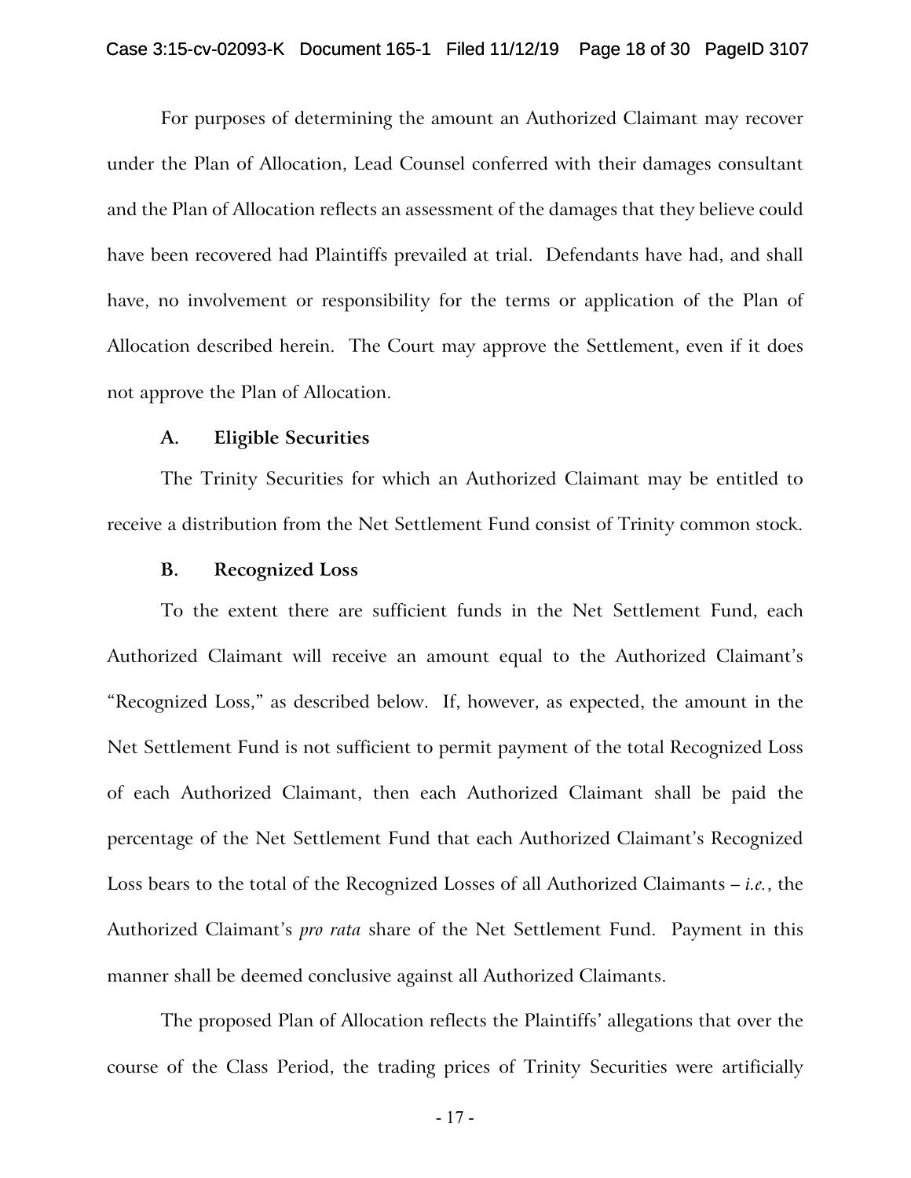For purposes of determining the amount an Authorized Claimant may recover under the Plan of Allocation, Lead Counsel conferred with their damages consultant and the Plan of Allocation reflects an assessment of the damages that they believe could have been recovered had Plaintiffs prevailed at trial. Defendants have had, and shall have, no involvement or responsibility for the terms or application of the Plan of Allocation described herein. The Court may approve the Settlement, even if it does not approve the Plan of Allocation.

### A. Eligible Securities

The Trinity Securities for which an Authorized Claimant may be entitled to receive a distribution from the Net Settlement Fund consist of Trinity common stock.

### B. Recognized Loss

To the extent there are sufficient funds in the Net Settlement Fund, each Authorized Claimant will receive an amount equal to the Authorized Claimant's "Recognized Loss," as described below. If, however, as expected, the amount in the Net Settlement Fund is not sufficient to permit payment of the total Recognized Loss of each Authorized Claimant, then each Authorized Claimant shall be paid the percentage of the Net Settlement Fund that each Authorized Claimant's Recognized Loss bears to the total of the Recognized Losses of all Authorized Claimants – *i.e.*, the Authorized Claimant's *pro rata* share of the Net Settlement Fund. Payment in this manner shall be deemed conclusive against all Authorized Claimants.

The proposed Plan of Allocation reflects the Plaintiffs' allegations that over the course of the Class Period, the trading prices of Trinity Securities were artificially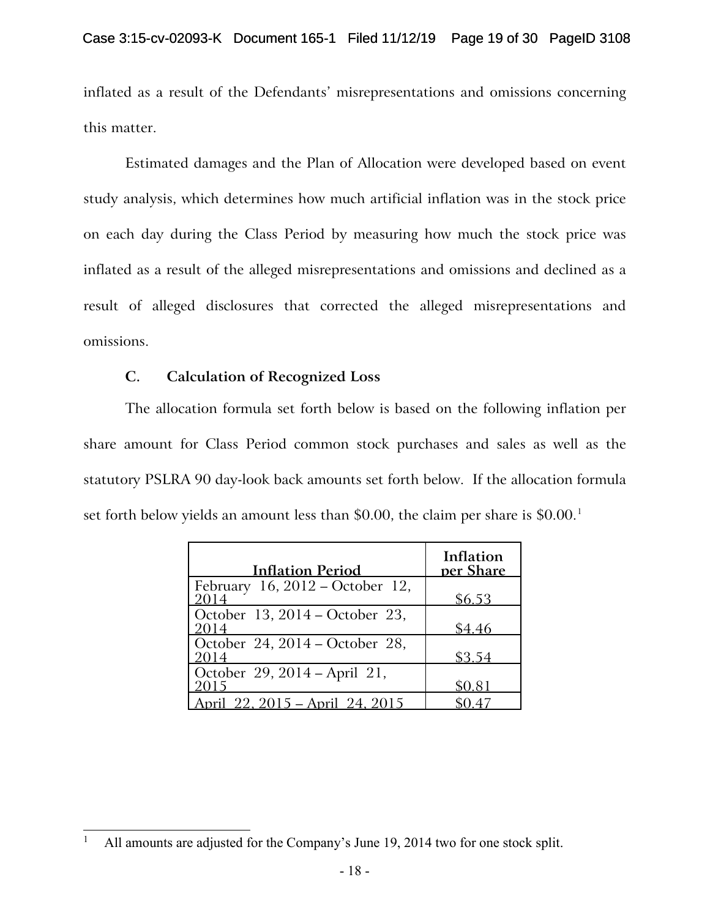inflated as a result of the Defendants' misrepresentations and omissions concerning this matter.

Estimated damages and the Plan of Allocation were developed based on event study analysis, which determines how much artificial inflation was in the stock price on each day during the Class Period by measuring how much the stock price was inflated as a result of the alleged misrepresentations and omissions and declined as a result of alleged disclosures that corrected the alleged misrepresentations and omissions.

### C. Calculation of Recognized Loss

The allocation formula set forth below is based on the following inflation per share amount for Class Period common stock purchases and sales as well as the statutory PSLRA 90 day-look back amounts set forth below. If the allocation formula set forth below yields an amount less than $0.00, the claim per share is $0.00.[1]

| Inflation Period | Inflation per Share |
|---|---|
| February 16, 2012 – October 12, 2014 | $6.53 |
| October 13, 2014 – October 23, 2014 | $4.46 |
| October 24, 2014 – October 28, 2014 | $3.54 |
| October 29, 2014 – April 21, 2015 | $0.81 |
| April 22, 2015 – April 24, 2015 | $0.47 |

[1] All amounts are adjusted for the Company's June 19, 2014 two for one stock split.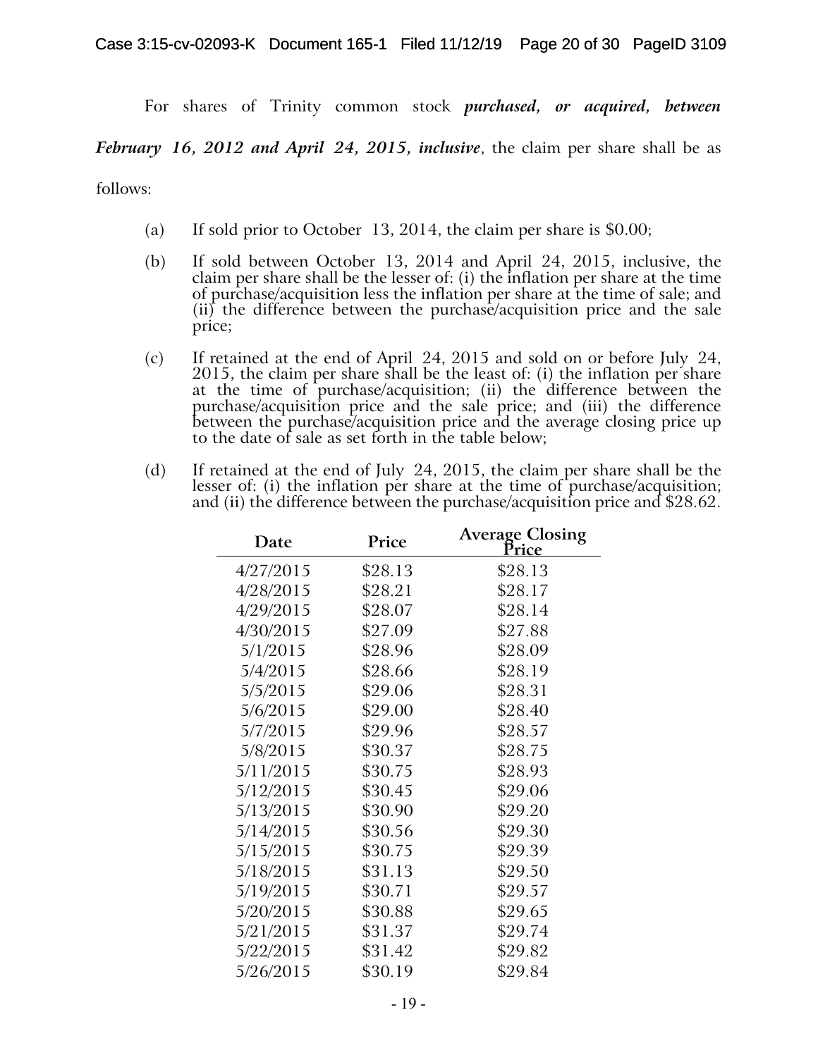For shares of Trinity common stock ***purchased, or acquired, between February 16, 2012 and April 24, 2015, inclusive***, the claim per share shall be as follows:

(a) If sold prior to October 13, 2014, the claim per share is $0.00;

(b) If sold between October 13, 2014 and April 24, 2015, inclusive, the claim per share shall be the lesser of: (i) the inflation per share at the time of purchase/acquisition less the inflation per share at the time of sale; and (ii) the difference between the purchase/acquisition price and the sale price;

(c) If retained at the end of April 24, 2015 and sold on or before July 24, 2015, the claim per share shall be the least of: (i) the inflation per share at the time of purchase/acquisition; (ii) the difference between the purchase/acquisition price and the sale price; and (iii) the difference between the purchase/acquisition price and the average closing price up to the date of sale as set forth in the table below;

(d) If retained at the end of July 24, 2015, the claim per share shall be the lesser of: (i) the inflation per share at the time of purchase/acquisition; and (ii) the difference between the purchase/acquisition price and $28.62.

| Date | Price | Average Closing Price |
|---|---|---|
| 4/27/2015 | $28.13 | $28.13 |
| 4/28/2015 | $28.21 | $28.17 |
| 4/29/2015 | $28.07 | $28.14 |
| 4/30/2015 | $27.09 | $27.88 |
| 5/1/2015 | $28.96 | $28.09 |
| 5/4/2015 | $28.66 | $28.19 |
| 5/5/2015 | $29.06 | $28.31 |
| 5/6/2015 | $29.00 | $28.40 |
| 5/7/2015 | $29.96 | $28.57 |
| 5/8/2015 | $30.37 | $28.75 |
| 5/11/2015 | $30.75 | $28.93 |
| 5/12/2015 | $30.45 | $29.06 |
| 5/13/2015 | $30.90 | $29.20 |
| 5/14/2015 | $30.56 | $29.30 |
| 5/15/2015 | $30.75 | $29.39 |
| 5/18/2015 | $31.13 | $29.50 |
| 5/19/2015 | $30.71 | $29.57 |
| 5/20/2015 | $30.88 | $29.65 |
| 5/21/2015 | $31.37 | $29.74 |
| 5/22/2015 | $31.42 | $29.82 |
| 5/26/2015 | $30.19 | $29.84 |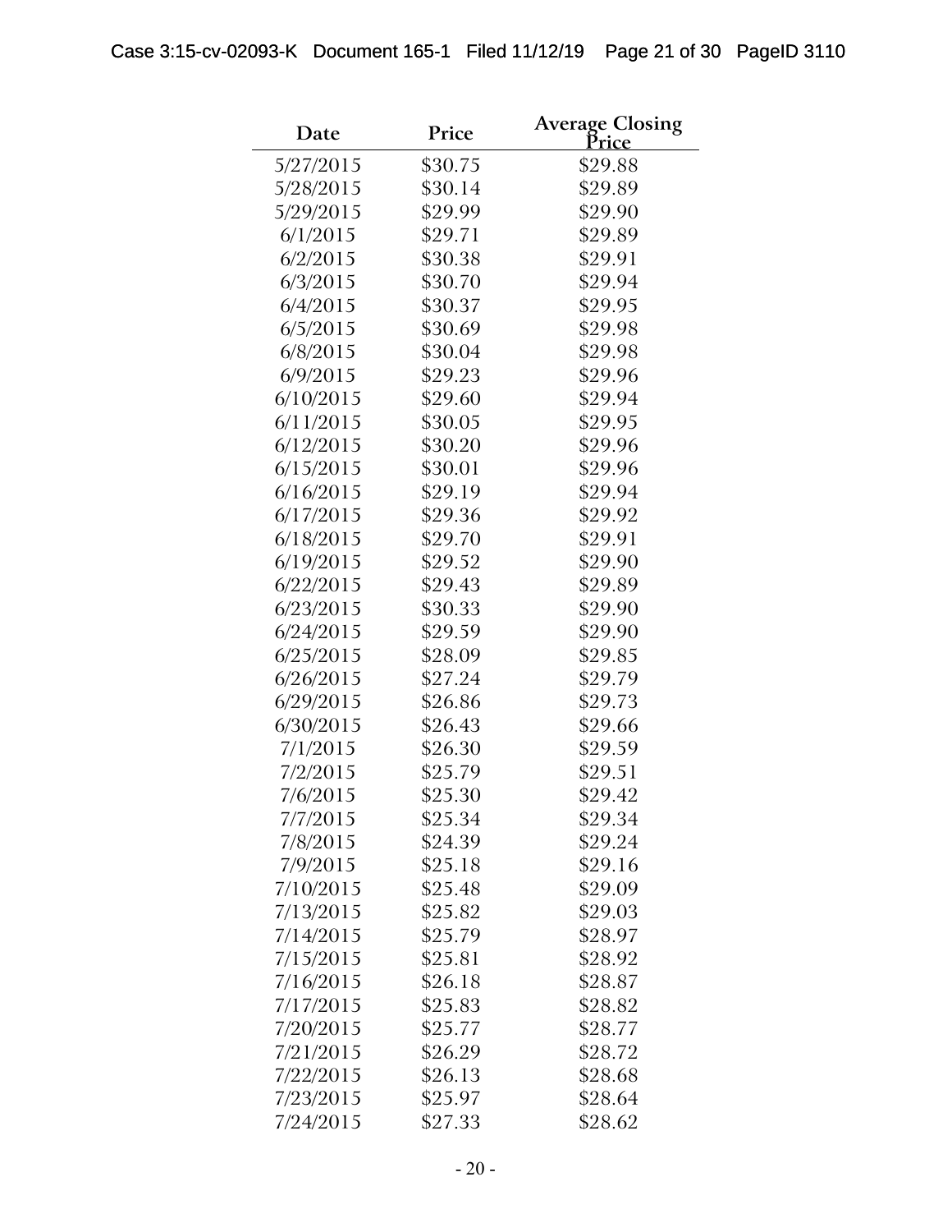| Date | Price | Average Closing Price |
|---|---|---|
| 5/27/2015 | $30.75 | $29.88 |
| 5/28/2015 | $30.14 | $29.89 |
| 5/29/2015 | $29.99 | $29.90 |
| 6/1/2015 | $29.71 | $29.89 |
| 6/2/2015 | $30.38 | $29.91 |
| 6/3/2015 | $30.70 | $29.94 |
| 6/4/2015 | $30.37 | $29.95 |
| 6/5/2015 | $30.69 | $29.98 |
| 6/8/2015 | $30.04 | $29.98 |
| 6/9/2015 | $29.23 | $29.96 |
| 6/10/2015 | $29.60 | $29.94 |
| 6/11/2015 | $30.05 | $29.95 |
| 6/12/2015 | $30.20 | $29.96 |
| 6/15/2015 | $30.01 | $29.96 |
| 6/16/2015 | $29.19 | $29.94 |
| 6/17/2015 | $29.36 | $29.92 |
| 6/18/2015 | $29.70 | $29.91 |
| 6/19/2015 | $29.52 | $29.90 |
| 6/22/2015 | $29.43 | $29.89 |
| 6/23/2015 | $30.33 | $29.90 |
| 6/24/2015 | $29.59 | $29.90 |
| 6/25/2015 | $28.09 | $29.85 |
| 6/26/2015 | $27.24 | $29.79 |
| 6/29/2015 | $26.86 | $29.73 |
| 6/30/2015 | $26.43 | $29.66 |
| 7/1/2015 | $26.30 | $29.59 |
| 7/2/2015 | $25.79 | $29.51 |
| 7/6/2015 | $25.30 | $29.42 |
| 7/7/2015 | $25.34 | $29.34 |
| 7/8/2015 | $24.39 | $29.24 |
| 7/9/2015 | $25.18 | $29.16 |
| 7/10/2015 | $25.48 | $29.09 |
| 7/13/2015 | $25.82 | $29.03 |
| 7/14/2015 | $25.79 | $28.97 |
| 7/15/2015 | $25.81 | $28.92 |
| 7/16/2015 | $26.18 | $28.87 |
| 7/17/2015 | $25.83 | $28.82 |
| 7/20/2015 | $25.77 | $28.77 |
| 7/21/2015 | $26.29 | $28.72 |
| 7/22/2015 | $26.13 | $28.68 |
| 7/23/2015 | $25.97 | $28.64 |
| 7/24/2015 | $27.33 | $28.62 |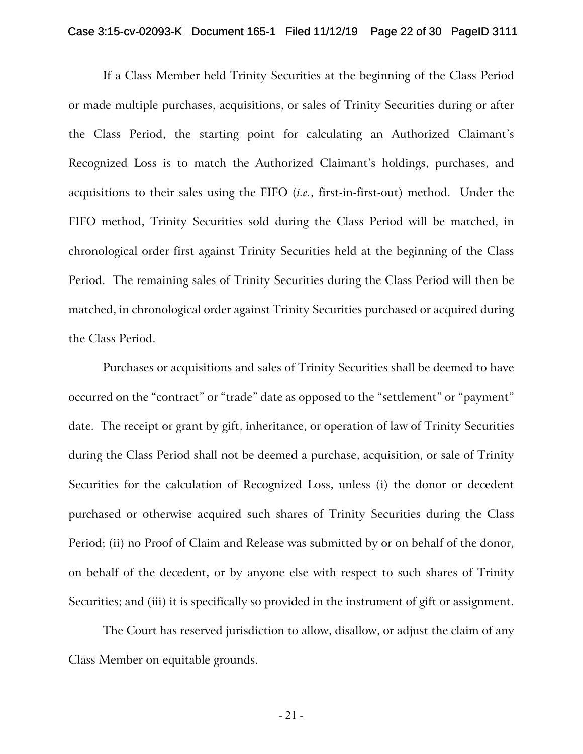If a Class Member held Trinity Securities at the beginning of the Class Period or made multiple purchases, acquisitions, or sales of Trinity Securities during or after the Class Period, the starting point for calculating an Authorized Claimant's Recognized Loss is to match the Authorized Claimant's holdings, purchases, and acquisitions to their sales using the FIFO (*i.e.*, first-in-first-out) method. Under the FIFO method, Trinity Securities sold during the Class Period will be matched, in chronological order first against Trinity Securities held at the beginning of the Class Period. The remaining sales of Trinity Securities during the Class Period will then be matched, in chronological order against Trinity Securities purchased or acquired during the Class Period.

Purchases or acquisitions and sales of Trinity Securities shall be deemed to have occurred on the "contract" or "trade" date as opposed to the "settlement" or "payment" date. The receipt or grant by gift, inheritance, or operation of law of Trinity Securities during the Class Period shall not be deemed a purchase, acquisition, or sale of Trinity Securities for the calculation of Recognized Loss, unless (i) the donor or decedent purchased or otherwise acquired such shares of Trinity Securities during the Class Period; (ii) no Proof of Claim and Release was submitted by or on behalf of the donor, on behalf of the decedent, or by anyone else with respect to such shares of Trinity Securities; and (iii) it is specifically so provided in the instrument of gift or assignment.

The Court has reserved jurisdiction to allow, disallow, or adjust the claim of any Class Member on equitable grounds.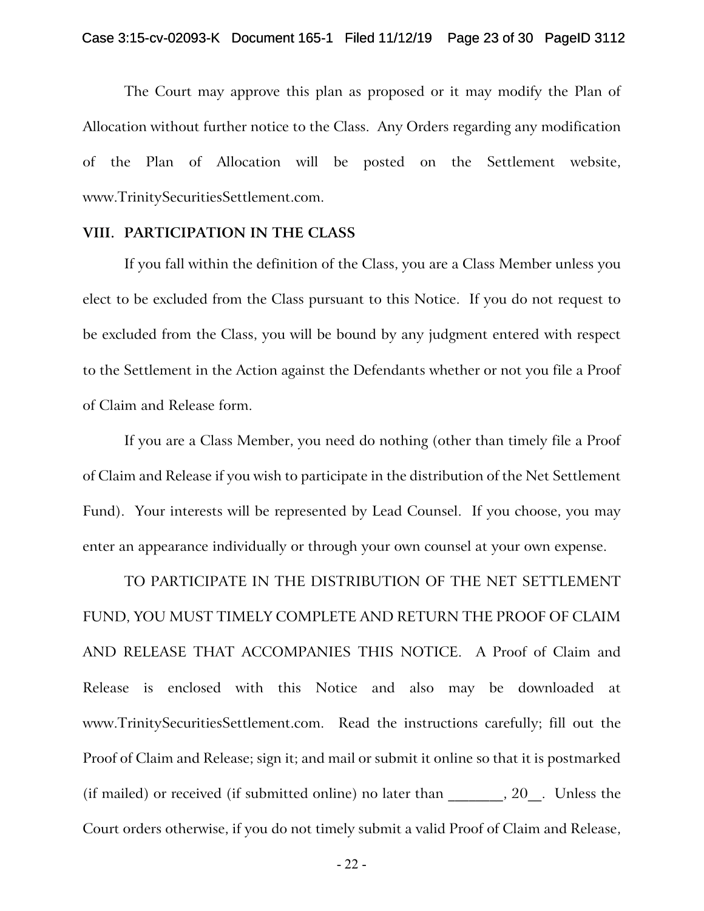The Court may approve this plan as proposed or it may modify the Plan of Allocation without further notice to the Class. Any Orders regarding any modification of the Plan of Allocation will be posted on the Settlement website, www.TrinitySecuritiesSettlement.com.

## VIII. PARTICIPATION IN THE CLASS

If you fall within the definition of the Class, you are a Class Member unless you elect to be excluded from the Class pursuant to this Notice. If you do not request to be excluded from the Class, you will be bound by any judgment entered with respect to the Settlement in the Action against the Defendants whether or not you file a Proof of Claim and Release form.

If you are a Class Member, you need do nothing (other than timely file a Proof of Claim and Release if you wish to participate in the distribution of the Net Settlement Fund). Your interests will be represented by Lead Counsel. If you choose, you may enter an appearance individually or through your own counsel at your own expense.

TO PARTICIPATE IN THE DISTRIBUTION OF THE NET SETTLEMENT FUND, YOU MUST TIMELY COMPLETE AND RETURN THE PROOF OF CLAIM AND RELEASE THAT ACCOMPANIES THIS NOTICE. A Proof of Claim and Release is enclosed with this Notice and also may be downloaded at www.TrinitySecuritiesSettlement.com. Read the instructions carefully; fill out the Proof of Claim and Release; sign it; and mail or submit it online so that it is postmarked (if mailed) or received (if submitted online) no later than _______, 20__. Unless the Court orders otherwise, if you do not timely submit a valid Proof of Claim and Release,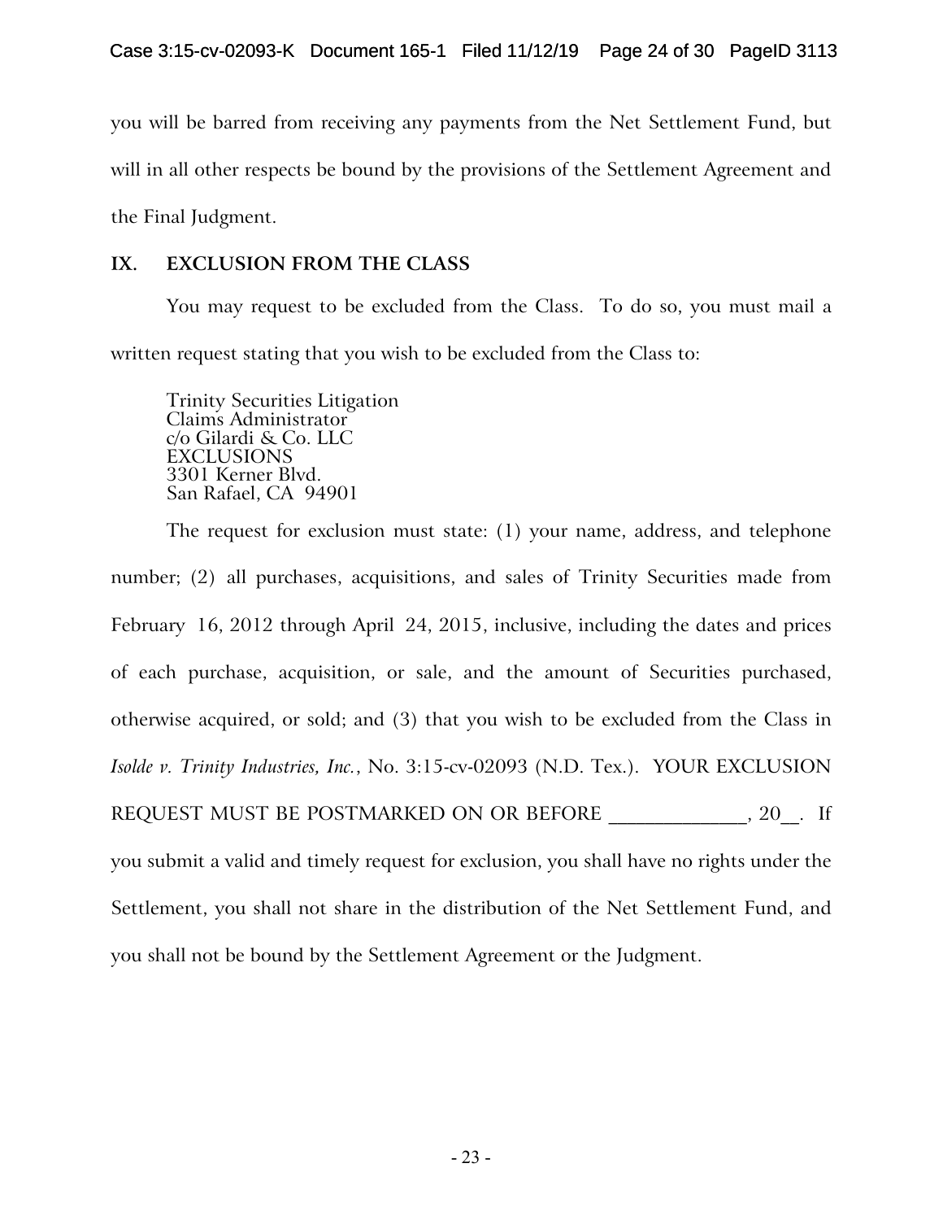you will be barred from receiving any payments from the Net Settlement Fund, but will in all other respects be bound by the provisions of the Settlement Agreement and the Final Judgment.

## IX. EXCLUSION FROM THE CLASS

You may request to be excluded from the Class. To do so, you must mail a written request stating that you wish to be excluded from the Class to:

Trinity Securities Litigation  
Claims Administrator  
c/o Gilardi & Co. LLC  
EXCLUSIONS  
3301 Kerner Blvd.  
San Rafael, CA 94901

The request for exclusion must state: (1) your name, address, and telephone number; (2) all purchases, acquisitions, and sales of Trinity Securities made from February 16, 2012 through April 24, 2015, inclusive, including the dates and prices of each purchase, acquisition, or sale, and the amount of Securities purchased, otherwise acquired, or sold; and (3) that you wish to be excluded from the Class in *Isolde v. Trinity Industries, Inc.*, No. 3:15-cv-02093 (N.D. Tex.). YOUR EXCLUSION REQUEST MUST BE POSTMARKED ON OR BEFORE _____________, 20__. If you submit a valid and timely request for exclusion, you shall have no rights under the Settlement, you shall not share in the distribution of the Net Settlement Fund, and you shall not be bound by the Settlement Agreement or the Judgment.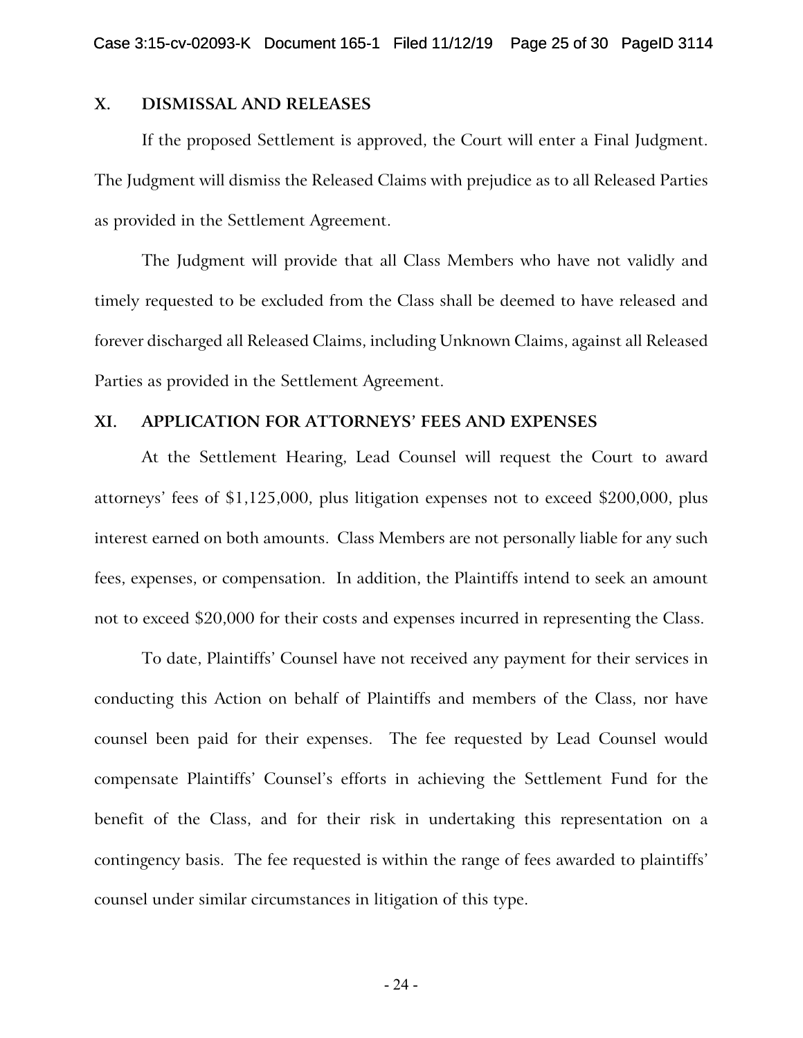## X. DISMISSAL AND RELEASES

If the proposed Settlement is approved, the Court will enter a Final Judgment. The Judgment will dismiss the Released Claims with prejudice as to all Released Parties as provided in the Settlement Agreement.

The Judgment will provide that all Class Members who have not validly and timely requested to be excluded from the Class shall be deemed to have released and forever discharged all Released Claims, including Unknown Claims, against all Released Parties as provided in the Settlement Agreement.

## XI. APPLICATION FOR ATTORNEYS' FEES AND EXPENSES

At the Settlement Hearing, Lead Counsel will request the Court to award attorneys' fees of $1,125,000, plus litigation expenses not to exceed $200,000, plus interest earned on both amounts. Class Members are not personally liable for any such fees, expenses, or compensation. In addition, the Plaintiffs intend to seek an amount not to exceed $20,000 for their costs and expenses incurred in representing the Class.

To date, Plaintiffs' Counsel have not received any payment for their services in conducting this Action on behalf of Plaintiffs and members of the Class, nor have counsel been paid for their expenses. The fee requested by Lead Counsel would compensate Plaintiffs' Counsel's efforts in achieving the Settlement Fund for the benefit of the Class, and for their risk in undertaking this representation on a contingency basis. The fee requested is within the range of fees awarded to plaintiffs' counsel under similar circumstances in litigation of this type.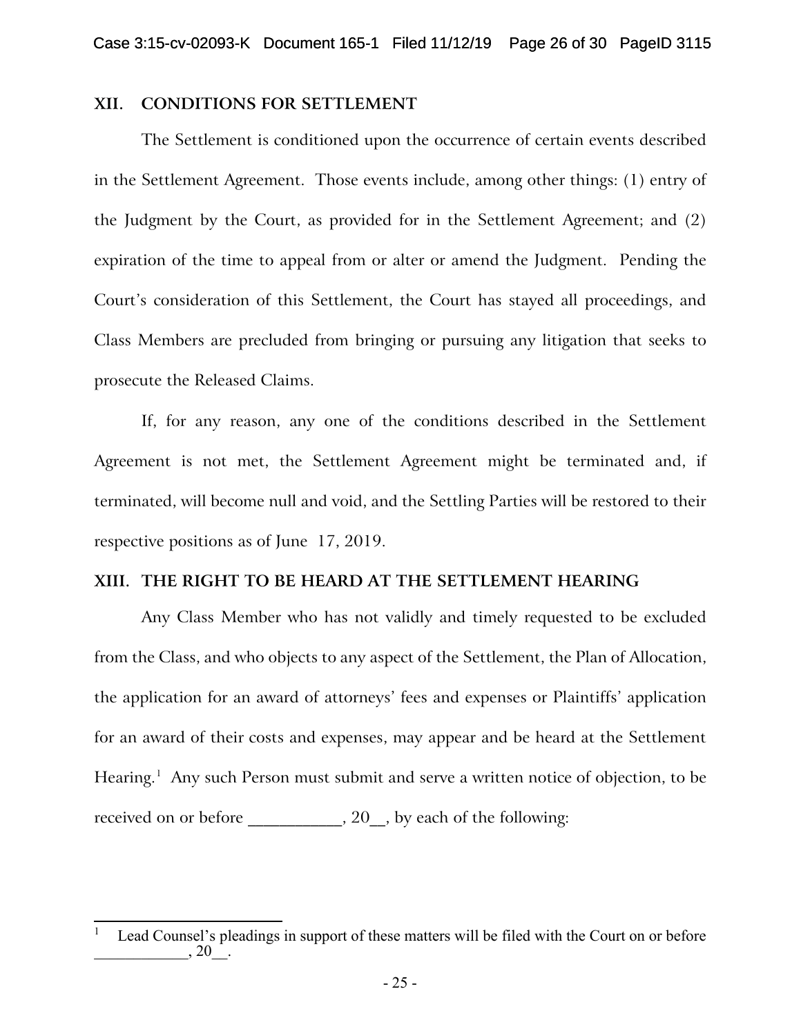## XII. CONDITIONS FOR SETTLEMENT

The Settlement is conditioned upon the occurrence of certain events described in the Settlement Agreement. Those events include, among other things: (1) entry of the Judgment by the Court, as provided for in the Settlement Agreement; and (2) expiration of the time to appeal from or alter or amend the Judgment. Pending the Court's consideration of this Settlement, the Court has stayed all proceedings, and Class Members are precluded from bringing or pursuing any litigation that seeks to prosecute the Released Claims.

If, for any reason, any one of the conditions described in the Settlement Agreement is not met, the Settlement Agreement might be terminated and, if terminated, will become null and void, and the Settling Parties will be restored to their respective positions as of June 17, 2019.

## XIII. THE RIGHT TO BE HEARD AT THE SETTLEMENT HEARING

Any Class Member who has not validly and timely requested to be excluded from the Class, and who objects to any aspect of the Settlement, the Plan of Allocation, the application for an award of attorneys' fees and expenses or Plaintiffs' application for an award of their costs and expenses, may appear and be heard at the Settlement Hearing.[1] Any such Person must submit and serve a written notice of objection, to be received on or before ___________, 20__, by each of the following:

[1] Lead Counsel's pleadings in support of these matters will be filed with the Court on or before ____________, 20__.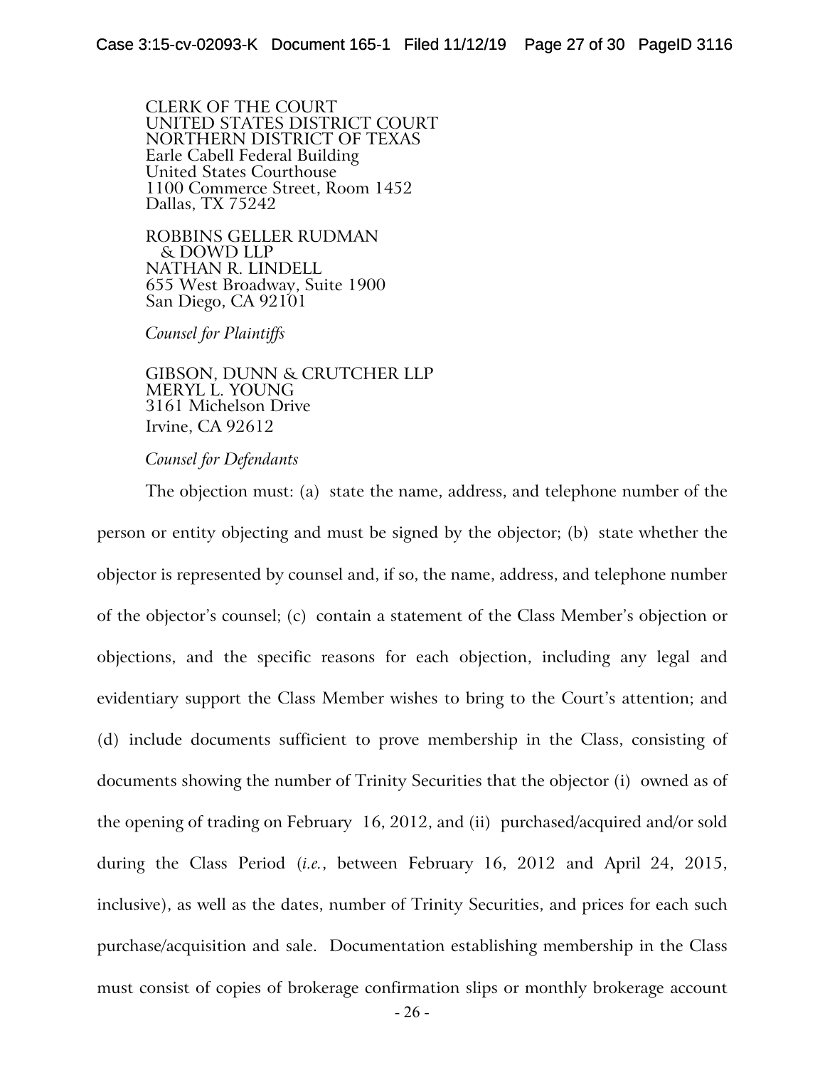CLERK OF THE COURT
UNITED STATES DISTRICT COURT
NORTHERN DISTRICT OF TEXAS
Earle Cabell Federal Building
United States Courthouse
1100 Commerce Street, Room 1452
Dallas, TX 75242

ROBBINS GELLER RUDMAN
& DOWD LLP
NATHAN R. LINDELL
655 West Broadway, Suite 1900
San Diego, CA 92101

*Counsel for Plaintiffs*

GIBSON, DUNN & CRUTCHER LLP
MERYL L. YOUNG
3161 Michelson Drive
Irvine, CA 92612

*Counsel for Defendants*

The objection must: (a) state the name, address, and telephone number of the person or entity objecting and must be signed by the objector; (b) state whether the objector is represented by counsel and, if so, the name, address, and telephone number of the objector's counsel; (c) contain a statement of the Class Member's objection or objections, and the specific reasons for each objection, including any legal and evidentiary support the Class Member wishes to bring to the Court's attention; and (d) include documents sufficient to prove membership in the Class, consisting of documents showing the number of Trinity Securities that the objector (i) owned as of the opening of trading on February 16, 2012, and (ii) purchased/acquired and/or sold during the Class Period (*i.e.*, between February 16, 2012 and April 24, 2015, inclusive), as well as the dates, number of Trinity Securities, and prices for each such purchase/acquisition and sale. Documentation establishing membership in the Class must consist of copies of brokerage confirmation slips or monthly brokerage account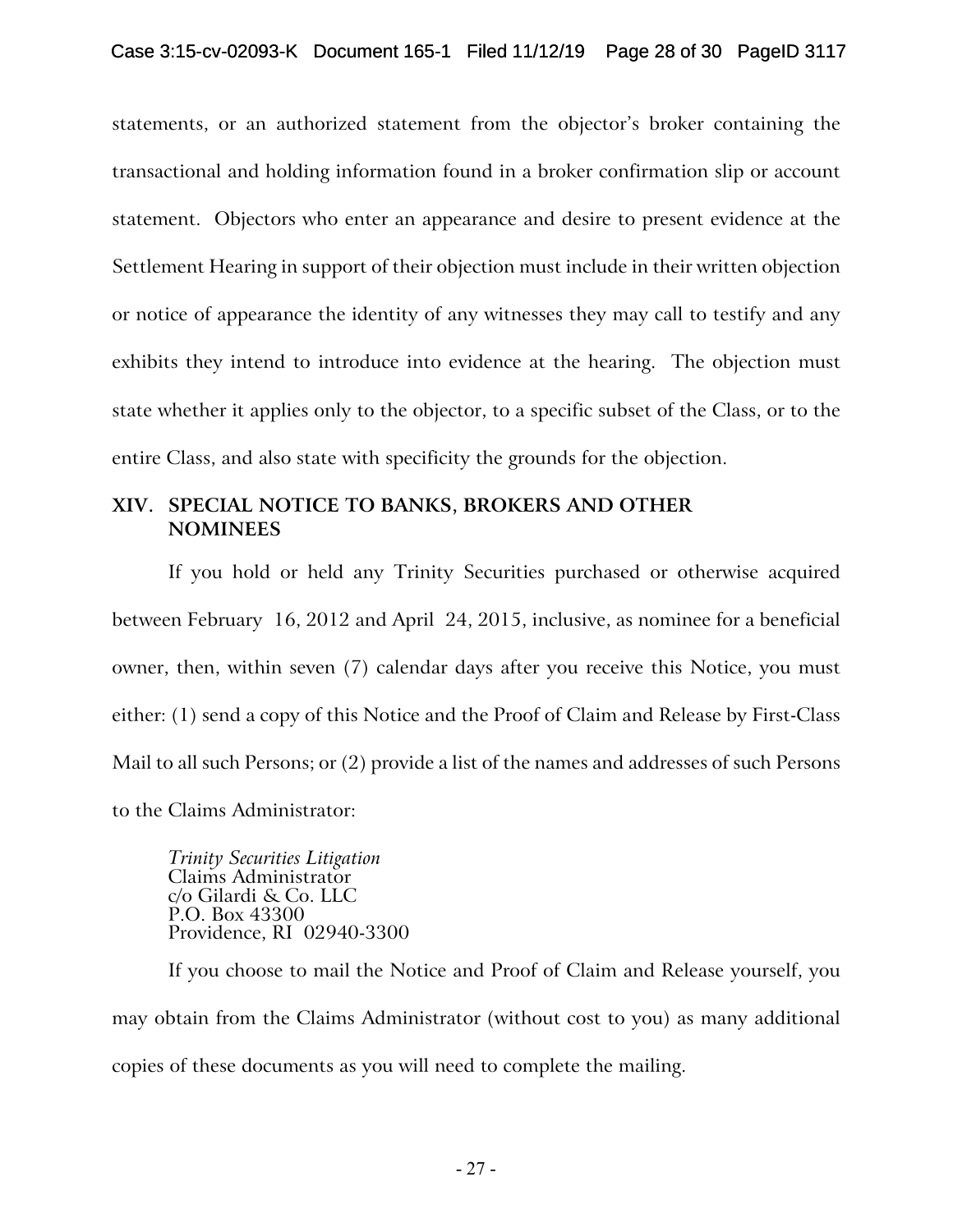statements, or an authorized statement from the objector's broker containing the transactional and holding information found in a broker confirmation slip or account statement. Objectors who enter an appearance and desire to present evidence at the Settlement Hearing in support of their objection must include in their written objection or notice of appearance the identity of any witnesses they may call to testify and any exhibits they intend to introduce into evidence at the hearing. The objection must state whether it applies only to the objector, to a specific subset of the Class, or to the entire Class, and also state with specificity the grounds for the objection.

## XIV. SPECIAL NOTICE TO BANKS, BROKERS AND OTHER NOMINEES

If you hold or held any Trinity Securities purchased or otherwise acquired between February 16, 2012 and April 24, 2015, inclusive, as nominee for a beneficial owner, then, within seven (7) calendar days after you receive this Notice, you must either: (1) send a copy of this Notice and the Proof of Claim and Release by First-Class Mail to all such Persons; or (2) provide a list of the names and addresses of such Persons to the Claims Administrator:

*Trinity Securities Litigation*
Claims Administrator
c/o Gilardi & Co. LLC
P.O. Box 43300
Providence, RI 02940-3300

If you choose to mail the Notice and Proof of Claim and Release yourself, you may obtain from the Claims Administrator (without cost to you) as many additional copies of these documents as you will need to complete the mailing.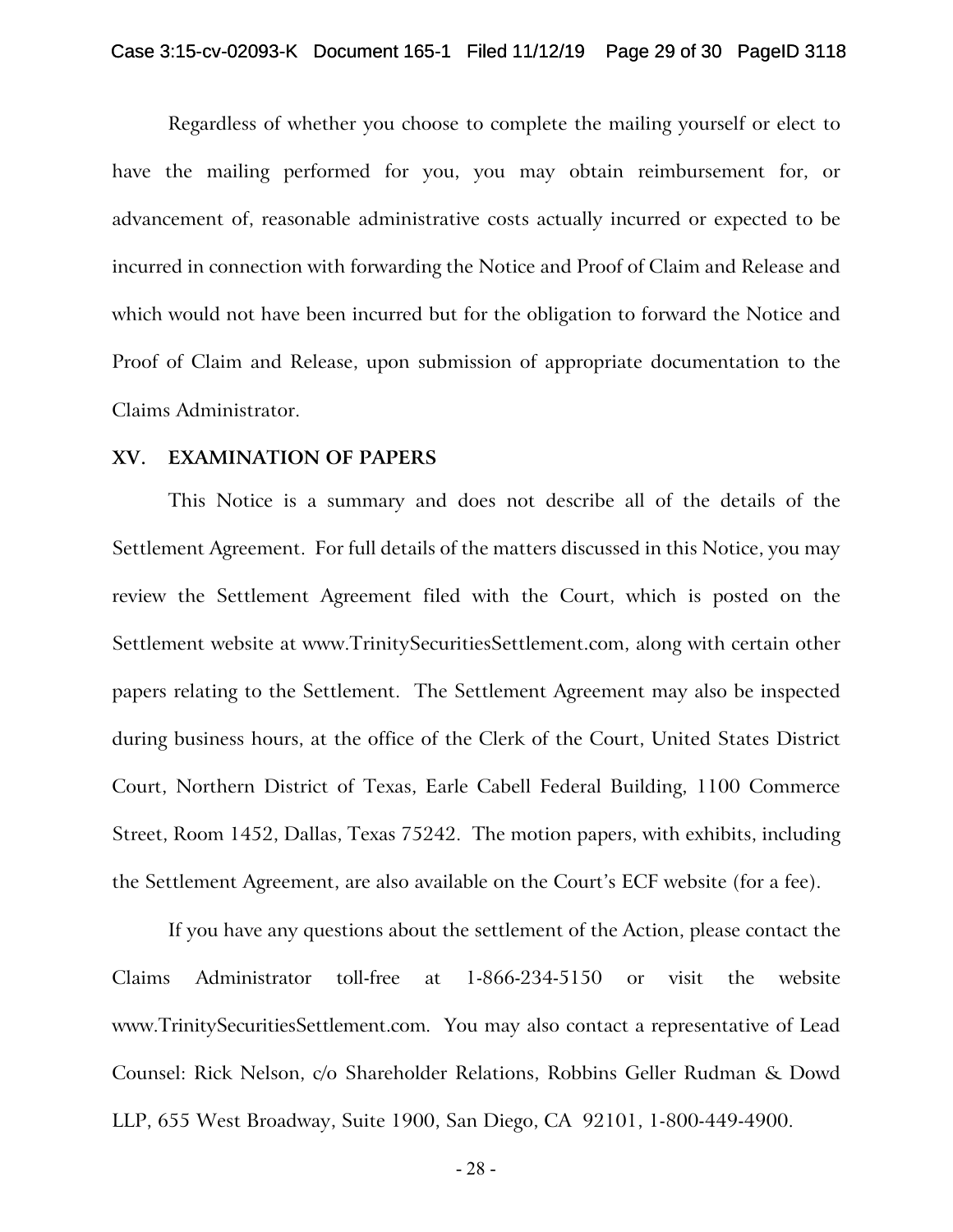Regardless of whether you choose to complete the mailing yourself or elect to have the mailing performed for you, you may obtain reimbursement for, or advancement of, reasonable administrative costs actually incurred or expected to be incurred in connection with forwarding the Notice and Proof of Claim and Release and which would not have been incurred but for the obligation to forward the Notice and Proof of Claim and Release, upon submission of appropriate documentation to the Claims Administrator.

## XV. EXAMINATION OF PAPERS

This Notice is a summary and does not describe all of the details of the Settlement Agreement. For full details of the matters discussed in this Notice, you may review the Settlement Agreement filed with the Court, which is posted on the Settlement website at www.TrinitySecuritiesSettlement.com, along with certain other papers relating to the Settlement. The Settlement Agreement may also be inspected during business hours, at the office of the Clerk of the Court, United States District Court, Northern District of Texas, Earle Cabell Federal Building, 1100 Commerce Street, Room 1452, Dallas, Texas 75242. The motion papers, with exhibits, including the Settlement Agreement, are also available on the Court's ECF website (for a fee).

If you have any questions about the settlement of the Action, please contact the Claims Administrator toll-free at 1-866-234-5150 or visit the website www.TrinitySecuritiesSettlement.com. You may also contact a representative of Lead Counsel: Rick Nelson, c/o Shareholder Relations, Robbins Geller Rudman & Dowd LLP, 655 West Broadway, Suite 1900, San Diego, CA 92101, 1-800-449-4900.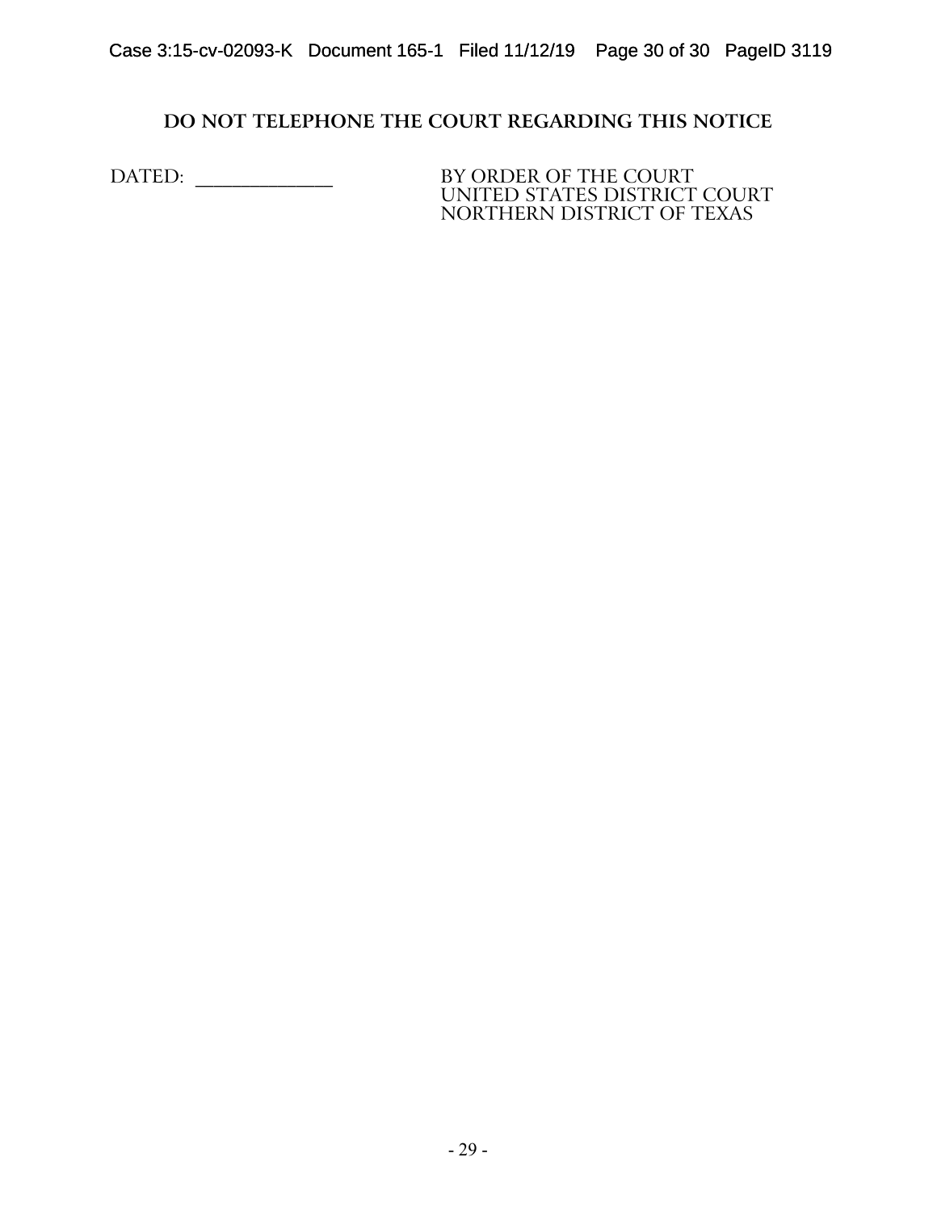**DO NOT TELEPHONE THE COURT REGARDING THIS NOTICE**

DATED: _______________

BY ORDER OF THE COURT
UNITED STATES DISTRICT COURT
NORTHERN DISTRICT OF TEXAS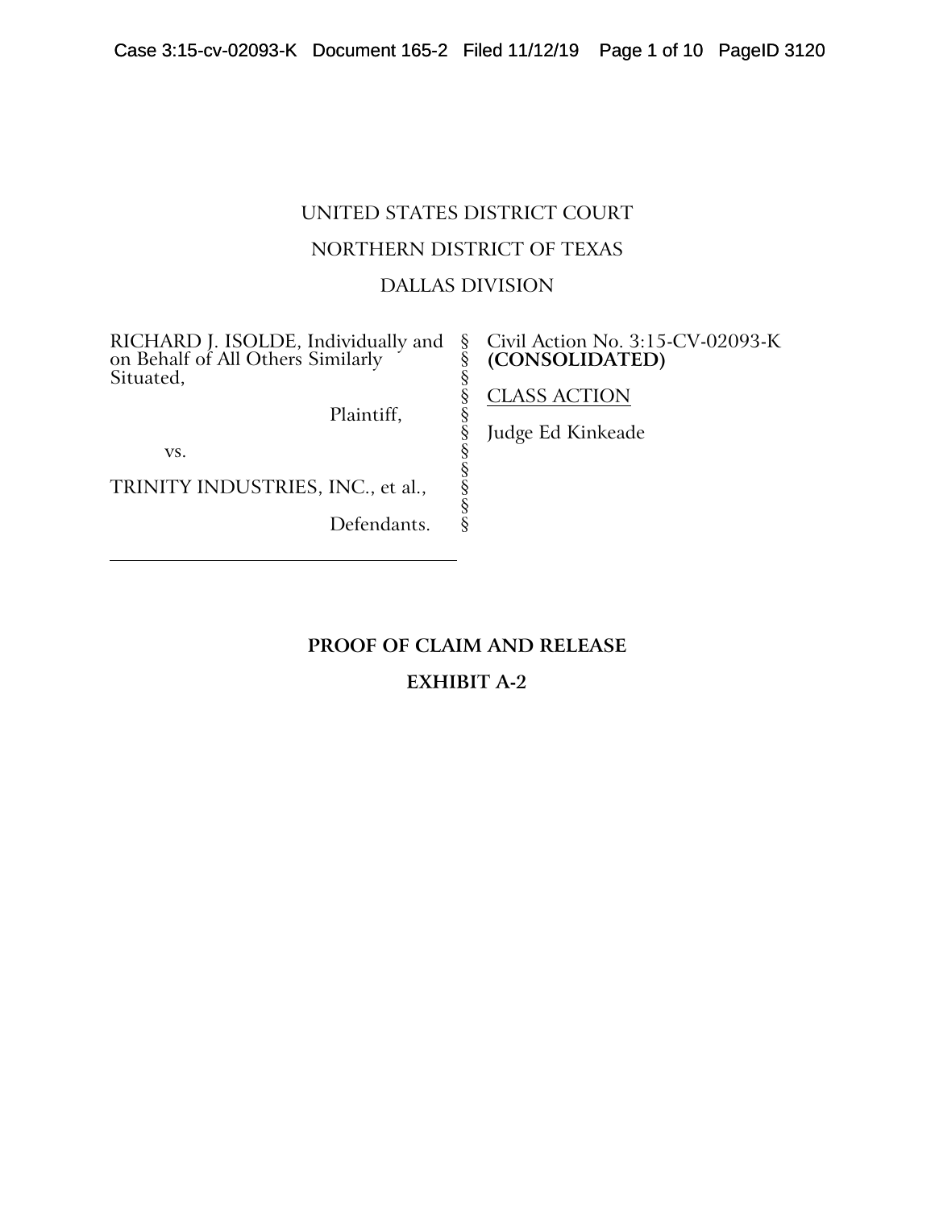UNITED STATES DISTRICT COURT

NORTHERN DISTRICT OF TEXAS

DALLAS DIVISION

| | | |
|---|---|---|
| RICHARD J. ISOLDE, Individually and on Behalf of All Others Similarly Situated, | § | Civil Action No. 3:15-CV-02093-K **(CONSOLIDATED)** |
| Plaintiff, | § | CLASS ACTION |
| vs. | § | Judge Ed Kinkeade |
| TRINITY INDUSTRIES, INC., et al., | § | |
| Defendants. | § | |

**PROOF OF CLAIM AND RELEASE**

**EXHIBIT A-2**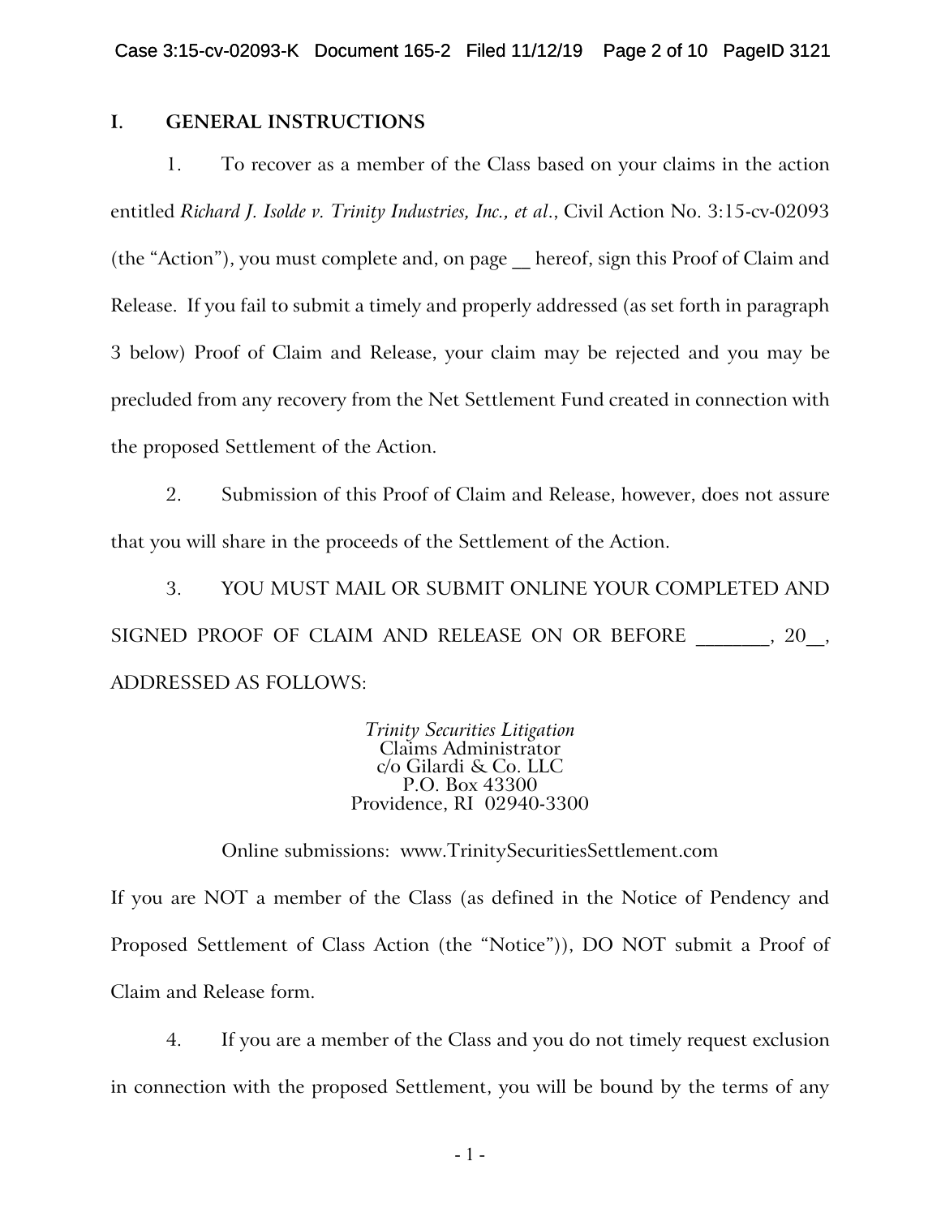## I. GENERAL INSTRUCTIONS

1. To recover as a member of the Class based on your claims in the action entitled *Richard J. Isolde v. Trinity Industries, Inc., et al.*, Civil Action No. 3:15-cv-02093 (the "Action"), you must complete and, on page __ hereof, sign this Proof of Claim and Release. If you fail to submit a timely and properly addressed (as set forth in paragraph 3 below) Proof of Claim and Release, your claim may be rejected and you may be precluded from any recovery from the Net Settlement Fund created in connection with the proposed Settlement of the Action.

2. Submission of this Proof of Claim and Release, however, does not assure that you will share in the proceeds of the Settlement of the Action.

3. YOU MUST MAIL OR SUBMIT ONLINE YOUR COMPLETED AND SIGNED PROOF OF CLAIM AND RELEASE ON OR BEFORE _______, 20__, ADDRESSED AS FOLLOWS:

*Trinity Securities Litigation*
Claims Administrator
c/o Gilardi & Co. LLC
P.O. Box 43300
Providence, RI 02940-3300

Online submissions: www.TrinitySecuritiesSettlement.com

If you are NOT a member of the Class (as defined in the Notice of Pendency and Proposed Settlement of Class Action (the "Notice")), DO NOT submit a Proof of Claim and Release form.

4. If you are a member of the Class and you do not timely request exclusion in connection with the proposed Settlement, you will be bound by the terms of any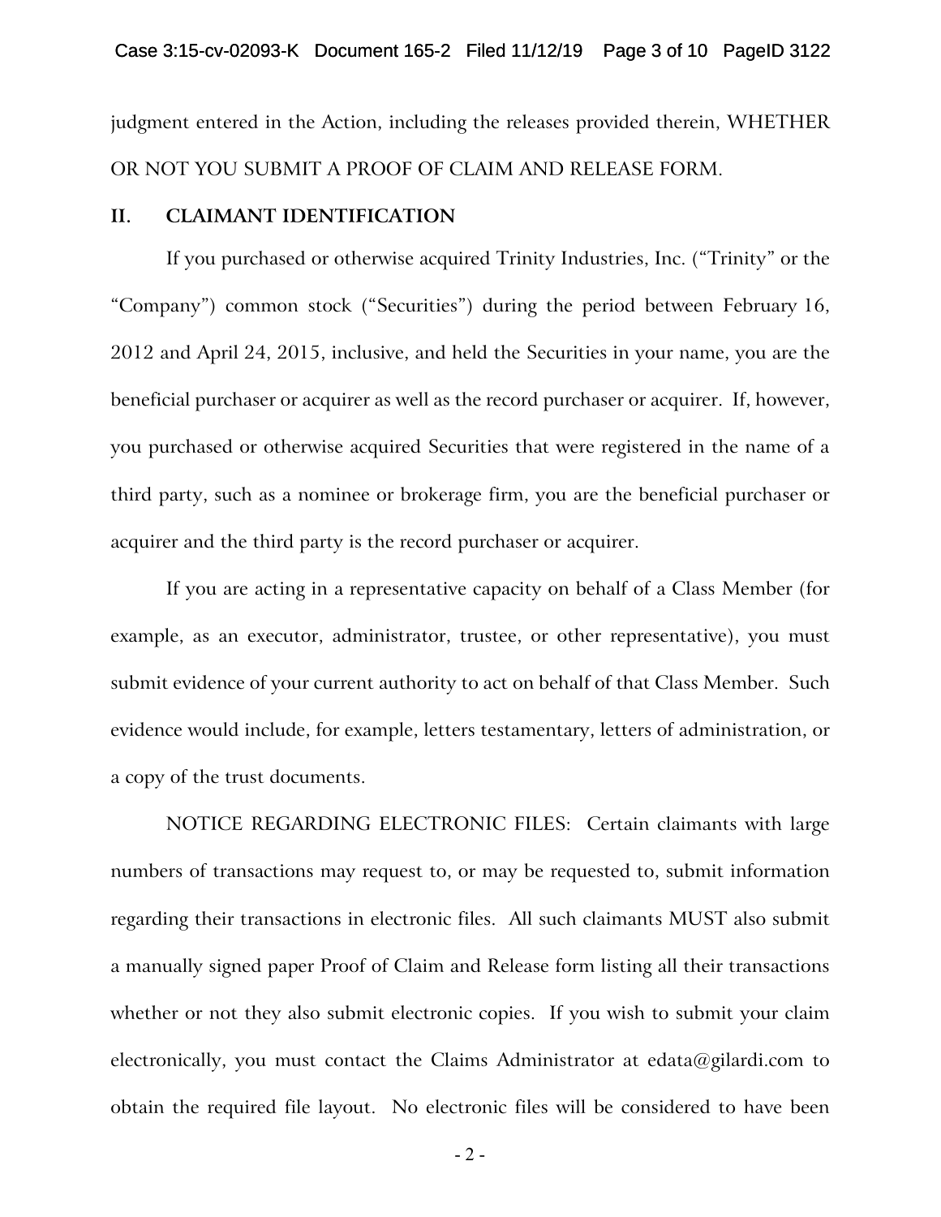judgment entered in the Action, including the releases provided therein, WHETHER OR NOT YOU SUBMIT A PROOF OF CLAIM AND RELEASE FORM.

## II. CLAIMANT IDENTIFICATION

If you purchased or otherwise acquired Trinity Industries, Inc. ("Trinity" or the "Company") common stock ("Securities") during the period between February 16, 2012 and April 24, 2015, inclusive, and held the Securities in your name, you are the beneficial purchaser or acquirer as well as the record purchaser or acquirer. If, however, you purchased or otherwise acquired Securities that were registered in the name of a third party, such as a nominee or brokerage firm, you are the beneficial purchaser or acquirer and the third party is the record purchaser or acquirer.

If you are acting in a representative capacity on behalf of a Class Member (for example, as an executor, administrator, trustee, or other representative), you must submit evidence of your current authority to act on behalf of that Class Member. Such evidence would include, for example, letters testamentary, letters of administration, or a copy of the trust documents.

NOTICE REGARDING ELECTRONIC FILES: Certain claimants with large numbers of transactions may request to, or may be requested to, submit information regarding their transactions in electronic files. All such claimants MUST also submit a manually signed paper Proof of Claim and Release form listing all their transactions whether or not they also submit electronic copies. If you wish to submit your claim electronically, you must contact the Claims Administrator at edata@gilardi.com to obtain the required file layout. No electronic files will be considered to have been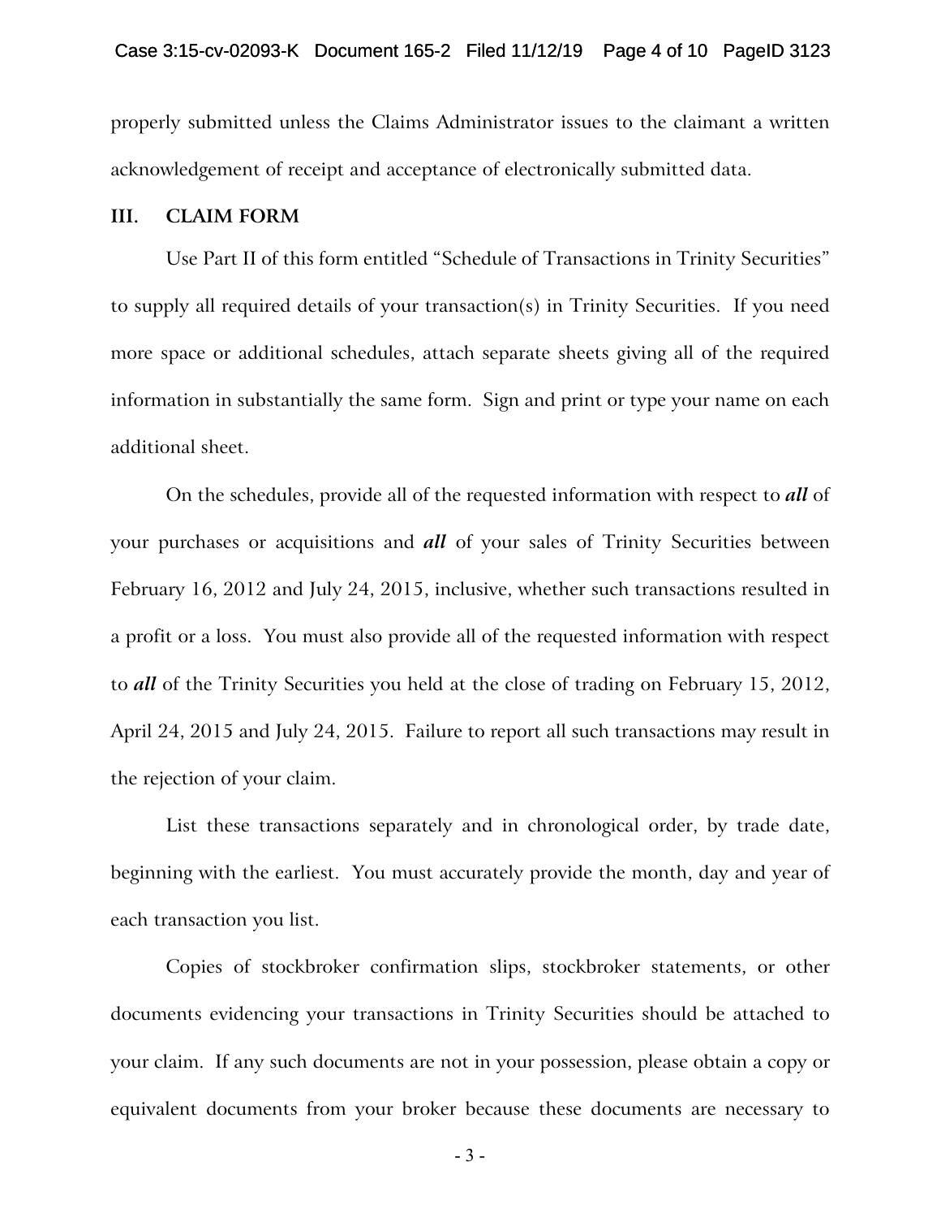properly submitted unless the Claims Administrator issues to the claimant a written acknowledgement of receipt and acceptance of electronically submitted data.

## III. CLAIM FORM

Use Part II of this form entitled "Schedule of Transactions in Trinity Securities" to supply all required details of your transaction(s) in Trinity Securities. If you need more space or additional schedules, attach separate sheets giving all of the required information in substantially the same form. Sign and print or type your name on each additional sheet.

On the schedules, provide all of the requested information with respect to ***all*** of your purchases or acquisitions and ***all*** of your sales of Trinity Securities between February 16, 2012 and July 24, 2015, inclusive, whether such transactions resulted in a profit or a loss. You must also provide all of the requested information with respect to ***all*** of the Trinity Securities you held at the close of trading on February 15, 2012, April 24, 2015 and July 24, 2015. Failure to report all such transactions may result in the rejection of your claim.

List these transactions separately and in chronological order, by trade date, beginning with the earliest. You must accurately provide the month, day and year of each transaction you list.

Copies of stockbroker confirmation slips, stockbroker statements, or other documents evidencing your transactions in Trinity Securities should be attached to your claim. If any such documents are not in your possession, please obtain a copy or equivalent documents from your broker because these documents are necessary to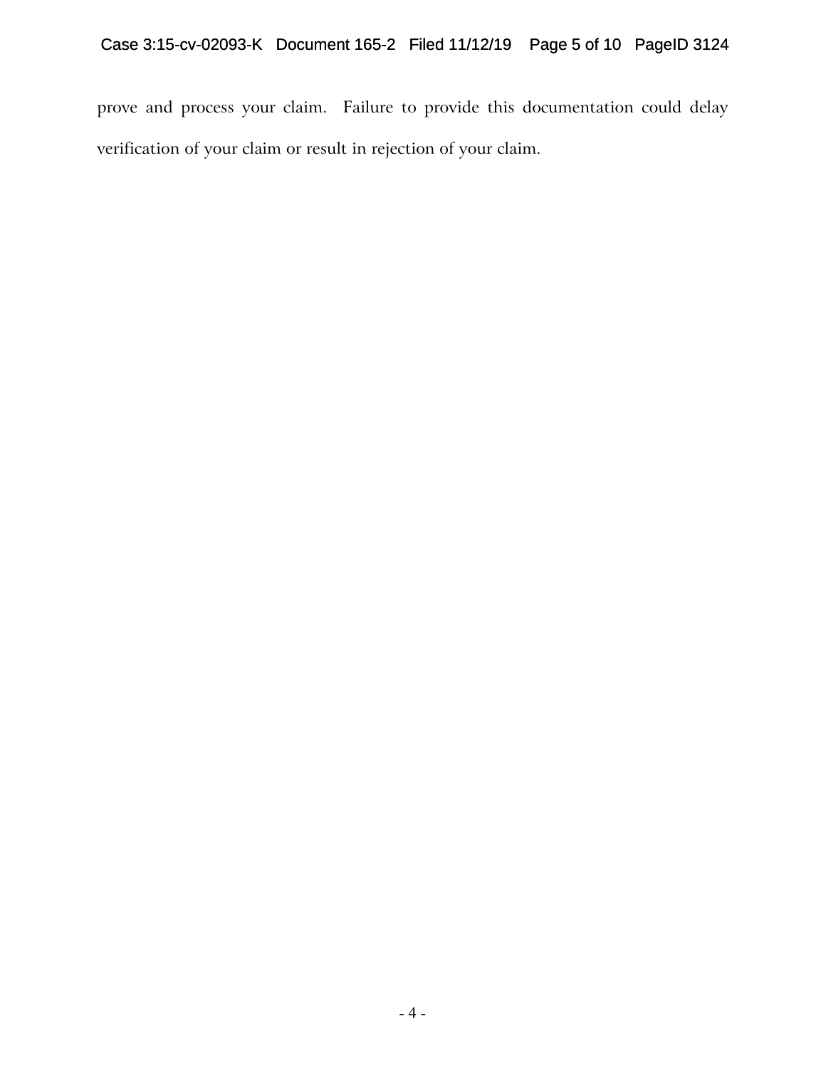prove and process your claim. Failure to provide this documentation could delay verification of your claim or result in rejection of your claim.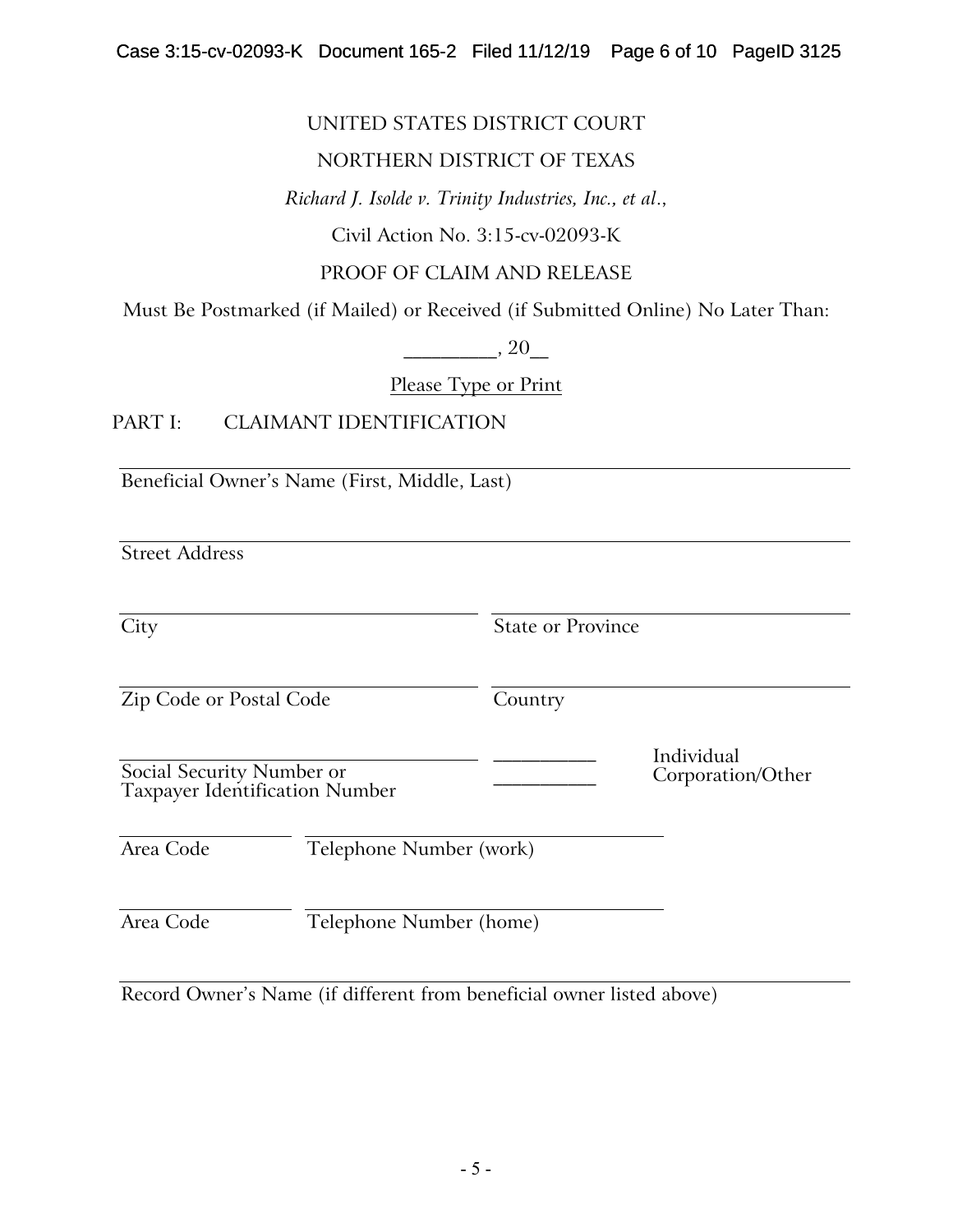UNITED STATES DISTRICT COURT

NORTHERN DISTRICT OF TEXAS

*Richard J. Isolde v. Trinity Industries, Inc., et al.*,

Civil Action No. 3:15-cv-02093-K

PROOF OF CLAIM AND RELEASE

Must Be Postmarked (if Mailed) or Received (if Submitted Online) No Later Than:

_________, 20__

Please Type or Print

PART I: CLAIMANT IDENTIFICATION

______________________________________________________________
Beneficial Owner's Name (First, Middle, Last)

______________________________________________________________
Street Address

______________________________ ______________________________
City State or Province

______________________________ ______________________________
Zip Code or Postal Code Country

______________________________ __________ Individual
Social Security Number or __________ Corporation/Other
Taxpayer Identification Number

____________ ______________________________
Area Code Telephone Number (work)

____________ ______________________________
Area Code Telephone Number (home)

______________________________________________________________
Record Owner's Name (if different from beneficial owner listed above)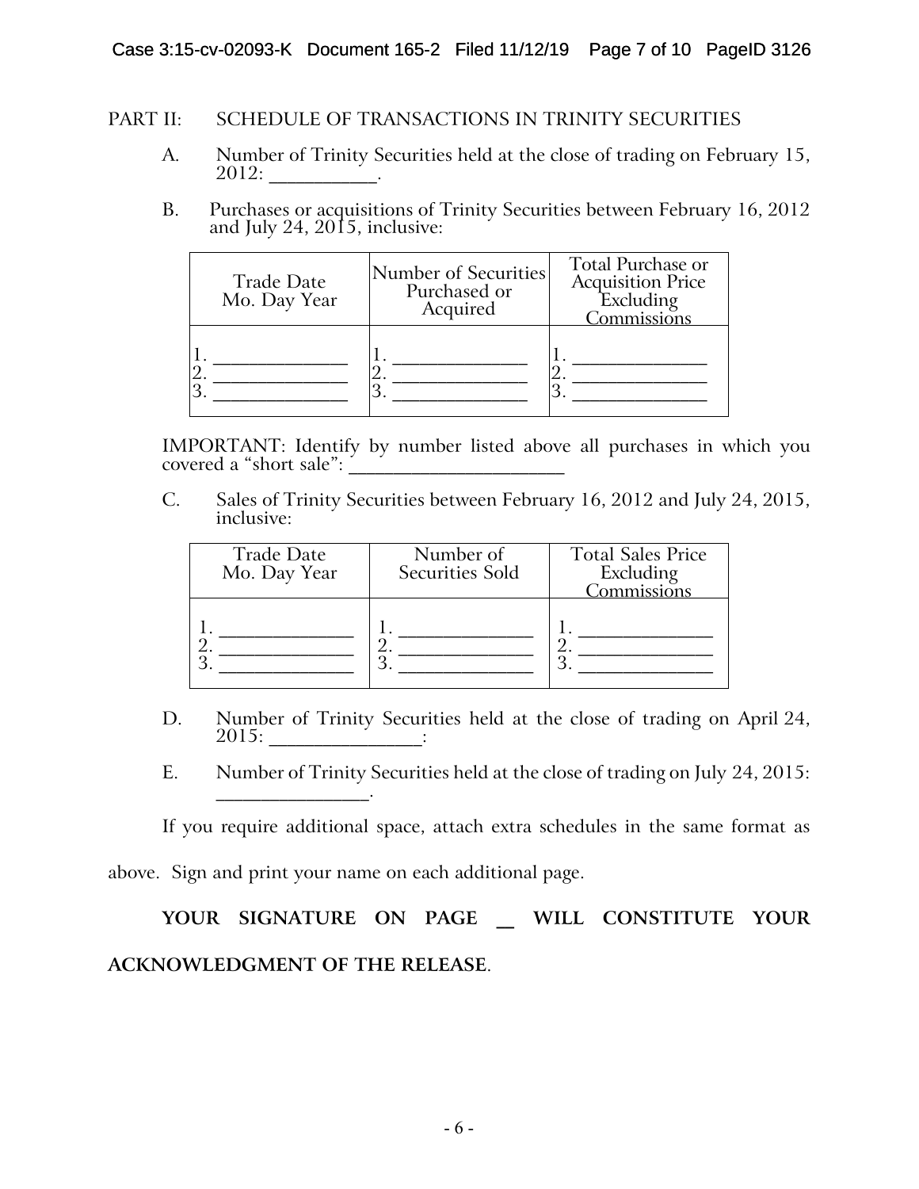PART II: SCHEDULE OF TRANSACTIONS IN TRINITY SECURITIES

A. Number of Trinity Securities held at the close of trading on February 15, 2012: __________.

B. Purchases or acquisitions of Trinity Securities between February 16, 2012 and July 24, 2015, inclusive:

| Trade Date Mo. Day Year | Number of Securities Purchased or Acquired | Total Purchase or Acquisition Price Excluding Commissions |
|---|---|---|
| 1. ____________ | 1. ____________ | 1. ____________ |
| 2. ____________ | 2. ____________ | 2. ____________ |
| 3. ____________ | 3. ____________ | 3. ____________ |

IMPORTANT: Identify by number listed above all purchases in which you covered a "short sale": ____________________

C. Sales of Trinity Securities between February 16, 2012 and July 24, 2015, inclusive:

| Trade Date Mo. Day Year | Number of Securities Sold | Total Sales Price Excluding Commissions |
|---|---|---|
| 1. ____________ | 1. ____________ | 1. ____________ |
| 2. ____________ | 2. ____________ | 2. ____________ |
| 3. ____________ | 3. ____________ | 3. ____________ |

D. Number of Trinity Securities held at the close of trading on April 24, 2015: ______________:

E. Number of Trinity Securities held at the close of trading on July 24, 2015: ______________.

If you require additional space, attach extra schedules in the same format as above. Sign and print your name on each additional page.

**YOUR SIGNATURE ON PAGE __ WILL CONSTITUTE YOUR ACKNOWLEDGMENT OF THE RELEASE**.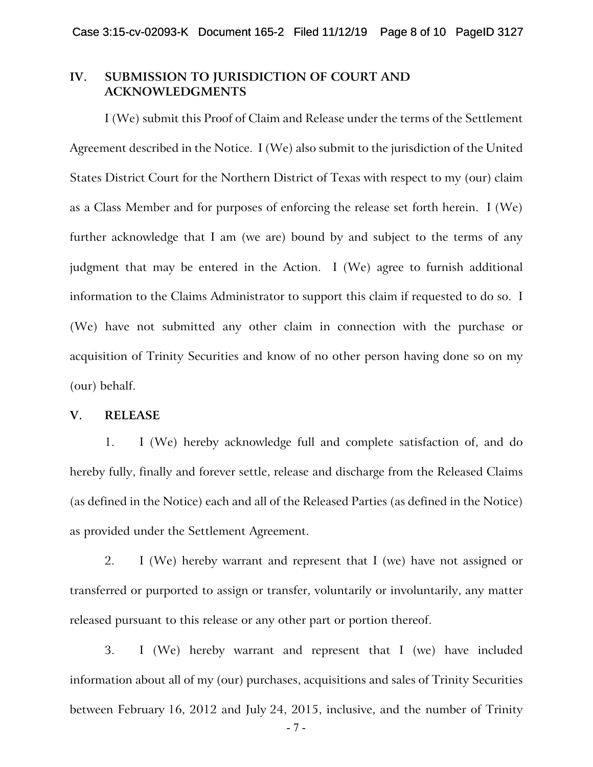## IV. SUBMISSION TO JURISDICTION OF COURT AND ACKNOWLEDGMENTS

I (We) submit this Proof of Claim and Release under the terms of the Settlement Agreement described in the Notice. I (We) also submit to the jurisdiction of the United States District Court for the Northern District of Texas with respect to my (our) claim as a Class Member and for purposes of enforcing the release set forth herein. I (We) further acknowledge that I am (we are) bound by and subject to the terms of any judgment that may be entered in the Action. I (We) agree to furnish additional information to the Claims Administrator to support this claim if requested to do so. I (We) have not submitted any other claim in connection with the purchase or acquisition of Trinity Securities and know of no other person having done so on my (our) behalf.

## V. RELEASE

1. I (We) hereby acknowledge full and complete satisfaction of, and do hereby fully, finally and forever settle, release and discharge from the Released Claims (as defined in the Notice) each and all of the Released Parties (as defined in the Notice) as provided under the Settlement Agreement.

2. I (We) hereby warrant and represent that I (we) have not assigned or transferred or purported to assign or transfer, voluntarily or involuntarily, any matter released pursuant to this release or any other part or portion thereof.

3. I (We) hereby warrant and represent that I (we) have included information about all of my (our) purchases, acquisitions and sales of Trinity Securities between February 16, 2012 and July 24, 2015, inclusive, and the number of Trinity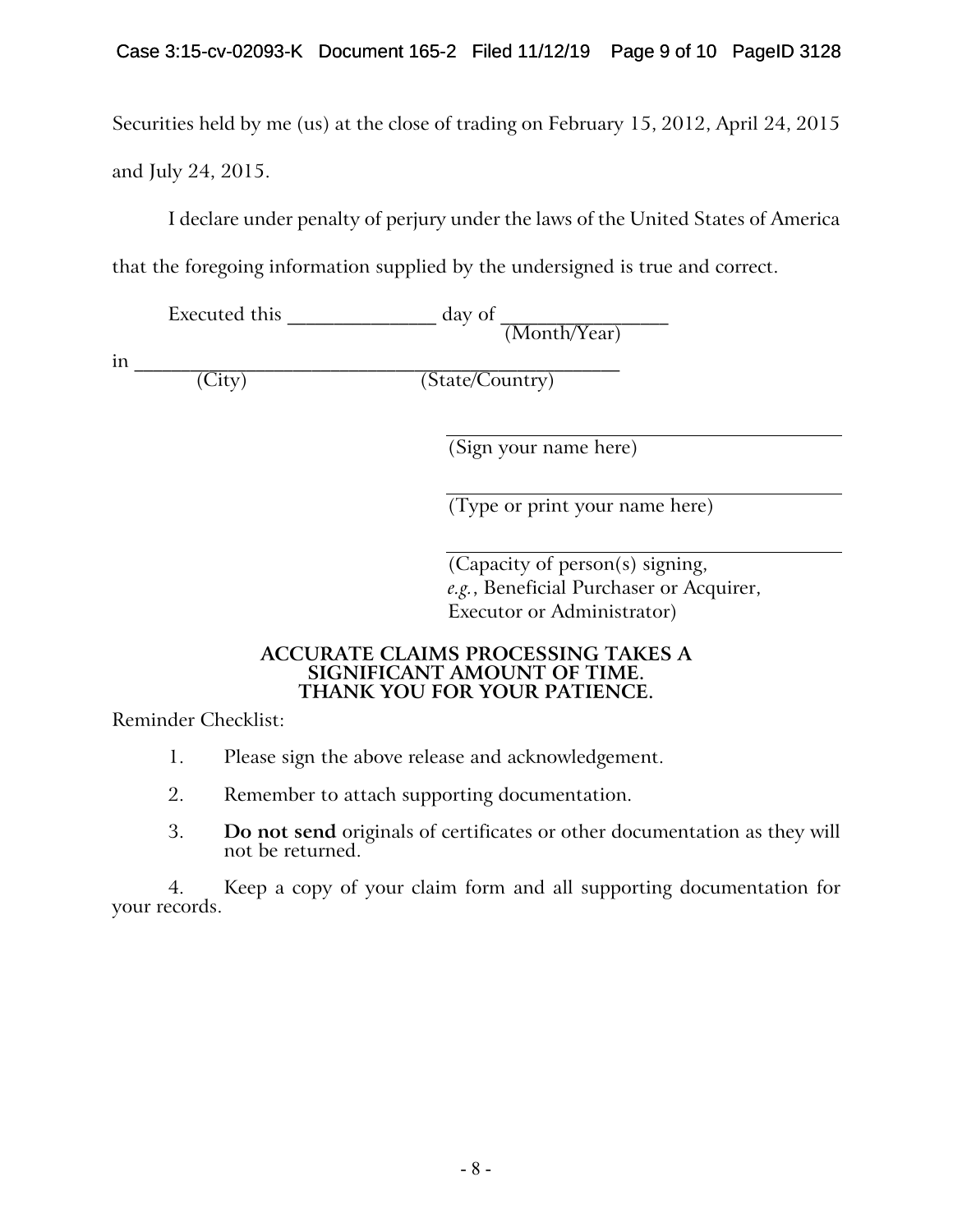Securities held by me (us) at the close of trading on February 15, 2012, April 24, 2015 and July 24, 2015.

I declare under penalty of perjury under the laws of the United States of America that the foregoing information supplied by the undersigned is true and correct.

Executed this _______________ day of _________________
(Month/Year)

in ____________________________________________________
(City) (State/Country)

_____________________________________________
(Sign your name here)

_____________________________________________
(Type or print your name here)

_____________________________________________
(Capacity of person(s) signing, *e.g.*, Beneficial Purchaser or Acquirer, Executor or Administrator)

**ACCURATE CLAIMS PROCESSING TAKES A SIGNIFICANT AMOUNT OF TIME. THANK YOU FOR YOUR PATIENCE.**

Reminder Checklist:

1. Please sign the above release and acknowledgement.
2. Remember to attach supporting documentation.
3. **Do not send** originals of certificates or other documentation as they will not be returned.
4. Keep a copy of your claim form and all supporting documentation for your records.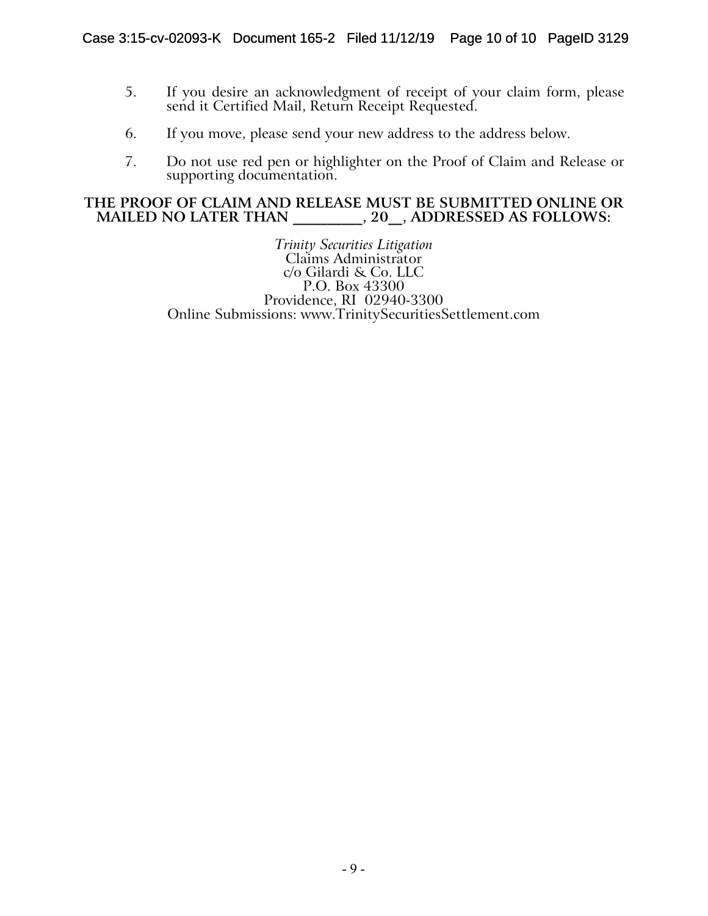5. If you desire an acknowledgment of receipt of your claim form, please send it Certified Mail, Return Receipt Requested.

6. If you move, please send your new address to the address below.

7. Do not use red pen or highlighter on the Proof of Claim and Release or supporting documentation.

**THE PROOF OF CLAIM AND RELEASE MUST BE SUBMITTED ONLINE OR MAILED NO LATER THAN _________, 20__, ADDRESSED AS FOLLOWS:**

*Trinity Securities Litigation*
Claims Administrator
c/o Gilardi & Co. LLC
P.O. Box 43300
Providence, RI 02940-3300
Online Submissions: www.TrinitySecuritiesSettlement.com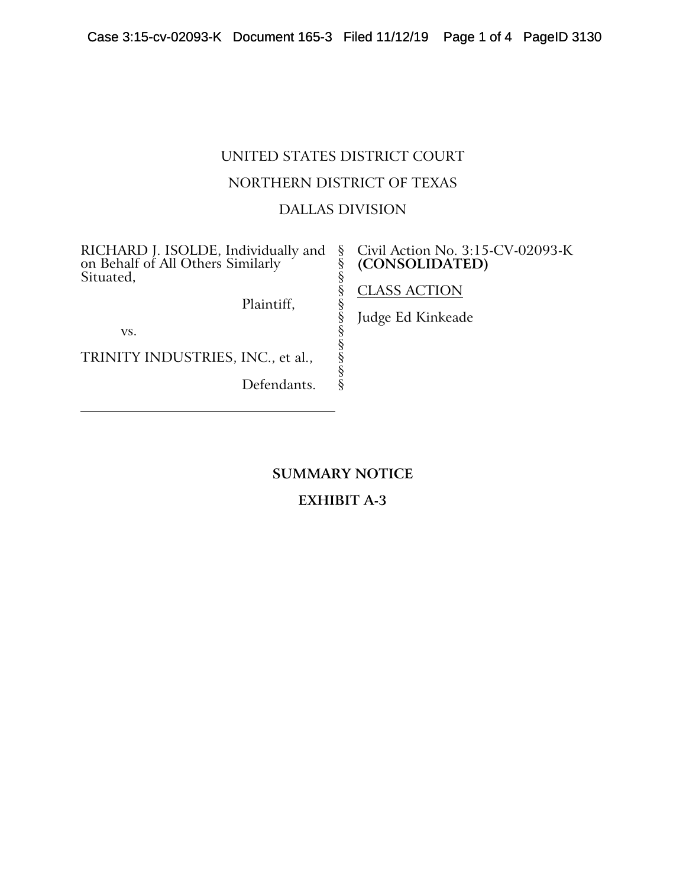UNITED STATES DISTRICT COURT

NORTHERN DISTRICT OF TEXAS

DALLAS DIVISION

| | | |
|---|---|---|
| RICHARD J. ISOLDE, Individually and on Behalf of All Others Similarly Situated, | § | Civil Action No. 3:15-CV-02093-K **(CONSOLIDATED)** |
| Plaintiff, | § | CLASS ACTION |
| vs. | § | Judge Ed Kinkeade |
| TRINITY INDUSTRIES, INC., et al., | § | |
| Defendants. | § | |

**SUMMARY NOTICE**

**EXHIBIT A-3**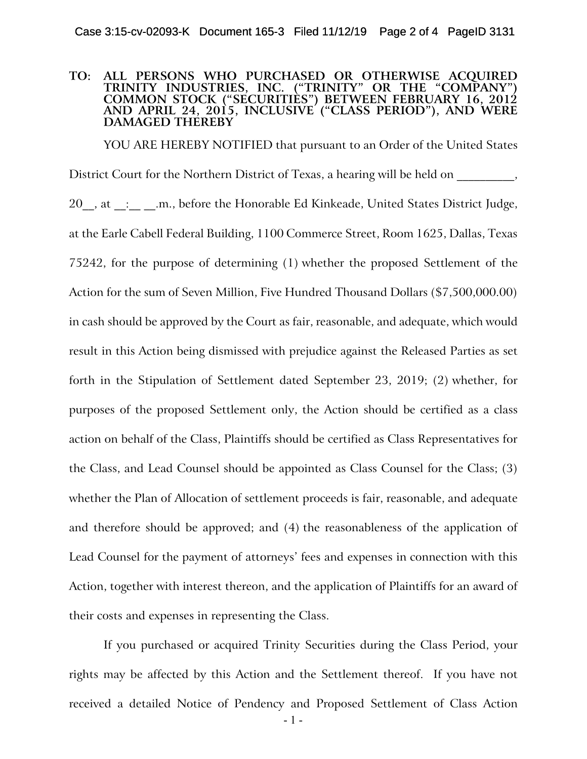**TO: ALL PERSONS WHO PURCHASED OR OTHERWISE ACQUIRED TRINITY INDUSTRIES, INC. ("TRINITY" OR THE "COMPANY") COMMON STOCK ("SECURITIES") BETWEEN FEBRUARY 16, 2012 AND APRIL 24, 2015, INCLUSIVE ("CLASS PERIOD"), AND WERE DAMAGED THEREBY**

YOU ARE HEREBY NOTIFIED that pursuant to an Order of the United States District Court for the Northern District of Texas, a hearing will be held on _________, 20__, at __:__ __.m., before the Honorable Ed Kinkeade, United States District Judge, at the Earle Cabell Federal Building, 1100 Commerce Street, Room 1625, Dallas, Texas 75242, for the purpose of determining (1) whether the proposed Settlement of the Action for the sum of Seven Million, Five Hundred Thousand Dollars ($7,500,000.00) in cash should be approved by the Court as fair, reasonable, and adequate, which would result in this Action being dismissed with prejudice against the Released Parties as set forth in the Stipulation of Settlement dated September 23, 2019; (2) whether, for purposes of the proposed Settlement only, the Action should be certified as a class action on behalf of the Class, Plaintiffs should be certified as Class Representatives for the Class, and Lead Counsel should be appointed as Class Counsel for the Class; (3) whether the Plan of Allocation of settlement proceeds is fair, reasonable, and adequate and therefore should be approved; and (4) the reasonableness of the application of Lead Counsel for the payment of attorneys' fees and expenses in connection with this Action, together with interest thereon, and the application of Plaintiffs for an award of their costs and expenses in representing the Class.

If you purchased or acquired Trinity Securities during the Class Period, your rights may be affected by this Action and the Settlement thereof. If you have not received a detailed Notice of Pendency and Proposed Settlement of Class Action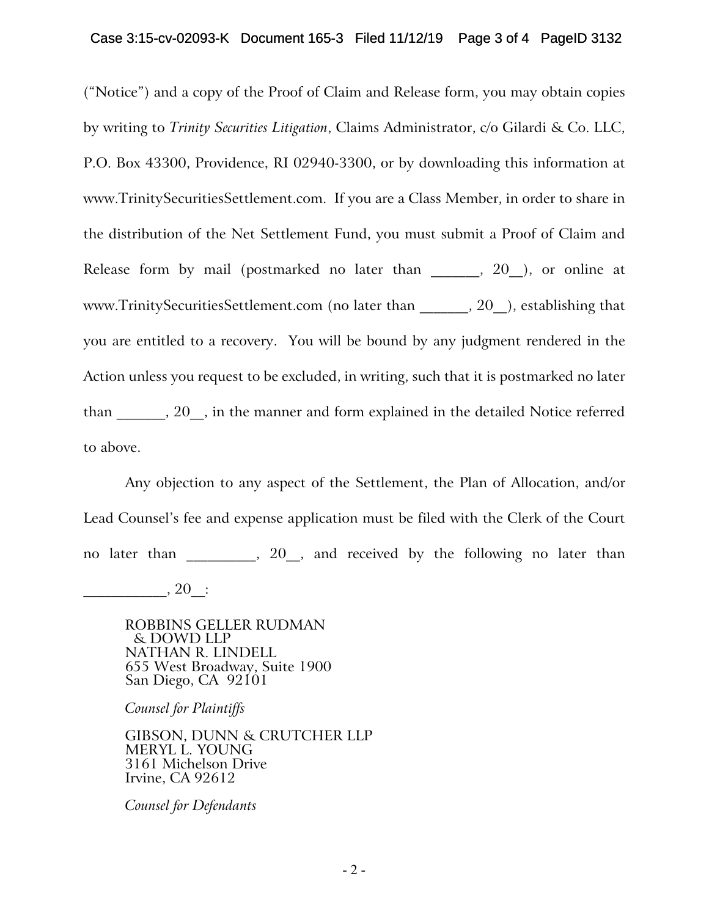("Notice") and a copy of the Proof of Claim and Release form, you may obtain copies by writing to *Trinity Securities Litigation*, Claims Administrator, c/o Gilardi & Co. LLC, P.O. Box 43300, Providence, RI 02940-3300, or by downloading this information at www.TrinitySecuritiesSettlement.com. If you are a Class Member, in order to share in the distribution of the Net Settlement Fund, you must submit a Proof of Claim and Release form by mail (postmarked no later than _______, 20__), or online at www.TrinitySecuritiesSettlement.com (no later than _______, 20__), establishing that you are entitled to a recovery. You will be bound by any judgment rendered in the Action unless you request to be excluded, in writing, such that it is postmarked no later than _______, 20__, in the manner and form explained in the detailed Notice referred to above.

Any objection to any aspect of the Settlement, the Plan of Allocation, and/or Lead Counsel's fee and expense application must be filed with the Clerk of the Court no later than __________, 20__, and received by the following no later than ___________, 20__:

ROBBINS GELLER RUDMAN
& DOWD LLP
NATHAN R. LINDELL
655 West Broadway, Suite 1900
San Diego, CA 92101

*Counsel for Plaintiffs*

GIBSON, DUNN & CRUTCHER LLP
MERYL L. YOUNG
3161 Michelson Drive
Irvine, CA 92612

*Counsel for Defendants*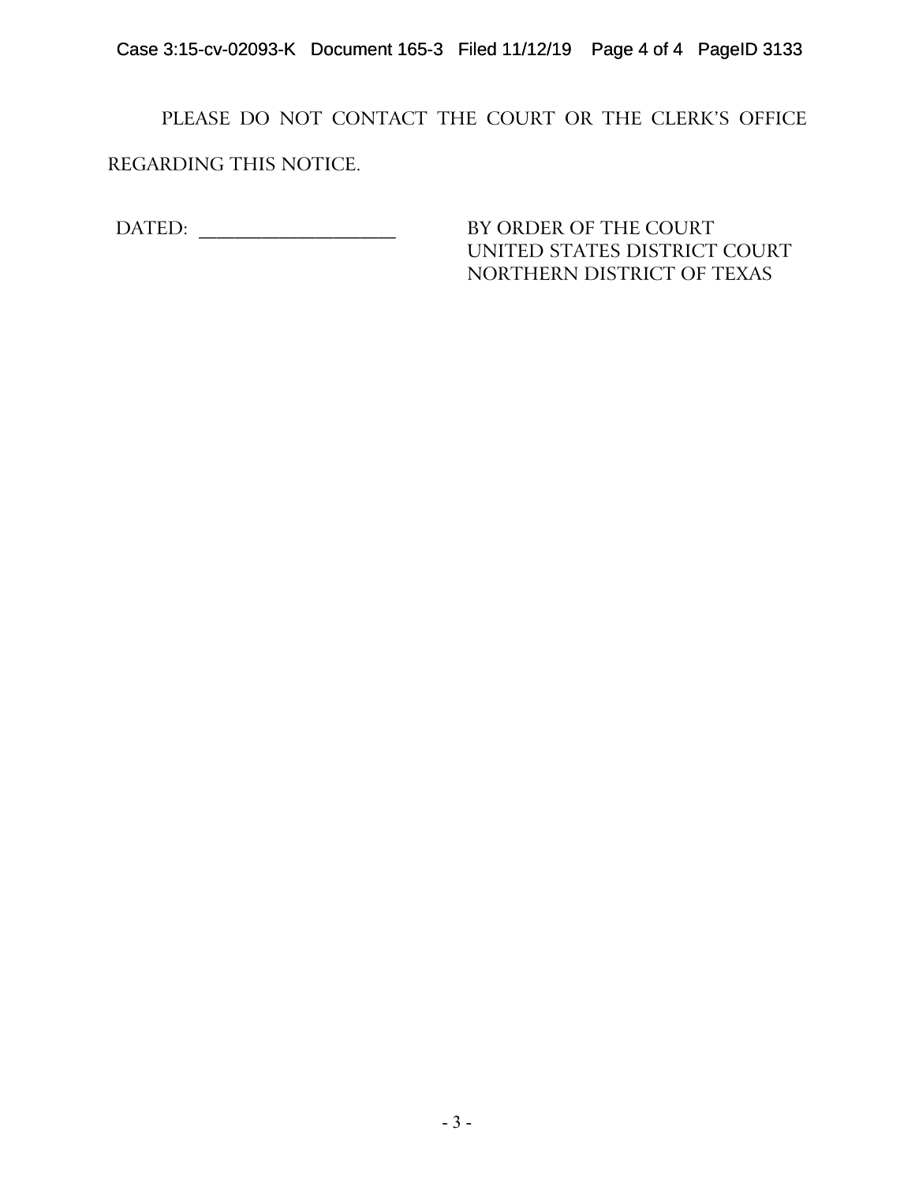PLEASE DO NOT CONTACT THE COURT OR THE CLERK'S OFFICE REGARDING THIS NOTICE.

DATED: ____________________

BY ORDER OF THE COURT
UNITED STATES DISTRICT COURT
NORTHERN DISTRICT OF TEXAS